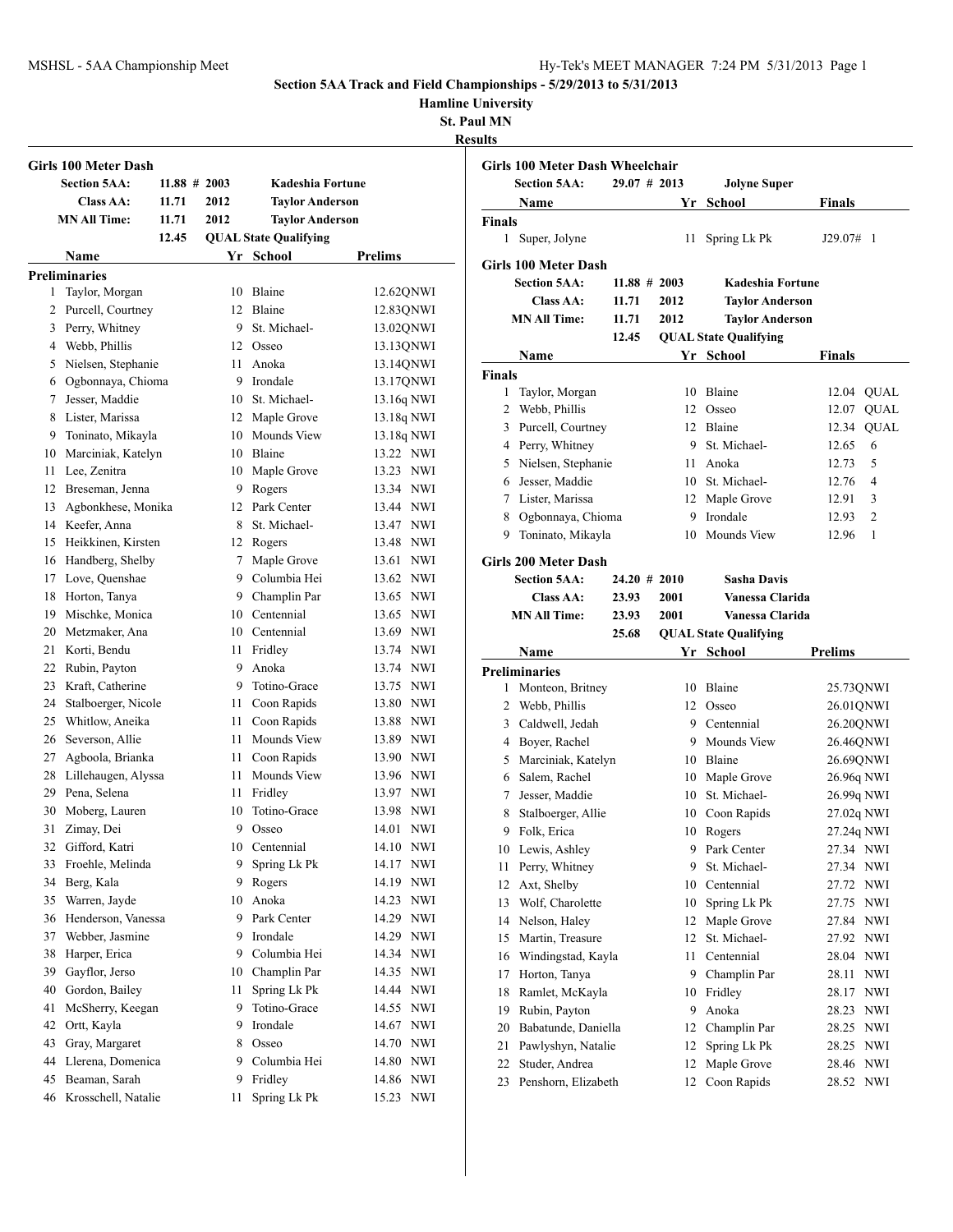# Section 5AA Track and Field Championships - 5/29/2013 to 5/31/2013

**Hamline University**

**St. Paul MN**

**Results**

## Girls 100 Meter Dash

| | | | |
|---|---|---|---|
| **Section 5AA:** | 11.88 # 2003 | | **Kadeshia Fortune** |
| **Class AA:** | 11.71 | 2012 | **Taylor Anderson** |
| **MN All Time:** | 11.71 | 2012 | **Taylor Anderson** |
| | 12.45 | **QUAL State Qualifying** | |

**Preliminaries**

| | Name | Yr | School | Prelims |
|---|---|---|---|---|
| 1 | Taylor, Morgan | 10 | Blaine | 12.62QNWI |
| 2 | Purcell, Courtney | 12 | Blaine | 12.83QNWI |
| 3 | Perry, Whitney | 9 | St. Michael- | 13.02QNWI |
| 4 | Webb, Phillis | 12 | Osseo | 13.13QNWI |
| 5 | Nielsen, Stephanie | 11 | Anoka | 13.14QNWI |
| 6 | Ogbonnaya, Chioma | 9 | Irondale | 13.17QNWI |
| 7 | Jesser, Maddie | 10 | St. Michael- | 13.16q NWI |
| 8 | Lister, Marissa | 12 | Maple Grove | 13.18q NWI |
| 9 | Toninato, Mikayla | 10 | Mounds View | 13.18q NWI |
| 10 | Marciniak, Katelyn | 10 | Blaine | 13.22 NWI |
| 11 | Lee, Zenitra | 10 | Maple Grove | 13.23 NWI |
| 12 | Breseman, Jenna | 9 | Rogers | 13.34 NWI |
| 13 | Agbonkhese, Monika | 12 | Park Center | 13.44 NWI |
| 14 | Keefer, Anna | 8 | St. Michael- | 13.47 NWI |
| 15 | Heikkinen, Kirsten | 12 | Rogers | 13.48 NWI |
| 16 | Handberg, Shelby | 7 | Maple Grove | 13.61 NWI |
| 17 | Love, Quenshae | 9 | Columbia Hei | 13.62 NWI |
| 18 | Horton, Tanya | 9 | Champlin Par | 13.65 NWI |
| 19 | Mischke, Monica | 10 | Centennial | 13.65 NWI |
| 20 | Metzmaker, Ana | 10 | Centennial | 13.69 NWI |
| 21 | Korti, Bendu | 11 | Fridley | 13.74 NWI |
| 22 | Rubin, Payton | 9 | Anoka | 13.74 NWI |
| 23 | Kraft, Catherine | 9 | Totino-Grace | 13.75 NWI |
| 24 | Stalboerger, Nicole | 11 | Coon Rapids | 13.80 NWI |
| 25 | Whitlow, Aneika | 11 | Coon Rapids | 13.88 NWI |
| 26 | Severson, Allie | 11 | Mounds View | 13.89 NWI |
| 27 | Agboola, Brianka | 11 | Coon Rapids | 13.90 NWI |
| 28 | Lillehaugen, Alyssa | 11 | Mounds View | 13.96 NWI |
| 29 | Pena, Selena | 11 | Fridley | 13.97 NWI |
| 30 | Moberg, Lauren | 10 | Totino-Grace | 13.98 NWI |
| 31 | Zimay, Dei | 9 | Osseo | 14.01 NWI |
| 32 | Gifford, Katri | 10 | Centennial | 14.10 NWI |
| 33 | Froehle, Melinda | 9 | Spring Lk Pk | 14.17 NWI |
| 34 | Berg, Kala | 9 | Rogers | 14.19 NWI |
| 35 | Warren, Jayde | 10 | Anoka | 14.23 NWI |
| 36 | Henderson, Vanessa | 9 | Park Center | 14.29 NWI |
| 37 | Webber, Jasmine | 9 | Irondale | 14.29 NWI |
| 38 | Harper, Erica | 9 | Columbia Hei | 14.34 NWI |
| 39 | Gayflor, Jerso | 10 | Champlin Par | 14.35 NWI |
| 40 | Gordon, Bailey | 11 | Spring Lk Pk | 14.44 NWI |
| 41 | McSherry, Keegan | 9 | Totino-Grace | 14.55 NWI |
| 42 | Ortt, Kayla | 9 | Irondale | 14.67 NWI |
| 43 | Gray, Margaret | 8 | Osseo | 14.70 NWI |
| 44 | Llerena, Domenica | 9 | Columbia Hei | 14.80 NWI |
| 45 | Beaman, Sarah | 9 | Fridley | 14.86 NWI |
| 46 | Krosschell, Natalie | 11 | Spring Lk Pk | 15.23 NWI |

## Girls 100 Meter Dash Wheelchair

| | | | |
|---|---|---|---|
| **Section 5AA:** | 29.07 # 2013 | | **Jolyne Super** |

**Finals**

| | Name | Yr | School | Finals | |
|---|---|---|---|---|---|
| 1 | Super, Jolyne | 11 | Spring Lk Pk | J29.07# | 1 |

## Girls 100 Meter Dash

| | | | |
|---|---|---|---|
| **Section 5AA:** | 11.88 # 2003 | | **Kadeshia Fortune** |
| **Class AA:** | 11.71 | 2012 | **Taylor Anderson** |
| **MN All Time:** | 11.71 | 2012 | **Taylor Anderson** |
| | 12.45 | **QUAL State Qualifying** | |

**Finals**

| | Name | Yr | School | Finals | |
|---|---|---|---|---|---|
| 1 | Taylor, Morgan | 10 | Blaine | 12.04 | QUAL |
| 2 | Webb, Phillis | 12 | Osseo | 12.07 | QUAL |
| 3 | Purcell, Courtney | 12 | Blaine | 12.34 | QUAL |
| 4 | Perry, Whitney | 9 | St. Michael- | 12.65 | 6 |
| 5 | Nielsen, Stephanie | 11 | Anoka | 12.73 | 5 |
| 6 | Jesser, Maddie | 10 | St. Michael- | 12.76 | 4 |
| 7 | Lister, Marissa | 12 | Maple Grove | 12.91 | 3 |
| 8 | Ogbonnaya, Chioma | 9 | Irondale | 12.93 | 2 |
| 9 | Toninato, Mikayla | 10 | Mounds View | 12.96 | 1 |

## Girls 200 Meter Dash

| | | | |
|---|---|---|---|
| **Section 5AA:** | 24.20 # 2010 | | **Sasha Davis** |
| **Class AA:** | 23.93 | 2001 | **Vanessa Clarida** |
| **MN All Time:** | 23.93 | 2001 | **Vanessa Clarida** |
| | 25.68 | **QUAL State Qualifying** | |

**Preliminaries**

| | Name | Yr | School | Prelims |
|---|---|---|---|---|
| 1 | Monteon, Britney | 10 | Blaine | 25.73QNWI |
| 2 | Webb, Phillis | 12 | Osseo | 26.01QNWI |
| 3 | Caldwell, Jedah | 9 | Centennial | 26.20QNWI |
| 4 | Boyer, Rachel | 9 | Mounds View | 26.46QNWI |
| 5 | Marciniak, Katelyn | 10 | Blaine | 26.69QNWI |
| 6 | Salem, Rachel | 10 | Maple Grove | 26.96q NWI |
| 7 | Jesser, Maddie | 10 | St. Michael- | 26.99q NWI |
| 8 | Stalboerger, Allie | 10 | Coon Rapids | 27.02q NWI |
| 9 | Folk, Erica | 10 | Rogers | 27.24q NWI |
| 10 | Lewis, Ashley | 9 | Park Center | 27.34 NWI |
| 11 | Perry, Whitney | 9 | St. Michael- | 27.34 NWI |
| 12 | Axt, Shelby | 10 | Centennial | 27.72 NWI |
| 13 | Wolf, Charolette | 10 | Spring Lk Pk | 27.75 NWI |
| 14 | Nelson, Haley | 12 | Maple Grove | 27.84 NWI |
| 15 | Martin, Treasure | 12 | St. Michael- | 27.92 NWI |
| 16 | Windingstad, Kayla | 11 | Centennial | 28.04 NWI |
| 17 | Horton, Tanya | 9 | Champlin Par | 28.11 NWI |
| 18 | Ramlet, McKayla | 10 | Fridley | 28.17 NWI |
| 19 | Rubin, Payton | 9 | Anoka | 28.23 NWI |
| 20 | Babatunde, Daniella | 12 | Champlin Par | 28.25 NWI |
| 21 | Pawlyshyn, Natalie | 12 | Spring Lk Pk | 28.25 NWI |
| 22 | Studer, Andrea | 12 | Maple Grove | 28.46 NWI |
| 23 | Penshorn, Elizabeth | 12 | Coon Rapids | 28.52 NWI |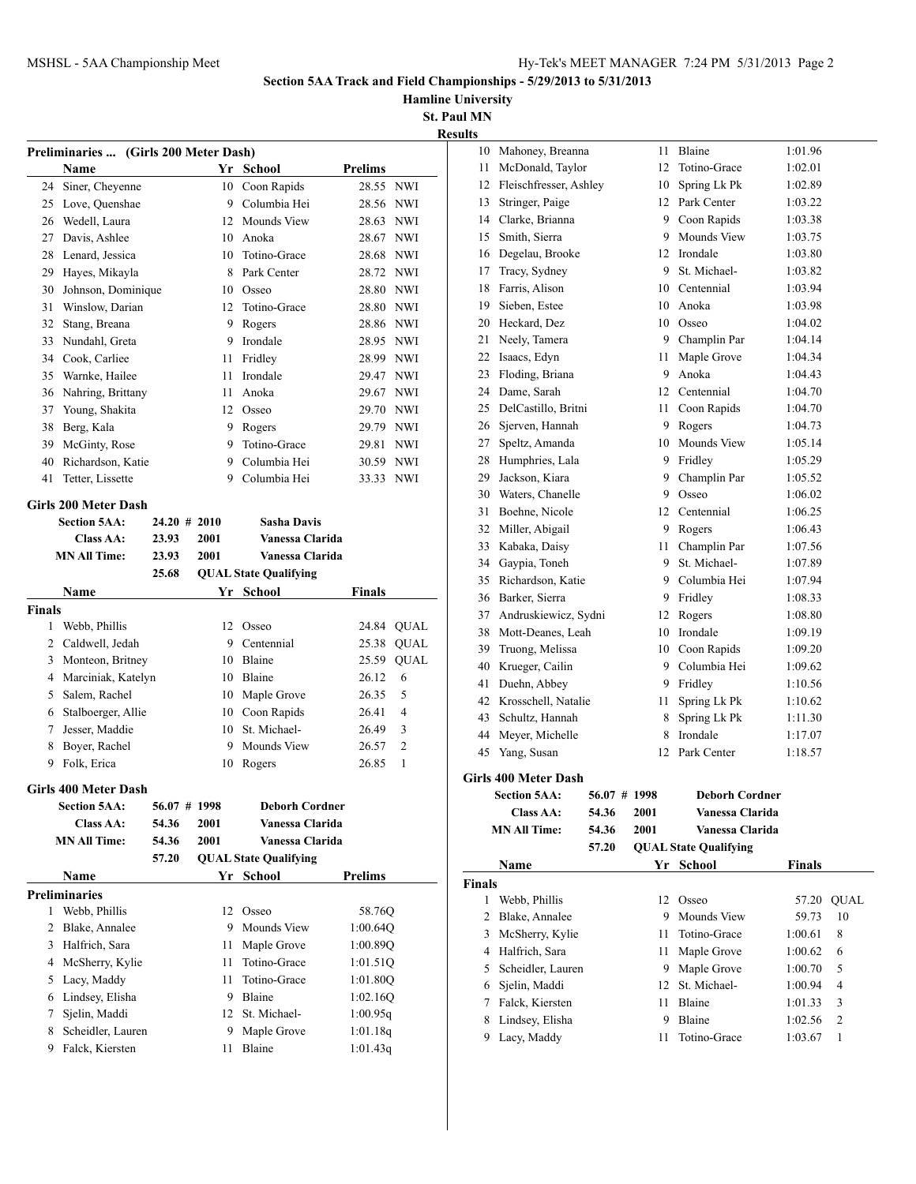## Section 5AA Track and Field Championships - 5/29/2013 to 5/31/2013

**Hamline University**

**St. Paul MN**

**Results**

### Preliminaries ... (Girls 200 Meter Dash)

| | Name | Yr | School | Prelims | |
|---|---|---|---|---|---|
| 24 | Siner, Cheyenne | 10 | Coon Rapids | 28.55 | NWI |
| 25 | Love, Quenshae | 9 | Columbia Hei | 28.56 | NWI |
| 26 | Wedell, Laura | 12 | Mounds View | 28.63 | NWI |
| 27 | Davis, Ashlee | 10 | Anoka | 28.67 | NWI |
| 28 | Lenard, Jessica | 10 | Totino-Grace | 28.68 | NWI |
| 29 | Hayes, Mikayla | 8 | Park Center | 28.72 | NWI |
| 30 | Johnson, Dominique | 10 | Osseo | 28.80 | NWI |
| 31 | Winslow, Darian | 12 | Totino-Grace | 28.80 | NWI |
| 32 | Stang, Breana | 9 | Rogers | 28.86 | NWI |
| 33 | Nundahl, Greta | 9 | Irondale | 28.95 | NWI |
| 34 | Cook, Carliee | 11 | Fridley | 28.99 | NWI |
| 35 | Warnke, Hailee | 11 | Irondale | 29.47 | NWI |
| 36 | Nahring, Brittany | 11 | Anoka | 29.67 | NWI |
| 37 | Young, Shakita | 12 | Osseo | 29.70 | NWI |
| 38 | Berg, Kala | 9 | Rogers | 29.79 | NWI |
| 39 | McGinty, Rose | 9 | Totino-Grace | 29.81 | NWI |
| 40 | Richardson, Katie | 9 | Columbia Hei | 30.59 | NWI |
| 41 | Tetter, Lissette | 9 | Columbia Hei | 33.33 | NWI |

### Girls 200 Meter Dash

| | | | |
|---|---|---|---|
| Section 5AA: | 24.20 # | 2010 | Sasha Davis |
| Class AA: | 23.93 | 2001 | Vanessa Clarida |
| MN All Time: | 23.93 | 2001 | Vanessa Clarida |
| | 25.68 | QUAL | State Qualifying |

**Finals**

| | Name | Yr | School | Finals | |
|---|---|---|---|---|---|
| 1 | Webb, Phillis | 12 | Osseo | 24.84 | QUAL |
| 2 | Caldwell, Jedah | 9 | Centennial | 25.38 | QUAL |
| 3 | Monteon, Britney | 10 | Blaine | 25.59 | QUAL |
| 4 | Marciniak, Katelyn | 10 | Blaine | 26.12 | 6 |
| 5 | Salem, Rachel | 10 | Maple Grove | 26.35 | 5 |
| 6 | Stalboerger, Allie | 10 | Coon Rapids | 26.41 | 4 |
| 7 | Jesser, Maddie | 10 | St. Michael- | 26.49 | 3 |
| 8 | Boyer, Rachel | 9 | Mounds View | 26.57 | 2 |
| 9 | Folk, Erica | 10 | Rogers | 26.85 | 1 |

### Girls 400 Meter Dash

| | | | |
|---|---|---|---|
| Section 5AA: | 56.07 # | 1998 | Deborh Cordner |
| Class AA: | 54.36 | 2001 | Vanessa Clarida |
| MN All Time: | 54.36 | 2001 | Vanessa Clarida |
| | 57.20 | QUAL | State Qualifying |

**Preliminaries**

| | Name | Yr | School | Prelims |
|---|---|---|---|---|
| 1 | Webb, Phillis | 12 | Osseo | 58.76Q |
| 2 | Blake, Annalee | 9 | Mounds View | 1:00.64Q |
| 3 | Halfrich, Sara | 11 | Maple Grove | 1:00.89Q |
| 4 | McSherry, Kylie | 11 | Totino-Grace | 1:01.51Q |
| 5 | Lacy, Maddy | 11 | Totino-Grace | 1:01.80Q |
| 6 | Lindsey, Elisha | 9 | Blaine | 1:02.16Q |
| 7 | Sjelin, Maddi | 12 | St. Michael- | 1:00.95q |
| 8 | Scheidler, Lauren | 9 | Maple Grove | 1:01.18q |
| 9 | Falck, Kiersten | 11 | Blaine | 1:01.43q |
| 10 | Mahoney, Breanna | 11 | Blaine | 1:01.96 |
| 11 | McDonald, Taylor | 12 | Totino-Grace | 1:02.01 |
| 12 | Fleischfresser, Ashley | 10 | Spring Lk Pk | 1:02.89 |
| 13 | Stringer, Paige | 12 | Park Center | 1:03.22 |
| 14 | Clarke, Brianna | 9 | Coon Rapids | 1:03.38 |
| 15 | Smith, Sierra | 9 | Mounds View | 1:03.75 |
| 16 | Degelau, Brooke | 12 | Irondale | 1:03.80 |
| 17 | Tracy, Sydney | 9 | St. Michael- | 1:03.82 |
| 18 | Farris, Alison | 10 | Centennial | 1:03.94 |
| 19 | Sieben, Estee | 10 | Anoka | 1:03.98 |
| 20 | Heckard, Dez | 10 | Osseo | 1:04.02 |
| 21 | Neely, Tamera | 9 | Champlin Par | 1:04.14 |
| 22 | Isaacs, Edyn | 11 | Maple Grove | 1:04.34 |
| 23 | Floding, Briana | 9 | Anoka | 1:04.43 |
| 24 | Dame, Sarah | 12 | Centennial | 1:04.70 |
| 25 | DelCastillo, Britni | 11 | Coon Rapids | 1:04.70 |
| 26 | Sjerven, Hannah | 9 | Rogers | 1:04.73 |
| 27 | Speltz, Amanda | 10 | Mounds View | 1:05.14 |
| 28 | Humphries, Lala | 9 | Fridley | 1:05.29 |
| 29 | Jackson, Kiara | 9 | Champlin Par | 1:05.52 |
| 30 | Waters, Chanelle | 9 | Osseo | 1:06.02 |
| 31 | Boehne, Nicole | 12 | Centennial | 1:06.25 |
| 32 | Miller, Abigail | 9 | Rogers | 1:06.43 |
| 33 | Kabaka, Daisy | 11 | Champlin Par | 1:07.56 |
| 34 | Gaypia, Toneh | 9 | St. Michael- | 1:07.89 |
| 35 | Richardson, Katie | 9 | Columbia Hei | 1:07.94 |
| 36 | Barker, Sierra | 9 | Fridley | 1:08.33 |
| 37 | Andruskiewicz, Sydni | 12 | Rogers | 1:08.80 |
| 38 | Mott-Deanes, Leah | 10 | Irondale | 1:09.19 |
| 39 | Truong, Melissa | 10 | Coon Rapids | 1:09.20 |
| 40 | Krueger, Cailin | 9 | Columbia Hei | 1:09.62 |
| 41 | Duehn, Abbey | 9 | Fridley | 1:10.56 |
| 42 | Krosschell, Natalie | 11 | Spring Lk Pk | 1:10.62 |
| 43 | Schultz, Hannah | 8 | Spring Lk Pk | 1:11.30 |
| 44 | Meyer, Michelle | 8 | Irondale | 1:17.07 |
| 45 | Yang, Susan | 12 | Park Center | 1:18.57 |

### Girls 400 Meter Dash

| | | | |
|---|---|---|---|
| Section 5AA: | 56.07 # | 1998 | Deborh Cordner |
| Class AA: | 54.36 | 2001 | Vanessa Clarida |
| MN All Time: | 54.36 | 2001 | Vanessa Clarida |
| | 57.20 | QUAL | State Qualifying |

**Finals**

| | Name | Yr | School | Finals | |
|---|---|---|---|---|---|
| 1 | Webb, Phillis | 12 | Osseo | 57.20 | QUAL |
| 2 | Blake, Annalee | 9 | Mounds View | 59.73 | 10 |
| 3 | McSherry, Kylie | 11 | Totino-Grace | 1:00.61 | 8 |
| 4 | Halfrich, Sara | 11 | Maple Grove | 1:00.62 | 6 |
| 5 | Scheidler, Lauren | 9 | Maple Grove | 1:00.70 | 5 |
| 6 | Sjelin, Maddi | 12 | St. Michael- | 1:00.94 | 4 |
| 7 | Falck, Kiersten | 11 | Blaine | 1:01.33 | 3 |
| 8 | Lindsey, Elisha | 9 | Blaine | 1:02.56 | 2 |
| 9 | Lacy, Maddy | 11 | Totino-Grace | 1:03.67 | 1 |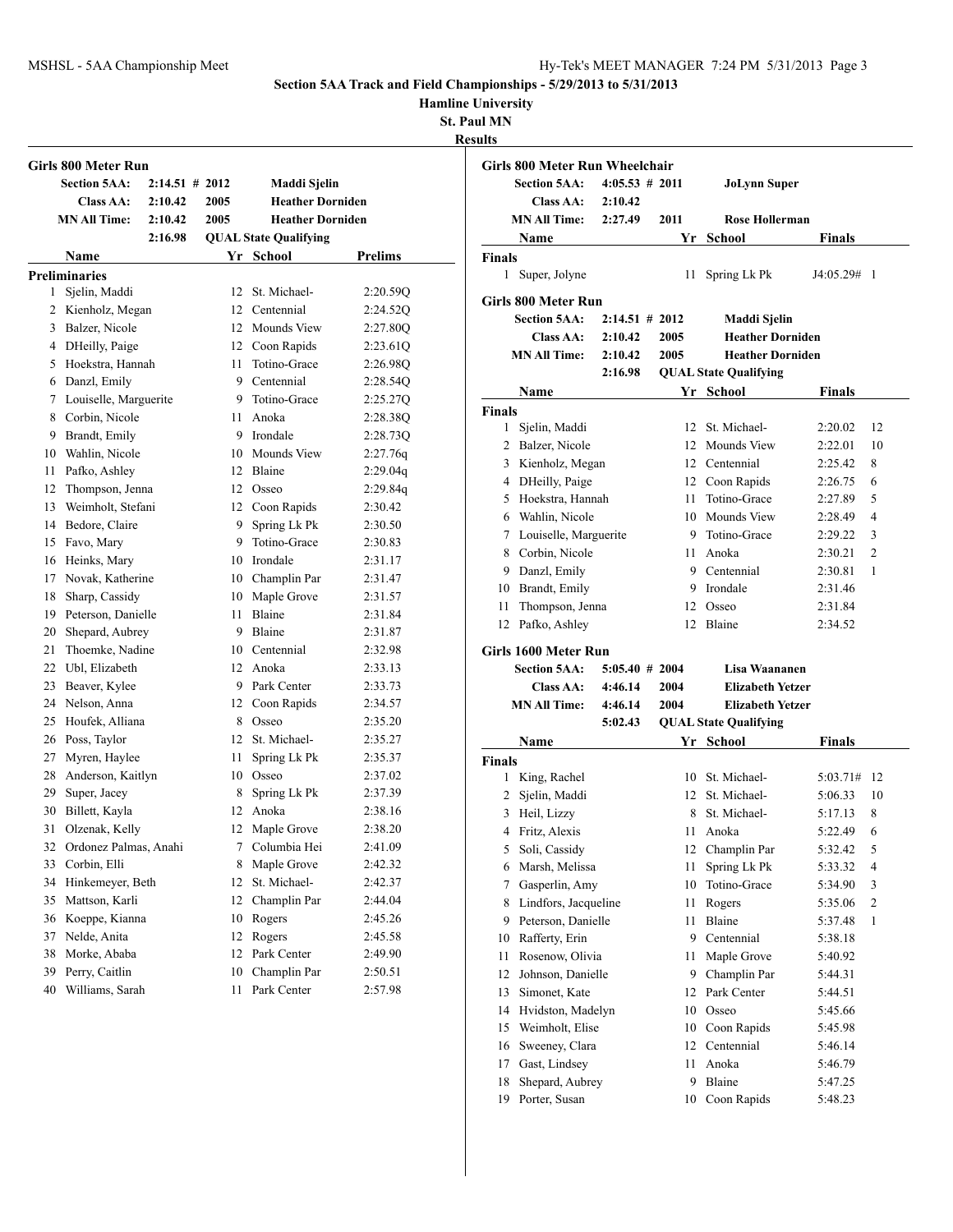**Section 5AA Track and Field Championships - 5/29/2013 to 5/31/2013**

**Hamline University**

**St. Paul MN**

**Results**

## Girls 800 Meter Run

| | | | |
|---|---|---|---|
| **Section 5AA:** | 2:14.51 # | 2012 | Maddi Sjelin |
| **Class AA:** | 2:10.42 | 2005 | Heather Dorniden |
| **MN All Time:** | 2:10.42 | 2005 | Heather Dorniden |
| | 2:16.98 | | QUAL State Qualifying |

**Preliminaries**

| | Name | Yr | School | Prelims |
|---|---|---|---|---|
| 1 | Sjelin, Maddi | 12 | St. Michael- | 2:20.59Q |
| 2 | Kienholz, Megan | 12 | Centennial | 2:24.52Q |
| 3 | Balzer, Nicole | 12 | Mounds View | 2:27.80Q |
| 4 | DHeilly, Paige | 12 | Coon Rapids | 2:23.61Q |
| 5 | Hoekstra, Hannah | 11 | Totino-Grace | 2:26.98Q |
| 6 | Danzl, Emily | 9 | Centennial | 2:28.54Q |
| 7 | Louiselle, Marguerite | 9 | Totino-Grace | 2:25.27Q |
| 8 | Corbin, Nicole | 11 | Anoka | 2:28.38Q |
| 9 | Brandt, Emily | 9 | Irondale | 2:28.73Q |
| 10 | Wahlin, Nicole | 10 | Mounds View | 2:27.76q |
| 11 | Pafko, Ashley | 12 | Blaine | 2:29.04q |
| 12 | Thompson, Jenna | 12 | Osseo | 2:29.84q |
| 13 | Weimholt, Stefani | 12 | Coon Rapids | 2:30.42 |
| 14 | Bedore, Claire | 9 | Spring Lk Pk | 2:30.50 |
| 15 | Favo, Mary | 9 | Totino-Grace | 2:30.83 |
| 16 | Heinks, Mary | 10 | Irondale | 2:31.17 |
| 17 | Novak, Katherine | 10 | Champlin Par | 2:31.47 |
| 18 | Sharp, Cassidy | 10 | Maple Grove | 2:31.57 |
| 19 | Peterson, Danielle | 11 | Blaine | 2:31.84 |
| 20 | Shepard, Aubrey | 9 | Blaine | 2:31.87 |
| 21 | Thoemke, Nadine | 10 | Centennial | 2:32.98 |
| 22 | Ubl, Elizabeth | 12 | Anoka | 2:33.13 |
| 23 | Beaver, Kylee | 9 | Park Center | 2:33.73 |
| 24 | Nelson, Anna | 12 | Coon Rapids | 2:34.57 |
| 25 | Houfek, Alliana | 8 | Osseo | 2:35.20 |
| 26 | Poss, Taylor | 12 | St. Michael- | 2:35.27 |
| 27 | Myren, Haylee | 11 | Spring Lk Pk | 2:35.37 |
| 28 | Anderson, Kaitlyn | 10 | Osseo | 2:37.02 |
| 29 | Super, Jacey | 8 | Spring Lk Pk | 2:37.39 |
| 30 | Billett, Kayla | 12 | Anoka | 2:38.16 |
| 31 | Olzenak, Kelly | 12 | Maple Grove | 2:38.20 |
| 32 | Ordonez Palmas, Anahi | 7 | Columbia Hei | 2:41.09 |
| 33 | Corbin, Elli | 8 | Maple Grove | 2:42.32 |
| 34 | Hinkemeyer, Beth | 12 | St. Michael- | 2:42.37 |
| 35 | Mattson, Karli | 12 | Champlin Par | 2:44.04 |
| 36 | Koeppe, Kianna | 10 | Rogers | 2:45.26 |
| 37 | Nelde, Anita | 12 | Rogers | 2:45.58 |
| 38 | Morke, Ababa | 12 | Park Center | 2:49.90 |
| 39 | Perry, Caitlin | 10 | Champlin Par | 2:50.51 |
| 40 | Williams, Sarah | 11 | Park Center | 2:57.98 |

## Girls 800 Meter Run Wheelchair

| | | | |
|---|---|---|---|
| **Section 5AA:** | 4:05.53 # | 2011 | JoLynn Super |
| **Class AA:** | 2:10.42 | | |
| **MN All Time:** | 2:27.49 | 2011 | Rose Hollerman |

**Finals**

| | Name | Yr | School | Finals | |
|---|---|---|---|---|---|
| 1 | Super, Jolyne | 11 | Spring Lk Pk | J4:05.29# | 1 |

## Girls 800 Meter Run

| | | | |
|---|---|---|---|
| **Section 5AA:** | 2:14.51 # | 2012 | Maddi Sjelin |
| **Class AA:** | 2:10.42 | 2005 | Heather Dorniden |
| **MN All Time:** | 2:10.42 | 2005 | Heather Dorniden |
| | 2:16.98 | | QUAL State Qualifying |

**Finals**

| | Name | Yr | School | Finals | |
|---|---|---|---|---|---|
| 1 | Sjelin, Maddi | 12 | St. Michael- | 2:20.02 | 12 |
| 2 | Balzer, Nicole | 12 | Mounds View | 2:22.01 | 10 |
| 3 | Kienholz, Megan | 12 | Centennial | 2:25.42 | 8 |
| 4 | DHeilly, Paige | 12 | Coon Rapids | 2:26.75 | 6 |
| 5 | Hoekstra, Hannah | 11 | Totino-Grace | 2:27.89 | 5 |
| 6 | Wahlin, Nicole | 10 | Mounds View | 2:28.49 | 4 |
| 7 | Louiselle, Marguerite | 9 | Totino-Grace | 2:29.22 | 3 |
| 8 | Corbin, Nicole | 11 | Anoka | 2:30.21 | 2 |
| 9 | Danzl, Emily | 9 | Centennial | 2:30.81 | 1 |
| 10 | Brandt, Emily | 9 | Irondale | 2:31.46 | |
| 11 | Thompson, Jenna | 12 | Osseo | 2:31.84 | |
| 12 | Pafko, Ashley | 12 | Blaine | 2:34.52 | |

## Girls 1600 Meter Run

| | | | |
|---|---|---|---|
| **Section 5AA:** | 5:05.40 # | 2004 | Lisa Waananen |
| **Class AA:** | 4:46.14 | 2004 | Elizabeth Yetzer |
| **MN All Time:** | 4:46.14 | 2004 | Elizabeth Yetzer |
| | 5:02.43 | | QUAL State Qualifying |

**Finals**

| | Name | Yr | School | Finals | |
|---|---|---|---|---|---|
| 1 | King, Rachel | 10 | St. Michael- | 5:03.71# | 12 |
| 2 | Sjelin, Maddi | 12 | St. Michael- | 5:06.33 | 10 |
| 3 | Heil, Lizzy | 8 | St. Michael- | 5:17.13 | 8 |
| 4 | Fritz, Alexis | 11 | Anoka | 5:22.49 | 6 |
| 5 | Soli, Cassidy | 12 | Champlin Par | 5:32.42 | 5 |
| 6 | Marsh, Melissa | 11 | Spring Lk Pk | 5:33.32 | 4 |
| 7 | Gasperlin, Amy | 10 | Totino-Grace | 5:34.90 | 3 |
| 8 | Lindfors, Jacqueline | 11 | Rogers | 5:35.06 | 2 |
| 9 | Peterson, Danielle | 11 | Blaine | 5:37.48 | 1 |
| 10 | Rafferty, Erin | 9 | Centennial | 5:38.18 | |
| 11 | Rosenow, Olivia | 11 | Maple Grove | 5:40.92 | |
| 12 | Johnson, Danielle | 9 | Champlin Par | 5:44.31 | |
| 13 | Simonet, Kate | 12 | Park Center | 5:44.51 | |
| 14 | Hvidston, Madelyn | 10 | Osseo | 5:45.66 | |
| 15 | Weimholt, Elise | 10 | Coon Rapids | 5:45.98 | |
| 16 | Sweeney, Clara | 12 | Centennial | 5:46.14 | |
| 17 | Gast, Lindsey | 11 | Anoka | 5:46.79 | |
| 18 | Shepard, Aubrey | 9 | Blaine | 5:47.25 | |
| 19 | Porter, Susan | 10 | Coon Rapids | 5:48.23 | |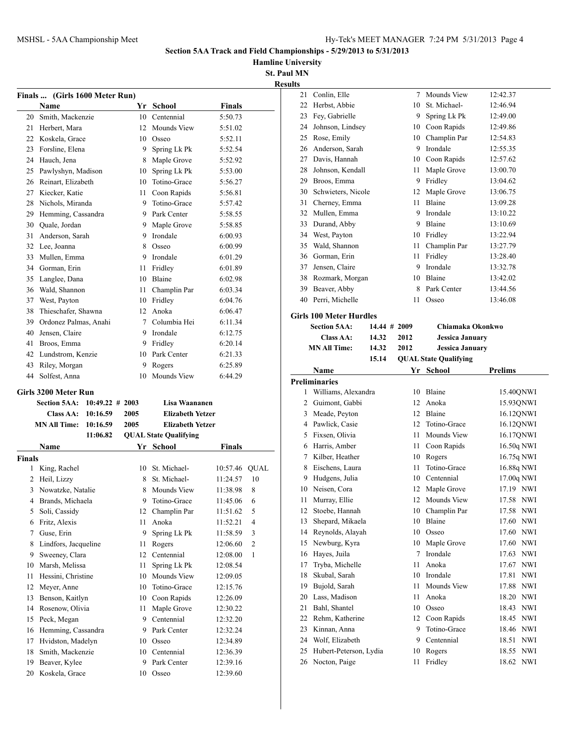# Section 5AA Track and Field Championships - 5/29/2013 to 5/31/2013

**Hamline University**

**St. Paul MN**

**Results**

## Finals ... (Girls 1600 Meter Run)

| | Name | Yr | School | Finals |
|---|---|---|---|---|
| 20 | Smith, Mackenzie | 10 | Centennial | 5:50.73 |
| 21 | Herbert, Mara | 12 | Mounds View | 5:51.02 |
| 22 | Koskela, Grace | 10 | Osseo | 5:52.11 |
| 23 | Forsline, Elena | 9 | Spring Lk Pk | 5:52.54 |
| 24 | Hauch, Jena | 8 | Maple Grove | 5:52.92 |
| 25 | Pawlyshyn, Madison | 10 | Spring Lk Pk | 5:53.00 |
| 26 | Reinart, Elizabeth | 10 | Totino-Grace | 5:56.27 |
| 27 | Kiecker, Katie | 11 | Coon Rapids | 5:56.81 |
| 28 | Nichols, Miranda | 9 | Totino-Grace | 5:57.42 |
| 29 | Hemming, Cassandra | 9 | Park Center | 5:58.55 |
| 30 | Quale, Jordan | 9 | Maple Grove | 5:58.85 |
| 31 | Anderson, Sarah | 9 | Irondale | 6:00.93 |
| 32 | Lee, Joanna | 8 | Osseo | 6:00.99 |
| 33 | Mullen, Emma | 9 | Irondale | 6:01.29 |
| 34 | Gorman, Erin | 11 | Fridley | 6:01.89 |
| 35 | Langlee, Dana | 10 | Blaine | 6:02.98 |
| 36 | Wald, Shannon | 11 | Champlin Par | 6:03.34 |
| 37 | West, Payton | 10 | Fridley | 6:04.76 |
| 38 | Thieschafer, Shawna | 12 | Anoka | 6:06.47 |
| 39 | Ordonez Palmas, Anahi | 7 | Columbia Hei | 6:11.34 |
| 40 | Jensen, Claire | 9 | Irondale | 6:12.75 |
| 41 | Broos, Emma | 9 | Fridley | 6:20.14 |
| 42 | Lundstrom, Kenzie | 10 | Park Center | 6:21.33 |
| 43 | Riley, Morgan | 9 | Rogers | 6:25.89 |
| 44 | Solfest, Anna | 10 | Mounds View | 6:44.29 |

## Girls 3200 Meter Run

| | | | |
|---|---|---|---|
| Section 5AA: | 10:49.22 # | 2003 | Lisa Waananen |
| Class AA: | 10:16.59 | 2005 | Elizabeth Yetzer |
| MN All Time: | 10:16.59 | 2005 | Elizabeth Yetzer |
| | 11:06.82 | | QUAL State Qualifying |

**Finals**

| | Name | Yr | School | Finals | |
|---|---|---|---|---|---|
| 1 | King, Rachel | 10 | St. Michael- | 10:57.46 | QUAL |
| 2 | Heil, Lizzy | 8 | St. Michael- | 11:24.57 | 10 |
| 3 | Nowatzke, Natalie | 8 | Mounds View | 11:38.98 | 8 |
| 4 | Brands, Michaela | 9 | Totino-Grace | 11:45.06 | 6 |
| 5 | Soli, Cassidy | 12 | Champlin Par | 11:51.62 | 5 |
| 6 | Fritz, Alexis | 11 | Anoka | 11:52.21 | 4 |
| 7 | Guse, Erin | 9 | Spring Lk Pk | 11:58.59 | 3 |
| 8 | Lindfors, Jacqueline | 11 | Rogers | 12:06.60 | 2 |
| 9 | Sweeney, Clara | 12 | Centennial | 12:08.00 | 1 |
| 10 | Marsh, Melissa | 11 | Spring Lk Pk | 12:08.54 | |
| 11 | Hessini, Christine | 10 | Mounds View | 12:09.05 | |
| 12 | Meyer, Anne | 10 | Totino-Grace | 12:15.76 | |
| 13 | Benson, Kaitlyn | 10 | Coon Rapids | 12:26.09 | |
| 14 | Rosenow, Olivia | 11 | Maple Grove | 12:30.22 | |
| 15 | Peck, Megan | 9 | Centennial | 12:32.20 | |
| 16 | Hemming, Cassandra | 9 | Park Center | 12:32.24 | |
| 17 | Hvidston, Madelyn | 10 | Osseo | 12:34.89 | |
| 18 | Smith, Mackenzie | 10 | Centennial | 12:36.39 | |
| 19 | Beaver, Kylee | 9 | Park Center | 12:39.16 | |
| 20 | Koskela, Grace | 10 | Osseo | 12:39.60 | |
| 21 | Conlin, Elle | 7 | Mounds View | 12:42.37 | |
| 22 | Herbst, Abbie | 10 | St. Michael- | 12:46.94 | |
| 23 | Fey, Gabrielle | 9 | Spring Lk Pk | 12:49.00 | |
| 24 | Johnson, Lindsey | 10 | Coon Rapids | 12:49.86 | |
| 25 | Rose, Emily | 10 | Champlin Par | 12:54.83 | |
| 26 | Anderson, Sarah | 9 | Irondale | 12:55.35 | |
| 27 | Davis, Hannah | 10 | Coon Rapids | 12:57.62 | |
| 28 | Johnson, Kendall | 11 | Maple Grove | 13:00.70 | |
| 29 | Broos, Emma | 9 | Fridley | 13:04.62 | |
| 30 | Schwieters, Nicole | 12 | Maple Grove | 13:06.75 | |
| 31 | Cherney, Emma | 11 | Blaine | 13:09.28 | |
| 32 | Mullen, Emma | 9 | Irondale | 13:10.22 | |
| 33 | Durand, Abby | 9 | Blaine | 13:10.69 | |
| 34 | West, Payton | 10 | Fridley | 13:22.94 | |
| 35 | Wald, Shannon | 11 | Champlin Par | 13:27.79 | |
| 36 | Gorman, Erin | 11 | Fridley | 13:28.40 | |
| 37 | Jensen, Claire | 9 | Irondale | 13:32.78 | |
| 38 | Rozmark, Morgan | 10 | Blaine | 13:42.02 | |
| 39 | Beaver, Abby | 8 | Park Center | 13:44.56 | |
| 40 | Perri, Michelle | 11 | Osseo | 13:46.08 | |

## Girls 100 Meter Hurdles

| | | | |
|---|---|---|---|
| Section 5AA: | 14.44 # | 2009 | Chiamaka Okonkwo |
| Class AA: | 14.32 | 2012 | Jessica January |
| MN All Time: | 14.32 | 2012 | Jessica January |
| | 15.14 | | QUAL State Qualifying |

**Preliminaries**

| | Name | Yr | School | Prelims | |
|---|---|---|---|---|---|
| 1 | Williams, Alexandra | 10 | Blaine | 15.40Q | NWI |
| 2 | Guimont, Gabbi | 12 | Anoka | 15.93Q | NWI |
| 3 | Meade, Peyton | 12 | Blaine | 16.12Q | NWI |
| 4 | Pawlick, Casie | 12 | Totino-Grace | 16.12Q | NWI |
| 5 | Fixsen, Olivia | 11 | Mounds View | 16.17Q | NWI |
| 6 | Harris, Amber | 11 | Coon Rapids | 16.50q | NWI |
| 7 | Kilber, Heather | 10 | Rogers | 16.75q | NWI |
| 8 | Eischens, Laura | 11 | Totino-Grace | 16.88q | NWI |
| 9 | Hudgens, Julia | 10 | Centennial | 17.00q | NWI |
| 10 | Neisen, Cora | 12 | Maple Grove | 17.19 | NWI |
| 11 | Murray, Ellie | 12 | Mounds View | 17.58 | NWI |
| 12 | Stoebe, Hannah | 10 | Champlin Par | 17.58 | NWI |
| 13 | Shepard, Mikaela | 10 | Blaine | 17.60 | NWI |
| 14 | Reynolds, Alayah | 10 | Osseo | 17.60 | NWI |
| 15 | Newburg, Kyra | 10 | Maple Grove | 17.60 | NWI |
| 16 | Hayes, Juila | 7 | Irondale | 17.63 | NWI |
| 17 | Tryba, Michelle | 11 | Anoka | 17.67 | NWI |
| 18 | Skubal, Sarah | 10 | Irondale | 17.81 | NWI |
| 19 | Bujold, Sarah | 11 | Mounds View | 17.88 | NWI |
| 20 | Lass, Madison | 11 | Anoka | 18.20 | NWI |
| 21 | Bahl, Shantel | 10 | Osseo | 18.43 | NWI |
| 22 | Rehm, Katherine | 12 | Coon Rapids | 18.45 | NWI |
| 23 | Kinnan, Anna | 9 | Totino-Grace | 18.46 | NWI |
| 24 | Wolf, Elizabeth | 9 | Centennial | 18.51 | NWI |
| 25 | Hubert-Peterson, Lydia | 10 | Rogers | 18.55 | NWI |
| 26 | Nocton, Paige | 11 | Fridley | 18.62 | NWI |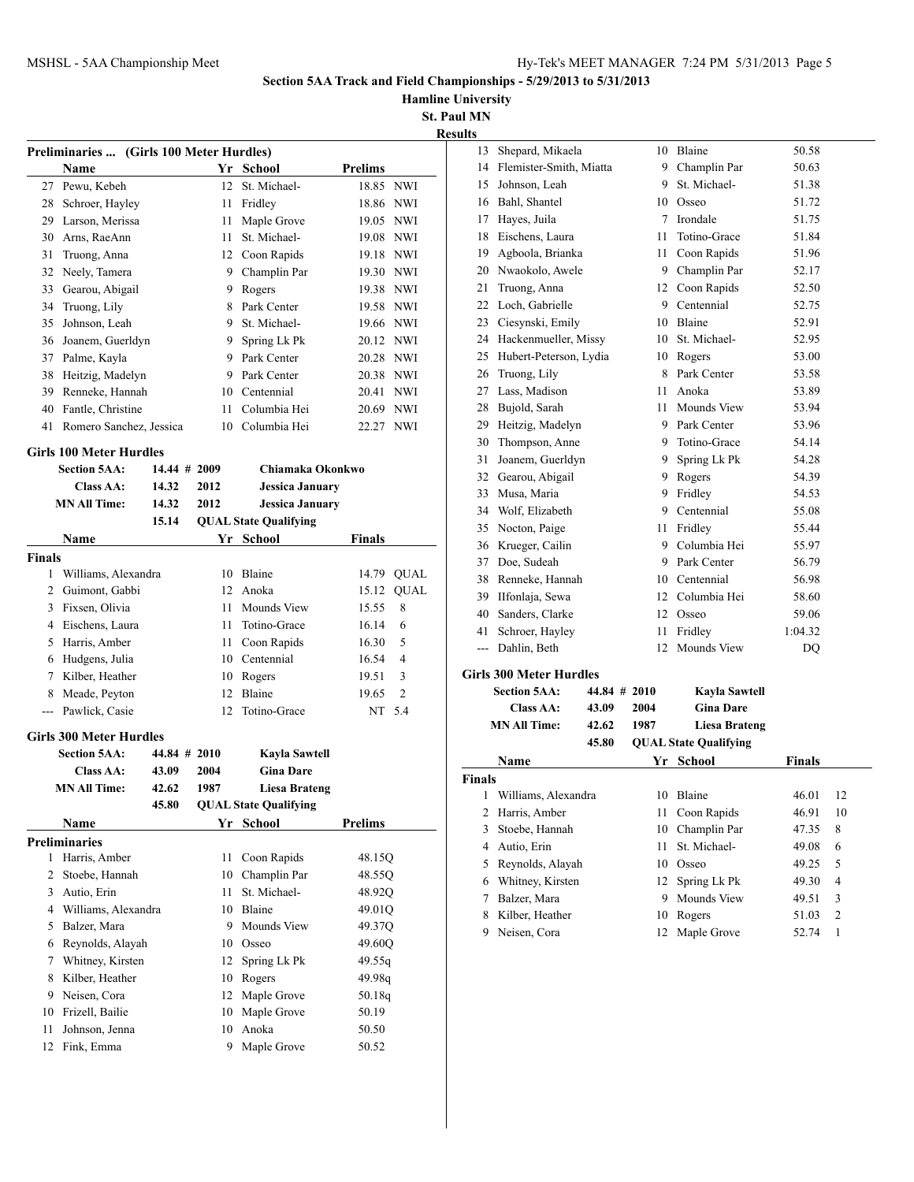**Section 5AA Track and Field Championships - 5/29/2013 to 5/31/2013**

**Hamline University**

**St. Paul MN**

**Results**

### Preliminaries ... (Girls 100 Meter Hurdles)

| | Name | Yr | School | Prelims | |
|---|---|---|---|---|---|
| 27 | Pewu, Kebeh | 12 | St. Michael- | 18.85 | NWI |
| 28 | Schroer, Hayley | 11 | Fridley | 18.86 | NWI |
| 29 | Larson, Merissa | 11 | Maple Grove | 19.05 | NWI |
| 30 | Arns, RaeAnn | 11 | St. Michael- | 19.08 | NWI |
| 31 | Truong, Anna | 12 | Coon Rapids | 19.18 | NWI |
| 32 | Neely, Tamera | 9 | Champlin Par | 19.30 | NWI |
| 33 | Gearou, Abigail | 9 | Rogers | 19.38 | NWI |
| 34 | Truong, Lily | 8 | Park Center | 19.58 | NWI |
| 35 | Johnson, Leah | 9 | St. Michael- | 19.66 | NWI |
| 36 | Joanem, Guerldyn | 9 | Spring Lk Pk | 20.12 | NWI |
| 37 | Palme, Kayla | 9 | Park Center | 20.28 | NWI |
| 38 | Heitzig, Madelyn | 9 | Park Center | 20.38 | NWI |
| 39 | Renneke, Hannah | 10 | Centennial | 20.41 | NWI |
| 40 | Fantle, Christine | 11 | Columbia Hei | 20.69 | NWI |
| 41 | Romero Sanchez, Jessica | 10 | Columbia Hei | 22.27 | NWI |

### Girls 100 Meter Hurdles

| | | | |
|---|---|---|---|
| Section 5AA: | 14.44 # | 2009 | Chiamaka Okonkwo |
| Class AA: | 14.32 | 2012 | Jessica January |
| MN All Time: | 14.32 | 2012 | Jessica January |
| | 15.14 | QUAL | State Qualifying |

| | Name | Yr | School | Finals | |
|---|---|---|---|---|---|
| **Finals** | | | | | |
| 1 | Williams, Alexandra | 10 | Blaine | 14.79 | QUAL |
| 2 | Guimont, Gabbi | 12 | Anoka | 15.12 | QUAL |
| 3 | Fixsen, Olivia | 11 | Mounds View | 15.55 | 8 |
| 4 | Eischens, Laura | 11 | Totino-Grace | 16.14 | 6 |
| 5 | Harris, Amber | 11 | Coon Rapids | 16.30 | 5 |
| 6 | Hudgens, Julia | 10 | Centennial | 16.54 | 4 |
| 7 | Kilber, Heather | 10 | Rogers | 19.51 | 3 |
| 8 | Meade, Peyton | 12 | Blaine | 19.65 | 2 |
| --- | Pawlick, Casie | 12 | Totino-Grace | NT | 5.4 |

### Girls 300 Meter Hurdles

| | | | |
|---|---|---|---|
| Section 5AA: | 44.84 # | 2010 | Kayla Sawtell |
| Class AA: | 43.09 | 2004 | Gina Dare |
| MN All Time: | 42.62 | 1987 | Liesa Brateng |
| | 45.80 | QUAL | State Qualifying |

| | Name | Yr | School | Prelims |
|---|---|---|---|---|
| **Preliminaries** | | | | |
| 1 | Harris, Amber | 11 | Coon Rapids | 48.15Q |
| 2 | Stoebe, Hannah | 10 | Champlin Par | 48.55Q |
| 3 | Autio, Erin | 11 | St. Michael- | 48.92Q |
| 4 | Williams, Alexandra | 10 | Blaine | 49.01Q |
| 5 | Balzer, Mara | 9 | Mounds View | 49.37Q |
| 6 | Reynolds, Alayah | 10 | Osseo | 49.60Q |
| 7 | Whitney, Kirsten | 12 | Spring Lk Pk | 49.55q |
| 8 | Kilber, Heather | 10 | Rogers | 49.98q |
| 9 | Neisen, Cora | 12 | Maple Grove | 50.18q |
| 10 | Frizell, Bailie | 10 | Maple Grove | 50.19 |
| 11 | Johnson, Jenna | 10 | Anoka | 50.50 |
| 12 | Fink, Emma | 9 | Maple Grove | 50.52 |
| 13 | Shepard, Mikaela | 10 | Blaine | 50.58 |
| 14 | Flemister-Smith, Miatta | 9 | Champlin Par | 50.63 |
| 15 | Johnson, Leah | 9 | St. Michael- | 51.38 |
| 16 | Bahl, Shantel | 10 | Osseo | 51.72 |
| 17 | Hayes, Juila | 7 | Irondale | 51.75 |
| 18 | Eischens, Laura | 11 | Totino-Grace | 51.84 |
| 19 | Agboola, Brianka | 11 | Coon Rapids | 51.96 |
| 20 | Nwaokolo, Awele | 9 | Champlin Par | 52.17 |
| 21 | Truong, Anna | 12 | Coon Rapids | 52.50 |
| 22 | Loch, Gabrielle | 9 | Centennial | 52.75 |
| 23 | Ciesynski, Emily | 10 | Blaine | 52.91 |
| 24 | Hackenmueller, Missy | 10 | St. Michael- | 52.95 |
| 25 | Hubert-Peterson, Lydia | 10 | Rogers | 53.00 |
| 26 | Truong, Lily | 8 | Park Center | 53.58 |
| 27 | Lass, Madison | 11 | Anoka | 53.89 |
| 28 | Bujold, Sarah | 11 | Mounds View | 53.94 |
| 29 | Heitzig, Madelyn | 9 | Park Center | 53.96 |
| 30 | Thompson, Anne | 9 | Totino-Grace | 54.14 |
| 31 | Joanem, Guerldyn | 9 | Spring Lk Pk | 54.28 |
| 32 | Gearou, Abigail | 9 | Rogers | 54.39 |
| 33 | Musa, Maria | 9 | Fridley | 54.53 |
| 34 | Wolf, Elizabeth | 9 | Centennial | 55.08 |
| 35 | Nocton, Paige | 11 | Fridley | 55.44 |
| 36 | Krueger, Cailin | 9 | Columbia Hei | 55.97 |
| 37 | Doe, Sudeah | 9 | Park Center | 56.79 |
| 38 | Renneke, Hannah | 10 | Centennial | 56.98 |
| 39 | IIfonlaja, Sewa | 12 | Columbia Hei | 58.60 |
| 40 | Sanders, Clarke | 12 | Osseo | 59.06 |
| 41 | Schroer, Hayley | 11 | Fridley | 1:04.32 |
| --- | Dahlin, Beth | 12 | Mounds View | DQ |

### Girls 300 Meter Hurdles

| | | | |
|---|---|---|---|
| Section 5AA: | 44.84 # | 2010 | Kayla Sawtell |
| Class AA: | 43.09 | 2004 | Gina Dare |
| MN All Time: | 42.62 | 1987 | Liesa Brateng |
| | 45.80 | QUAL | State Qualifying |

| | Name | Yr | School | Finals | |
|---|---|---|---|---|---|
| **Finals** | | | | | |
| 1 | Williams, Alexandra | 10 | Blaine | 46.01 | 12 |
| 2 | Harris, Amber | 11 | Coon Rapids | 46.91 | 10 |
| 3 | Stoebe, Hannah | 10 | Champlin Par | 47.35 | 8 |
| 4 | Autio, Erin | 11 | St. Michael- | 49.08 | 6 |
| 5 | Reynolds, Alayah | 10 | Osseo | 49.25 | 5 |
| 6 | Whitney, Kirsten | 12 | Spring Lk Pk | 49.30 | 4 |
| 7 | Balzer, Mara | 9 | Mounds View | 49.51 | 3 |
| 8 | Kilber, Heather | 10 | Rogers | 51.03 | 2 |
| 9 | Neisen, Cora | 12 | Maple Grove | 52.74 | 1 |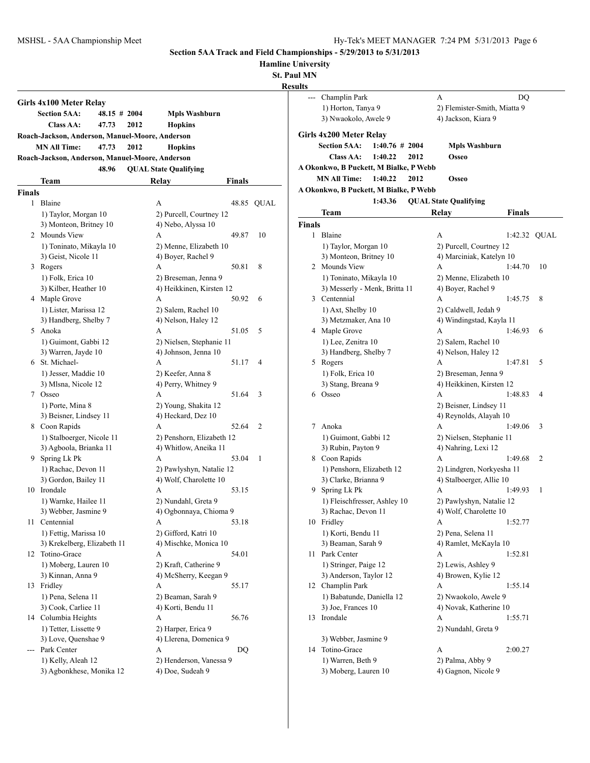**Section 5AA Track and Field Championships - 5/29/2013 to 5/31/2013**

**Hamline University**

**St. Paul MN**

**Results**

## Girls 4x100 Meter Relay

**Section 5AA:** 48.15 # 2004 **Mpls Washburn**

**Class AA:** 47.73 2012 **Hopkins**

**Roach-Jackson, Anderson, Manuel-Moore, Anderson**

**MN All Time:** 47.73 2012 **Hopkins**

**Roach-Jackson, Anderson, Manuel-Moore, Anderson**

48.96 **QUAL State Qualifying**

| | Team | Relay | Finals | |
|---|---|---|---|---|
| **Finals** | | | | |
| 1 | Blaine | A | 48.85 | QUAL |
| | 1) Taylor, Morgan 10 | 2) Purcell, Courtney 12 | | |
| | 3) Monteon, Britney 10 | 4) Nebo, Alyssa 10 | | |
| 2 | Mounds View | A | 49.87 | 10 |
| | 1) Toninato, Mikayla 10 | 2) Menne, Elizabeth 10 | | |
| | 3) Geist, Nicole 11 | 4) Boyer, Rachel 9 | | |
| 3 | Rogers | A | 50.81 | 8 |
| | 1) Folk, Erica 10 | 2) Breseman, Jenna 9 | | |
| | 3) Kilber, Heather 10 | 4) Heikkinen, Kirsten 12 | | |
| 4 | Maple Grove | A | 50.92 | 6 |
| | 1) Lister, Marissa 12 | 2) Salem, Rachel 10 | | |
| | 3) Handberg, Shelby 7 | 4) Nelson, Haley 12 | | |
| 5 | Anoka | A | 51.05 | 5 |
| | 1) Guimont, Gabbi 12 | 2) Nielsen, Stephanie 11 | | |
| | 3) Warren, Jayde 10 | 4) Johnson, Jenna 10 | | |
| 6 | St. Michael- | A | 51.17 | 4 |
| | 1) Jesser, Maddie 10 | 2) Keefer, Anna 8 | | |
| | 3) Mlsna, Nicole 12 | 4) Perry, Whitney 9 | | |
| 7 | Osseo | A | 51.64 | 3 |
| | 1) Porte, Mina 8 | 2) Young, Shakita 12 | | |
| | 3) Beisner, Lindsey 11 | 4) Heckard, Dez 10 | | |
| 8 | Coon Rapids | A | 52.64 | 2 |
| | 1) Stalboerger, Nicole 11 | 2) Penshorn, Elizabeth 12 | | |
| | 3) Agboola, Brianka 11 | 4) Whitlow, Aneika 11 | | |
| 9 | Spring Lk Pk | A | 53.04 | 1 |
| | 1) Rachac, Devon 11 | 2) Pawlyshyn, Natalie 12 | | |
| | 3) Gordon, Bailey 11 | 4) Wolf, Charolette 10 | | |
| 10 | Irondale | A | 53.15 | |
| | 1) Warnke, Hailee 11 | 2) Nundahl, Greta 9 | | |
| | 3) Webber, Jasmine 9 | 4) Ogbonnaya, Chioma 9 | | |
| 11 | Centennial | A | 53.18 | |
| | 1) Fettig, Marissa 10 | 2) Gifford, Katri 10 | | |
| | 3) Krekelberg, Elizabeth 11 | 4) Mischke, Monica 10 | | |
| 12 | Totino-Grace | A | 54.01 | |
| | 1) Moberg, Lauren 10 | 2) Kraft, Catherine 9 | | |
| | 3) Kinnan, Anna 9 | 4) McSherry, Keegan 9 | | |
| 13 | Fridley | A | 55.17 | |
| | 1) Pena, Selena 11 | 2) Beaman, Sarah 9 | | |
| | 3) Cook, Carliee 11 | 4) Korti, Bendu 11 | | |
| 14 | Columbia Heights | A | 56.76 | |
| | 1) Tetter, Lissette 9 | 2) Harper, Erica 9 | | |
| | 3) Love, Quenshae 9 | 4) Llerena, Domenica 9 | | |
| --- | Park Center | A | DQ | |
| | 1) Kelly, Aleah 12 | 2) Henderson, Vanessa 9 | | |
| | 3) Agbonkhese, Monika 12 | 4) Doe, Sudeah 9 | | |
| --- | Champlin Park | A | DQ | |
| | 1) Horton, Tanya 9 | 2) Flemister-Smith, Miatta 9 | | |
| | 3) Nwaokolo, Awele 9 | 4) Jackson, Kiara 9 | | |

## Girls 4x200 Meter Relay

**Section 5AA:** 1:40.76 # 2004 **Mpls Washburn**

**Class AA:** 1:40.22 2012 **Osseo**

**A Okonkwo, B Puckett, M Bialke, P Webb**

**MN All Time:** 1:40.22 2012 **Osseo**

**A Okonkwo, B Puckett, M Bialke, P Webb**

1:43.36 **QUAL State Qualifying**

| | Team | Relay | Finals | |
|---|---|---|---|---|
| **Finals** | | | | |
| 1 | Blaine | A | 1:42.32 | QUAL |
| | 1) Taylor, Morgan 10 | 2) Purcell, Courtney 12 | | |
| | 3) Monteon, Britney 10 | 4) Marciniak, Katelyn 10 | | |
| 2 | Mounds View | A | 1:44.70 | 10 |
| | 1) Toninato, Mikayla 10 | 2) Menne, Elizabeth 10 | | |
| | 3) Messerly - Menk, Britta 11 | 4) Boyer, Rachel 9 | | |
| 3 | Centennial | A | 1:45.75 | 8 |
| | 1) Axt, Shelby 10 | 2) Caldwell, Jedah 9 | | |
| | 3) Metzmaker, Ana 10 | 4) Windingstad, Kayla 11 | | |
| 4 | Maple Grove | A | 1:46.93 | 6 |
| | 1) Lee, Zenitra 10 | 2) Salem, Rachel 10 | | |
| | 3) Handberg, Shelby 7 | 4) Nelson, Haley 12 | | |
| 5 | Rogers | A | 1:47.81 | 5 |
| | 1) Folk, Erica 10 | 2) Breseman, Jenna 9 | | |
| | 3) Stang, Breana 9 | 4) Heikkinen, Kirsten 12 | | |
| 6 | Osseo | A | 1:48.83 | 4 |
| | | 2) Beisner, Lindsey 11 | | |
| | | 4) Reynolds, Alayah 10 | | |
| 7 | Anoka | A | 1:49.06 | 3 |
| | 1) Guimont, Gabbi 12 | 2) Nielsen, Stephanie 11 | | |
| | 3) Rubin, Payton 9 | 4) Nahring, Lexi 12 | | |
| 8 | Coon Rapids | A | 1:49.68 | 2 |
| | 1) Penshorn, Elizabeth 12 | 2) Lindgren, Norkyesha 11 | | |
| | 3) Clarke, Brianna 9 | 4) Stalboerger, Allie 10 | | |
| 9 | Spring Lk Pk | A | 1:49.93 | 1 |
| | 1) Fleischfresser, Ashley 10 | 2) Pawlyshyn, Natalie 12 | | |
| | 3) Rachac, Devon 11 | 4) Wolf, Charolette 10 | | |
| 10 | Fridley | A | 1:52.77 | |
| | 1) Korti, Bendu 11 | 2) Pena, Selena 11 | | |
| | 3) Beaman, Sarah 9 | 4) Ramlet, McKayla 10 | | |
| 11 | Park Center | A | 1:52.81 | |
| | 1) Stringer, Paige 12 | 2) Lewis, Ashley 9 | | |
| | 3) Anderson, Taylor 12 | 4) Browen, Kylie 12 | | |
| 12 | Champlin Park | A | 1:55.14 | |
| | 1) Babatunde, Daniella 12 | 2) Nwaokolo, Awele 9 | | |
| | 3) Joe, Frances 10 | 4) Novak, Katherine 10 | | |
| 13 | Irondale | A | 1:55.71 | |
| | | 2) Nundahl, Greta 9 | | |
| | 3) Webber, Jasmine 9 | | | |
| 14 | Totino-Grace | A | 2:00.27 | |
| | 1) Warren, Beth 9 | 2) Palma, Abby 9 | | |
| | 3) Moberg, Lauren 10 | 4) Gagnon, Nicole 9 | | |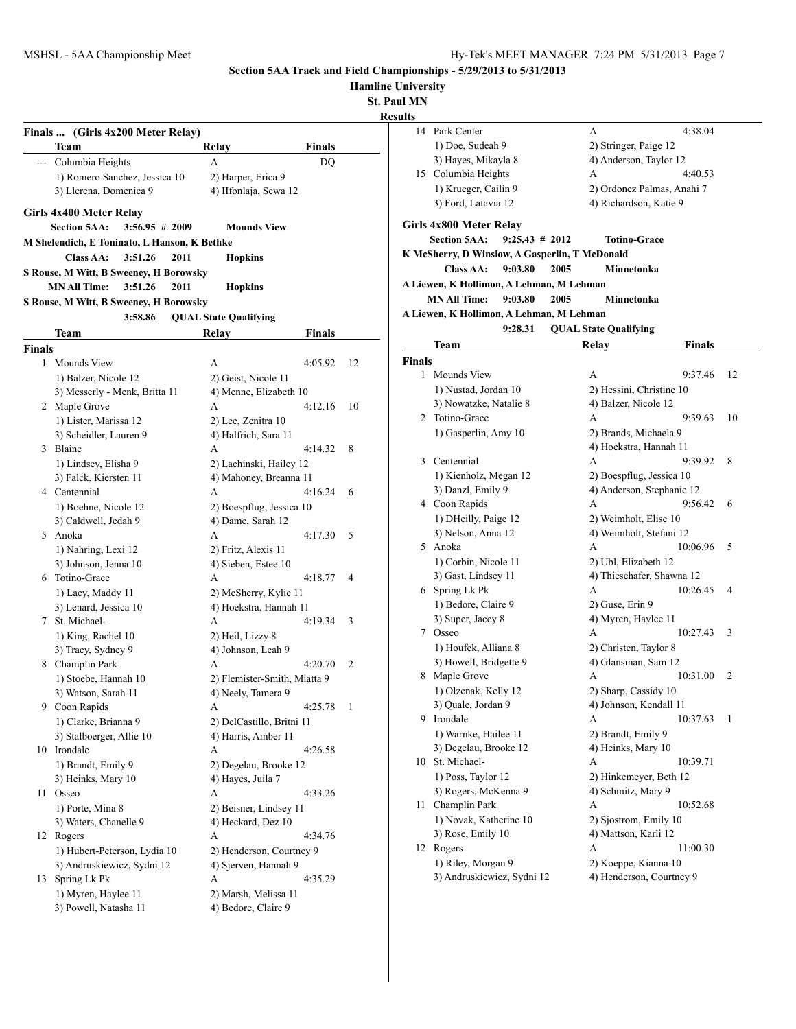**Section 5AA Track and Field Championships - 5/29/2013 to 5/31/2013**

**Hamline University**

**St. Paul MN**

**Results**

### Finals ... (Girls 4x200 Meter Relay)

| | Team | Relay | Finals | |
|---|---|---|---|---|
| --- | Columbia Heights | A | DQ | |
| | 1) Romero Sanchez, Jessica 10 | 2) Harper, Erica 9 | | |
| | 3) Llerena, Domenica 9 | 4) IIfonlaja, Sewa 12 | | |

### Girls 4x400 Meter Relay

**Section 5AA: 3:56.95 # 2009 Mounds View**
**M Shelendich, E Toninato, L Hanson, K Bethke**
**Class AA: 3:51.26 2011 Hopkins**
**S Rouse, M Witt, B Sweeney, H Borowsky**
**MN All Time: 3:51.26 2011 Hopkins**
**S Rouse, M Witt, B Sweeney, H Borowsky**
**3:58.86 QUAL State Qualifying**

**Finals**

| | Team | Relay | Finals | |
|---|---|---|---|---|
| 1 | Mounds View | A | 4:05.92 | 12 |
| | 1) Balzer, Nicole 12 | 2) Geist, Nicole 11 | | |
| | 3) Messerly - Menk, Britta 11 | 4) Menne, Elizabeth 10 | | |
| 2 | Maple Grove | A | 4:12.16 | 10 |
| | 1) Lister, Marissa 12 | 2) Lee, Zenitra 10 | | |
| | 3) Scheidler, Lauren 9 | 4) Halfrich, Sara 11 | | |
| 3 | Blaine | A | 4:14.32 | 8 |
| | 1) Lindsey, Elisha 9 | 2) Lachinski, Hailey 12 | | |
| | 3) Falck, Kiersten 11 | 4) Mahoney, Breanna 11 | | |
| 4 | Centennial | A | 4:16.24 | 6 |
| | 1) Boehne, Nicole 12 | 2) Boespflug, Jessica 10 | | |
| | 3) Caldwell, Jedah 9 | 4) Dame, Sarah 12 | | |
| 5 | Anoka | A | 4:17.30 | 5 |
| | 1) Nahring, Lexi 12 | 2) Fritz, Alexis 11 | | |
| | 3) Johnson, Jenna 10 | 4) Sieben, Estee 10 | | |
| 6 | Totino-Grace | A | 4:18.77 | 4 |
| | 1) Lacy, Maddy 11 | 2) McSherry, Kylie 11 | | |
| | 3) Lenard, Jessica 10 | 4) Hoekstra, Hannah 11 | | |
| 7 | St. Michael- | A | 4:19.34 | 3 |
| | 1) King, Rachel 10 | 2) Heil, Lizzy 8 | | |
| | 3) Tracy, Sydney 9 | 4) Johnson, Leah 9 | | |
| 8 | Champlin Park | A | 4:20.70 | 2 |
| | 1) Stoebe, Hannah 10 | 2) Flemister-Smith, Miatta 9 | | |
| | 3) Watson, Sarah 11 | 4) Neely, Tamera 9 | | |
| 9 | Coon Rapids | A | 4:25.78 | 1 |
| | 1) Clarke, Brianna 9 | 2) DelCastillo, Britni 11 | | |
| | 3) Stalboerger, Allie 10 | 4) Harris, Amber 11 | | |
| 10 | Irondale | A | 4:26.58 | |
| | 1) Brandt, Emily 9 | 2) Degelau, Brooke 12 | | |
| | 3) Heinks, Mary 10 | 4) Hayes, Juila 7 | | |
| 11 | Osseo | A | 4:33.26 | |
| | 1) Porte, Mina 8 | 2) Beisner, Lindsey 11 | | |
| | 3) Waters, Chanelle 9 | 4) Heckard, Dez 10 | | |
| 12 | Rogers | A | 4:34.76 | |
| | 1) Hubert-Peterson, Lydia 10 | 2) Henderson, Courtney 9 | | |
| | 3) Andruskiewicz, Sydni 12 | 4) Sjerven, Hannah 9 | | |
| 13 | Spring Lk Pk | A | 4:35.29 | |
| | 1) Myren, Haylee 11 | 2) Marsh, Melissa 11 | | |
| | 3) Powell, Natasha 11 | 4) Bedore, Claire 9 | | |
| 14 | Park Center | A | 4:38.04 | |
| | 1) Doe, Sudeah 9 | 2) Stringer, Paige 12 | | |
| | 3) Hayes, Mikayla 8 | 4) Anderson, Taylor 12 | | |
| 15 | Columbia Heights | A | 4:40.53 | |
| | 1) Krueger, Cailin 9 | 2) Ordonez Palmas, Anahi 7 | | |
| | 3) Ford, Latavia 12 | 4) Richardson, Katie 9 | | |

### Girls 4x800 Meter Relay

**Section 5AA: 9:25.43 # 2012 Totino-Grace**
**K McSherry, D Winslow, A Gasperlin, T McDonald**
**Class AA: 9:03.80 2005 Minnetonka**
**A Liewen, K Hollimon, A Lehman, M Lehman**
**MN All Time: 9:03.80 2005 Minnetonka**
**A Liewen, K Hollimon, A Lehman, M Lehman**
**9:28.31 QUAL State Qualifying**

**Finals**

| | Team | Relay | Finals | |
|---|---|---|---|---|
| 1 | Mounds View | A | 9:37.46 | 12 |
| | 1) Nustad, Jordan 10 | 2) Hessini, Christine 10 | | |
| | 3) Nowatzke, Natalie 8 | 4) Balzer, Nicole 12 | | |
| 2 | Totino-Grace | A | 9:39.63 | 10 |
| | 1) Gasperlin, Amy 10 | 2) Brands, Michaela 9 | | |
| | | 4) Hoekstra, Hannah 11 | | |
| 3 | Centennial | A | 9:39.92 | 8 |
| | 1) Kienholz, Megan 12 | 2) Boespflug, Jessica 10 | | |
| | 3) Danzl, Emily 9 | 4) Anderson, Stephanie 12 | | |
| 4 | Coon Rapids | A | 9:56.42 | 6 |
| | 1) DHeilly, Paige 12 | 2) Weimholt, Elise 10 | | |
| | 3) Nelson, Anna 12 | 4) Weimholt, Stefani 12 | | |
| 5 | Anoka | A | 10:06.96 | 5 |
| | 1) Corbin, Nicole 11 | 2) Ubl, Elizabeth 12 | | |
| | 3) Gast, Lindsey 11 | 4) Thieschafer, Shawna 12 | | |
| 6 | Spring Lk Pk | A | 10:26.45 | 4 |
| | 1) Bedore, Claire 9 | 2) Guse, Erin 9 | | |
| | 3) Super, Jacey 8 | 4) Myren, Haylee 11 | | |
| 7 | Osseo | A | 10:27.43 | 3 |
| | 1) Houfek, Alliana 8 | 2) Christen, Taylor 8 | | |
| | 3) Howell, Bridgette 9 | 4) Glansman, Sam 12 | | |
| 8 | Maple Grove | A | 10:31.00 | 2 |
| | 1) Olzenak, Kelly 12 | 2) Sharp, Cassidy 10 | | |
| | 3) Quale, Jordan 9 | 4) Johnson, Kendall 11 | | |
| 9 | Irondale | A | 10:37.63 | 1 |
| | 1) Warnke, Hailee 11 | 2) Brandt, Emily 9 | | |
| | 3) Degelau, Brooke 12 | 4) Heinks, Mary 10 | | |
| 10 | St. Michael- | A | 10:39.71 | |
| | 1) Poss, Taylor 12 | 2) Hinkemeyer, Beth 12 | | |
| | 3) Rogers, McKenna 9 | 4) Schmitz, Mary 9 | | |
| 11 | Champlin Park | A | 10:52.68 | |
| | 1) Novak, Katherine 10 | 2) Sjostrom, Emily 10 | | |
| | 3) Rose, Emily 10 | 4) Mattson, Karli 12 | | |
| 12 | Rogers | A | 11:00.30 | |
| | 1) Riley, Morgan 9 | 2) Koeppe, Kianna 10 | | |
| | 3) Andruskiewicz, Sydni 12 | 4) Henderson, Courtney 9 | | |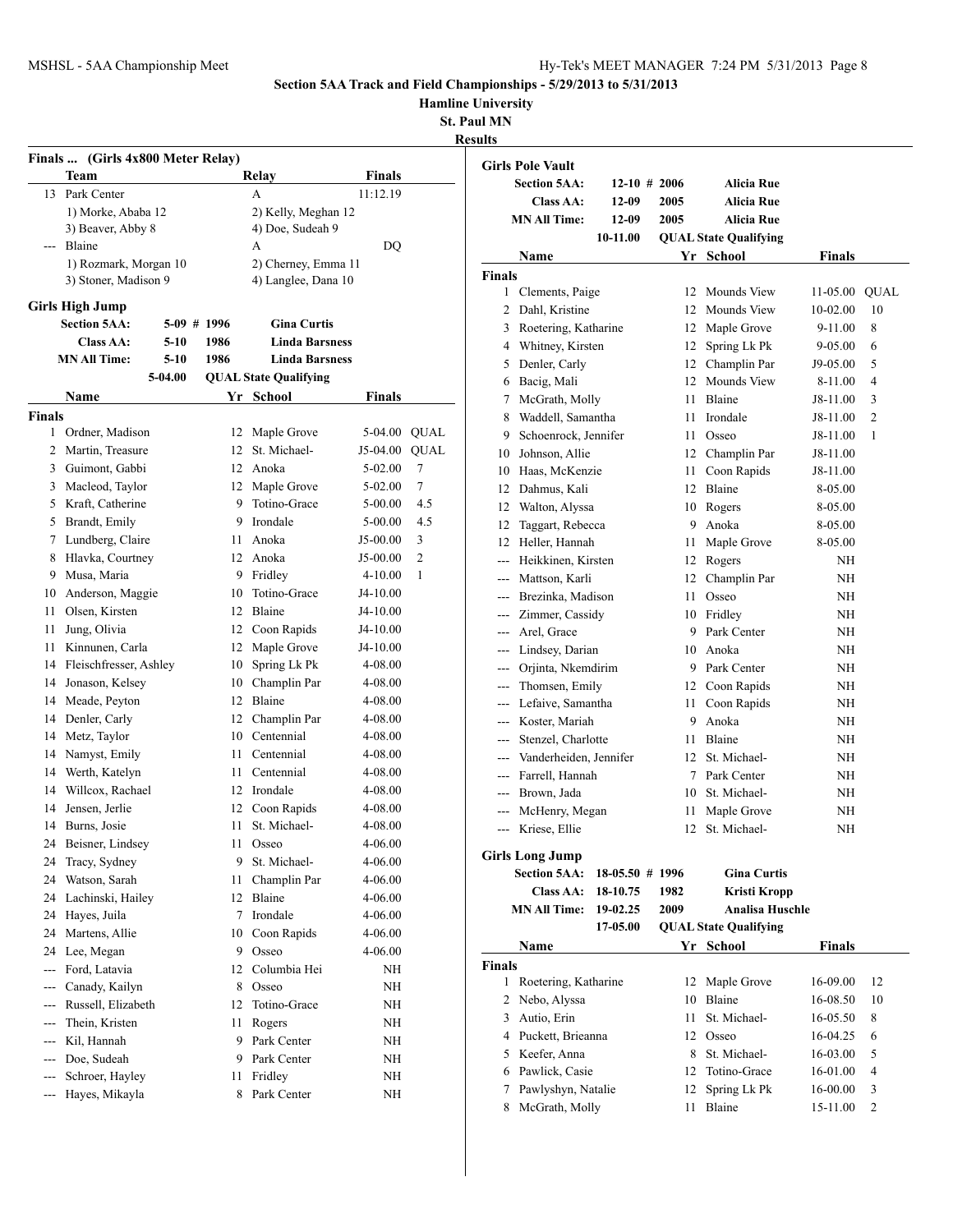## Section 5AA Track and Field Championships - 5/29/2013 to 5/31/2013

**Hamline University**
**St. Paul MN**

**Results**

### Finals ... (Girls 4x800 Meter Relay)

| | Team | Relay | Finals |
|---|---|---|---|
| 13 | Park Center | A | 11:12.19 |
| | 1) Morke, Ababa 12 | 2) Kelly, Meghan 12 | |
| | 3) Beaver, Abby 8 | 4) Doe, Sudeah 9 | |
| --- | Blaine | A | DQ |
| | 1) Rozmark, Morgan 10 | 2) Cherney, Emma 11 | |
| | 3) Stoner, Madison 9 | 4) Langlee, Dana 10 | |

### Girls High Jump

| | | | |
|---|---|---|---|
| Section 5AA: | 5-09 # | 1996 | Gina Curtis |
| Class AA: | 5-10 | 1986 | Linda Barsness |
| MN All Time: | 5-10 | 1986 | Linda Barsness |
| | 5-04.00 | QUAL State Qualifying | |

**Finals**

| | Name | Yr | School | Finals | |
|---|---|---|---|---|---|
| 1 | Ordner, Madison | 12 | Maple Grove | 5-04.00 | QUAL |
| 2 | Martin, Treasure | 12 | St. Michael- | J5-04.00 | QUAL |
| 3 | Guimont, Gabbi | 12 | Anoka | 5-02.00 | 7 |
| 3 | Macleod, Taylor | 12 | Maple Grove | 5-02.00 | 7 |
| 5 | Kraft, Catherine | 9 | Totino-Grace | 5-00.00 | 4.5 |
| 5 | Brandt, Emily | 9 | Irondale | 5-00.00 | 4.5 |
| 7 | Lundberg, Claire | 11 | Anoka | J5-00.00 | 3 |
| 8 | Hlavka, Courtney | 12 | Anoka | J5-00.00 | 2 |
| 9 | Musa, Maria | 9 | Fridley | 4-10.00 | 1 |
| 10 | Anderson, Maggie | 10 | Totino-Grace | J4-10.00 | |
| 11 | Olsen, Kirsten | 12 | Blaine | J4-10.00 | |
| 11 | Jung, Olivia | 12 | Coon Rapids | J4-10.00 | |
| 11 | Kinnunen, Carla | 12 | Maple Grove | J4-10.00 | |
| 14 | Fleischfresser, Ashley | 10 | Spring Lk Pk | 4-08.00 | |
| 14 | Jonason, Kelsey | 10 | Champlin Par | 4-08.00 | |
| 14 | Meade, Peyton | 12 | Blaine | 4-08.00 | |
| 14 | Denler, Carly | 12 | Champlin Par | 4-08.00 | |
| 14 | Metz, Taylor | 10 | Centennial | 4-08.00 | |
| 14 | Namyst, Emily | 11 | Centennial | 4-08.00 | |
| 14 | Werth, Katelyn | 11 | Centennial | 4-08.00 | |
| 14 | Willcox, Rachael | 12 | Irondale | 4-08.00 | |
| 14 | Jensen, Jerlie | 12 | Coon Rapids | 4-08.00 | |
| 14 | Burns, Josie | 11 | St. Michael- | 4-08.00 | |
| 24 | Beisner, Lindsey | 11 | Osseo | 4-06.00 | |
| 24 | Tracy, Sydney | 9 | St. Michael- | 4-06.00 | |
| 24 | Watson, Sarah | 11 | Champlin Par | 4-06.00 | |
| 24 | Lachinski, Hailey | 12 | Blaine | 4-06.00 | |
| 24 | Hayes, Juila | 7 | Irondale | 4-06.00 | |
| 24 | Martens, Allie | 10 | Coon Rapids | 4-06.00 | |
| 24 | Lee, Megan | 9 | Osseo | 4-06.00 | |
| --- | Ford, Latavia | 12 | Columbia Hei | NH | |
| --- | Canady, Kailyn | 8 | Osseo | NH | |
| --- | Russell, Elizabeth | 12 | Totino-Grace | NH | |
| --- | Thein, Kristen | 11 | Rogers | NH | |
| --- | Kil, Hannah | 9 | Park Center | NH | |
| --- | Doe, Sudeah | 9 | Park Center | NH | |
| --- | Schroer, Hayley | 11 | Fridley | NH | |
| --- | Hayes, Mikayla | 8 | Park Center | NH | |

### Girls Pole Vault

| | | | |
|---|---|---|---|
| Section 5AA: | 12-10 # | 2006 | Alicia Rue |
| Class AA: | 12-09 | 2005 | Alicia Rue |
| MN All Time: | 12-09 | 2005 | Alicia Rue |
| | 10-11.00 | QUAL State Qualifying | |

**Finals**

| | Name | Yr | School | Finals | |
|---|---|---|---|---|---|
| 1 | Clements, Paige | 12 | Mounds View | 11-05.00 | QUAL |
| 2 | Dahl, Kristine | 12 | Mounds View | 10-02.00 | 10 |
| 3 | Roetering, Katharine | 12 | Maple Grove | 9-11.00 | 8 |
| 4 | Whitney, Kirsten | 12 | Spring Lk Pk | 9-05.00 | 6 |
| 5 | Denler, Carly | 12 | Champlin Par | J9-05.00 | 5 |
| 6 | Bacig, Mali | 12 | Mounds View | 8-11.00 | 4 |
| 7 | McGrath, Molly | 11 | Blaine | J8-11.00 | 3 |
| 8 | Waddell, Samantha | 11 | Irondale | J8-11.00 | 2 |
| 9 | Schoenrock, Jennifer | 11 | Osseo | J8-11.00 | 1 |
| 10 | Johnson, Allie | 12 | Champlin Par | J8-11.00 | |
| 10 | Haas, McKenzie | 11 | Coon Rapids | J8-11.00 | |
| 12 | Dahmus, Kali | 12 | Blaine | 8-05.00 | |
| 12 | Walton, Alyssa | 10 | Rogers | 8-05.00 | |
| 12 | Taggart, Rebecca | 9 | Anoka | 8-05.00 | |
| 12 | Heller, Hannah | 11 | Maple Grove | 8-05.00 | |
| --- | Heikkinen, Kirsten | 12 | Rogers | NH | |
| --- | Mattson, Karli | 12 | Champlin Par | NH | |
| --- | Brezinka, Madison | 11 | Osseo | NH | |
| --- | Zimmer, Cassidy | 10 | Fridley | NH | |
| --- | Arel, Grace | 9 | Park Center | NH | |
| --- | Lindsey, Darian | 10 | Anoka | NH | |
| --- | Orjinta, Nkemdirim | 9 | Park Center | NH | |
| --- | Thomsen, Emily | 12 | Coon Rapids | NH | |
| --- | Lefaive, Samantha | 11 | Coon Rapids | NH | |
| --- | Koster, Mariah | 9 | Anoka | NH | |
| --- | Stenzel, Charlotte | 11 | Blaine | NH | |
| --- | Vanderheiden, Jennifer | 12 | St. Michael- | NH | |
| --- | Farrell, Hannah | 7 | Park Center | NH | |
| --- | Brown, Jada | 10 | St. Michael- | NH | |
| --- | McHenry, Megan | 11 | Maple Grove | NH | |
| --- | Kriese, Ellie | 12 | St. Michael- | NH | |

### Girls Long Jump

| | | | |
|---|---|---|---|
| Section 5AA: | 18-05.50 # | 1996 | Gina Curtis |
| Class AA: | 18-10.75 | 1982 | Kristi Kropp |
| MN All Time: | 19-02.25 | 2009 | Analisa Huschle |
| | 17-05.00 | QUAL State Qualifying | |

**Finals**

| | Name | Yr | School | Finals | |
|---|---|---|---|---|---|
| 1 | Roetering, Katharine | 12 | Maple Grove | 16-09.00 | 12 |
| 2 | Nebo, Alyssa | 10 | Blaine | 16-08.50 | 10 |
| 3 | Autio, Erin | 11 | St. Michael- | 16-05.50 | 8 |
| 4 | Puckett, Brieanna | 12 | Osseo | 16-04.25 | 6 |
| 5 | Keefer, Anna | 8 | St. Michael- | 16-03.00 | 5 |
| 6 | Pawlick, Casie | 12 | Totino-Grace | 16-01.00 | 4 |
| 7 | Pawlyshyn, Natalie | 12 | Spring Lk Pk | 16-00.00 | 3 |
| 8 | McGrath, Molly | 11 | Blaine | 15-11.00 | 2 |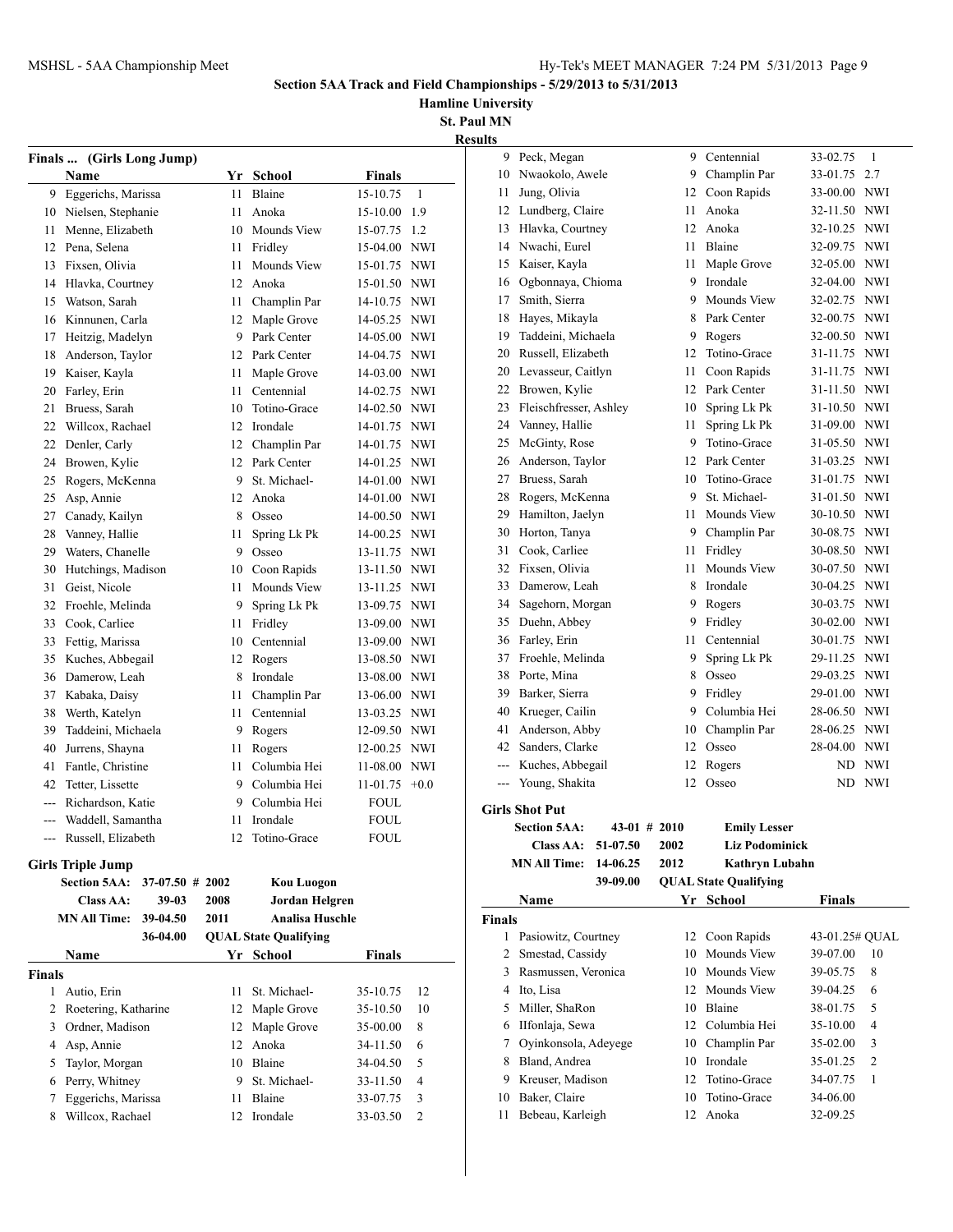## Section 5AA Track and Field Championships - 5/29/2013 to 5/31/2013

**Hamline University**
**St. Paul MN**
**Results**

### Finals ... (Girls Long Jump)

| | Name | Yr | School | Finals | |
|---|---|---|---|---|---|
| 9 | Eggerichs, Marissa | 11 | Blaine | 15-10.75 | 1 |
| 10 | Nielsen, Stephanie | 11 | Anoka | 15-10.00 | 1.9 |
| 11 | Menne, Elizabeth | 10 | Mounds View | 15-07.75 | 1.2 |
| 12 | Pena, Selena | 11 | Fridley | 15-04.00 | NWI |
| 13 | Fixsen, Olivia | 11 | Mounds View | 15-01.75 | NWI |
| 14 | Hlavka, Courtney | 12 | Anoka | 15-01.50 | NWI |
| 15 | Watson, Sarah | 11 | Champlin Par | 14-10.75 | NWI |
| 16 | Kinnunen, Carla | 12 | Maple Grove | 14-05.25 | NWI |
| 17 | Heitzig, Madelyn | 9 | Park Center | 14-05.00 | NWI |
| 18 | Anderson, Taylor | 12 | Park Center | 14-04.75 | NWI |
| 19 | Kaiser, Kayla | 11 | Maple Grove | 14-03.00 | NWI |
| 20 | Farley, Erin | 11 | Centennial | 14-02.75 | NWI |
| 21 | Bruess, Sarah | 10 | Totino-Grace | 14-02.50 | NWI |
| 22 | Willcox, Rachael | 12 | Irondale | 14-01.75 | NWI |
| 22 | Denler, Carly | 12 | Champlin Par | 14-01.75 | NWI |
| 24 | Browen, Kylie | 12 | Park Center | 14-01.25 | NWI |
| 25 | Rogers, McKenna | 9 | St. Michael- | 14-01.00 | NWI |
| 25 | Asp, Annie | 12 | Anoka | 14-01.00 | NWI |
| 27 | Canady, Kailyn | 8 | Osseo | 14-00.50 | NWI |
| 28 | Vanney, Hallie | 11 | Spring Lk Pk | 14-00.25 | NWI |
| 29 | Waters, Chanelle | 9 | Osseo | 13-11.75 | NWI |
| 30 | Hutchings, Madison | 10 | Coon Rapids | 13-11.50 | NWI |
| 31 | Geist, Nicole | 11 | Mounds View | 13-11.25 | NWI |
| 32 | Froehle, Melinda | 9 | Spring Lk Pk | 13-09.75 | NWI |
| 33 | Cook, Carliee | 11 | Fridley | 13-09.00 | NWI |
| 33 | Fettig, Marissa | 10 | Centennial | 13-09.00 | NWI |
| 35 | Kuches, Abbegail | 12 | Rogers | 13-08.50 | NWI |
| 36 | Damerow, Leah | 8 | Irondale | 13-08.00 | NWI |
| 37 | Kabaka, Daisy | 11 | Champlin Par | 13-06.00 | NWI |
| 38 | Werth, Katelyn | 11 | Centennial | 13-03.25 | NWI |
| 39 | Taddeini, Michaela | 9 | Rogers | 12-09.50 | NWI |
| 40 | Jurrens, Shayna | 11 | Rogers | 12-00.25 | NWI |
| 41 | Fantle, Christine | 11 | Columbia Hei | 11-08.00 | NWI |
| 42 | Tetter, Lissette | 9 | Columbia Hei | 11-01.75 | +0.0 |
| --- | Richardson, Katie | 9 | Columbia Hei | FOUL | |
| --- | Waddell, Samantha | 11 | Irondale | FOUL | |
| --- | Russell, Elizabeth | 12 | Totino-Grace | FOUL | |

### Girls Triple Jump

| | | | |
|---|---|---|---|
| **Section 5AA:** | 37-07.50 # | 2002 | **Kou Luogon** |
| **Class AA:** | 39-03 | 2008 | **Jordan Helgren** |
| **MN All Time:** | 39-04.50 | 2011 | **Analisa Huschle** |
| | 36-04.00 | | **QUAL State Qualifying** |

**Finals**

| | Name | Yr | School | Finals | |
|---|---|---|---|---|---|
| 1 | Autio, Erin | 11 | St. Michael- | 35-10.75 | 12 |
| 2 | Roetering, Katharine | 12 | Maple Grove | 35-10.50 | 10 |
| 3 | Ordner, Madison | 12 | Maple Grove | 35-00.00 | 8 |
| 4 | Asp, Annie | 12 | Anoka | 34-11.50 | 6 |
| 5 | Taylor, Morgan | 10 | Blaine | 34-04.50 | 5 |
| 6 | Perry, Whitney | 9 | St. Michael- | 33-11.50 | 4 |
| 7 | Eggerichs, Marissa | 11 | Blaine | 33-07.75 | 3 |
| 8 | Willcox, Rachael | 12 | Irondale | 33-03.50 | 2 |
| 9 | Peck, Megan | 9 | Centennial | 33-02.75 | 1 |
| 10 | Nwaokolo, Awele | 9 | Champlin Par | 33-01.75 | 2.7 |
| 11 | Jung, Olivia | 12 | Coon Rapids | 33-00.00 | NWI |
| 12 | Lundberg, Claire | 11 | Anoka | 32-11.50 | NWI |
| 13 | Hlavka, Courtney | 12 | Anoka | 32-10.25 | NWI |
| 14 | Nwachi, Eurel | 11 | Blaine | 32-09.75 | NWI |
| 15 | Kaiser, Kayla | 11 | Maple Grove | 32-05.00 | NWI |
| 16 | Ogbonnaya, Chioma | 9 | Irondale | 32-04.00 | NWI |
| 17 | Smith, Sierra | 9 | Mounds View | 32-02.75 | NWI |
| 18 | Hayes, Mikayla | 8 | Park Center | 32-00.75 | NWI |
| 19 | Taddeini, Michaela | 9 | Rogers | 32-00.50 | NWI |
| 20 | Russell, Elizabeth | 12 | Totino-Grace | 31-11.75 | NWI |
| 20 | Levasseur, Caitlyn | 11 | Coon Rapids | 31-11.75 | NWI |
| 22 | Browen, Kylie | 12 | Park Center | 31-11.50 | NWI |
| 23 | Fleischfresser, Ashley | 10 | Spring Lk Pk | 31-10.50 | NWI |
| 24 | Vanney, Hallie | 11 | Spring Lk Pk | 31-09.00 | NWI |
| 25 | McGinty, Rose | 9 | Totino-Grace | 31-05.50 | NWI |
| 26 | Anderson, Taylor | 12 | Park Center | 31-03.25 | NWI |
| 27 | Bruess, Sarah | 10 | Totino-Grace | 31-01.75 | NWI |
| 28 | Rogers, McKenna | 9 | St. Michael- | 31-01.50 | NWI |
| 29 | Hamilton, Jaelyn | 11 | Mounds View | 30-10.50 | NWI |
| 30 | Horton, Tanya | 9 | Champlin Par | 30-08.75 | NWI |
| 31 | Cook, Carliee | 11 | Fridley | 30-08.50 | NWI |
| 32 | Fixsen, Olivia | 11 | Mounds View | 30-07.50 | NWI |
| 33 | Damerow, Leah | 8 | Irondale | 30-04.25 | NWI |
| 34 | Sagehorn, Morgan | 9 | Rogers | 30-03.75 | NWI |
| 35 | Duehn, Abbey | 9 | Fridley | 30-02.00 | NWI |
| 36 | Farley, Erin | 11 | Centennial | 30-01.75 | NWI |
| 37 | Froehle, Melinda | 9 | Spring Lk Pk | 29-11.25 | NWI |
| 38 | Porte, Mina | 8 | Osseo | 29-03.25 | NWI |
| 39 | Barker, Sierra | 9 | Fridley | 29-01.00 | NWI |
| 40 | Krueger, Cailin | 9 | Columbia Hei | 28-06.50 | NWI |
| 41 | Anderson, Abby | 10 | Champlin Par | 28-06.25 | NWI |
| 42 | Sanders, Clarke | 12 | Osseo | 28-04.00 | NWI |
| --- | Kuches, Abbegail | 12 | Rogers | ND | NWI |
| --- | Young, Shakita | 12 | Osseo | ND | NWI |

### Girls Shot Put

| | | | |
|---|---|---|---|
| **Section 5AA:** | 43-01 # | 2010 | **Emily Lesser** |
| **Class AA:** | 51-07.50 | 2002 | **Liz Podominick** |
| **MN All Time:** | 14-06.25 | 2012 | **Kathryn Lubahn** |
| | 39-09.00 | | **QUAL State Qualifying** |

**Finals**

| | Name | Yr | School | Finals | |
|---|---|---|---|---|---|
| 1 | Pasiowitz, Courtney | 12 | Coon Rapids | 43-01.25# | QUAL |
| 2 | Smestad, Cassidy | 10 | Mounds View | 39-07.00 | 10 |
| 3 | Rasmussen, Veronica | 10 | Mounds View | 39-05.75 | 8 |
| 4 | Ito, Lisa | 12 | Mounds View | 39-04.25 | 6 |
| 5 | Miller, ShaRon | 10 | Blaine | 38-01.75 | 5 |
| 6 | IIfonlaja, Sewa | 12 | Columbia Hei | 35-10.00 | 4 |
| 7 | Oyinkonsola, Adeyege | 10 | Champlin Par | 35-02.00 | 3 |
| 8 | Bland, Andrea | 10 | Irondale | 35-01.25 | 2 |
| 9 | Kreuser, Madison | 12 | Totino-Grace | 34-07.75 | 1 |
| 10 | Baker, Claire | 10 | Totino-Grace | 34-06.00 | |
| 11 | Bebeau, Karleigh | 12 | Anoka | 32-09.25 | |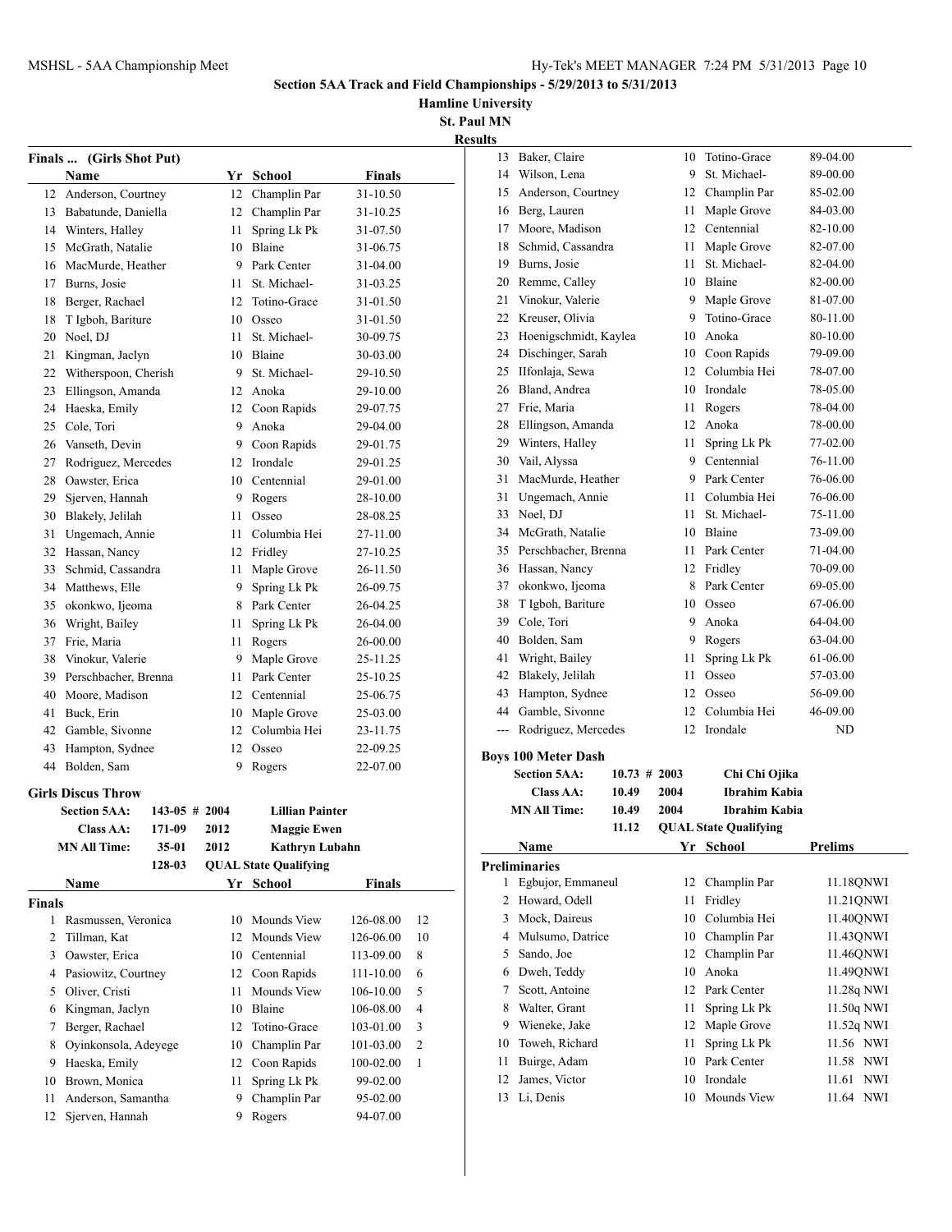## Section 5AA Track and Field Championships - 5/29/2013 to 5/31/2013

**Hamline University**

**St. Paul MN**

**Results**

### Finals ... (Girls Shot Put)

| | Name | Yr | School | Finals |
|---|---|---|---|---|
| 12 | Anderson, Courtney | 12 | Champlin Par | 31-10.50 |
| 13 | Babatunde, Daniella | 12 | Champlin Par | 31-10.25 |
| 14 | Winters, Halley | 11 | Spring Lk Pk | 31-07.50 |
| 15 | McGrath, Natalie | 10 | Blaine | 31-06.75 |
| 16 | MacMurde, Heather | 9 | Park Center | 31-04.00 |
| 17 | Burns, Josie | 11 | St. Michael- | 31-03.25 |
| 18 | Berger, Rachael | 12 | Totino-Grace | 31-01.50 |
| 18 | T Igboh, Bariture | 10 | Osseo | 31-01.50 |
| 20 | Noel, DJ | 11 | St. Michael- | 30-09.75 |
| 21 | Kingman, Jaclyn | 10 | Blaine | 30-03.00 |
| 22 | Witherspoon, Cherish | 9 | St. Michael- | 29-10.50 |
| 23 | Ellingson, Amanda | 12 | Anoka | 29-10.00 |
| 24 | Haeska, Emily | 12 | Coon Rapids | 29-07.75 |
| 25 | Cole, Tori | 9 | Anoka | 29-04.00 |
| 26 | Vanseth, Devin | 9 | Coon Rapids | 29-01.75 |
| 27 | Rodriguez, Mercedes | 12 | Irondale | 29-01.25 |
| 28 | Oawster, Erica | 10 | Centennial | 29-01.00 |
| 29 | Sjerven, Hannah | 9 | Rogers | 28-10.00 |
| 30 | Blakely, Jelilah | 11 | Osseo | 28-08.25 |
| 31 | Ungemach, Annie | 11 | Columbia Hei | 27-11.00 |
| 32 | Hassan, Nancy | 12 | Fridley | 27-10.25 |
| 33 | Schmid, Cassandra | 11 | Maple Grove | 26-11.50 |
| 34 | Matthews, Elle | 9 | Spring Lk Pk | 26-09.75 |
| 35 | okonkwo, Ijeoma | 8 | Park Center | 26-04.25 |
| 36 | Wright, Bailey | 11 | Spring Lk Pk | 26-04.00 |
| 37 | Frie, Maria | 11 | Rogers | 26-00.00 |
| 38 | Vinokur, Valerie | 9 | Maple Grove | 25-11.25 |
| 39 | Perschbacher, Brenna | 11 | Park Center | 25-10.25 |
| 40 | Moore, Madison | 12 | Centennial | 25-06.75 |
| 41 | Buck, Erin | 10 | Maple Grove | 25-03.00 |
| 42 | Gamble, Sivonne | 12 | Columbia Hei | 23-11.75 |
| 43 | Hampton, Sydnee | 12 | Osseo | 22-09.25 |
| 44 | Bolden, Sam | 9 | Rogers | 22-07.00 |

### Girls Discus Throw

| | | | |
|---|---|---|---|
| **Section 5AA:** | 143-05 # | 2004 | **Lillian Painter** |
| **Class AA:** | 171-09 | 2012 | **Maggie Ewen** |
| **MN All Time:** | 35-01 | 2012 | **Kathryn Lubahn** |
| | 128-03 | **QUAL State Qualifying** | |

**Finals**

| | Name | Yr | School | Finals | Points |
|---|---|---|---|---|---|
| 1 | Rasmussen, Veronica | 10 | Mounds View | 126-08.00 | 12 |
| 2 | Tillman, Kat | 12 | Mounds View | 126-06.00 | 10 |
| 3 | Oawster, Erica | 10 | Centennial | 113-09.00 | 8 |
| 4 | Pasiowitz, Courtney | 12 | Coon Rapids | 111-10.00 | 6 |
| 5 | Oliver, Cristi | 11 | Mounds View | 106-10.00 | 5 |
| 6 | Kingman, Jaclyn | 10 | Blaine | 106-08.00 | 4 |
| 7 | Berger, Rachael | 12 | Totino-Grace | 103-01.00 | 3 |
| 8 | Oyinkonsola, Adeyege | 10 | Champlin Par | 101-03.00 | 2 |
| 9 | Haeska, Emily | 12 | Coon Rapids | 100-02.00 | 1 |
| 10 | Brown, Monica | 11 | Spring Lk Pk | 99-02.00 | |
| 11 | Anderson, Samantha | 9 | Champlin Par | 95-02.00 | |
| 12 | Sjerven, Hannah | 9 | Rogers | 94-07.00 | |
| 13 | Baker, Claire | 10 | Totino-Grace | 89-04.00 | |
| 14 | Wilson, Lena | 9 | St. Michael- | 89-00.00 | |
| 15 | Anderson, Courtney | 12 | Champlin Par | 85-02.00 | |
| 16 | Berg, Lauren | 11 | Maple Grove | 84-03.00 | |
| 17 | Moore, Madison | 12 | Centennial | 82-10.00 | |
| 18 | Schmid, Cassandra | 11 | Maple Grove | 82-07.00 | |
| 19 | Burns, Josie | 11 | St. Michael- | 82-04.00 | |
| 20 | Remme, Calley | 10 | Blaine | 82-00.00 | |
| 21 | Vinokur, Valerie | 9 | Maple Grove | 81-07.00 | |
| 22 | Kreuser, Olivia | 9 | Totino-Grace | 80-11.00 | |
| 23 | Hoenigschmidt, Kaylea | 10 | Anoka | 80-10.00 | |
| 24 | Dischinger, Sarah | 10 | Coon Rapids | 79-09.00 | |
| 25 | IIfonlaja, Sewa | 12 | Columbia Hei | 78-07.00 | |
| 26 | Bland, Andrea | 10 | Irondale | 78-05.00 | |
| 27 | Frie, Maria | 11 | Rogers | 78-04.00 | |
| 28 | Ellingson, Amanda | 12 | Anoka | 78-00.00 | |
| 29 | Winters, Halley | 11 | Spring Lk Pk | 77-02.00 | |
| 30 | Vail, Alyssa | 9 | Centennial | 76-11.00 | |
| 31 | MacMurde, Heather | 9 | Park Center | 76-06.00 | |
| 31 | Ungemach, Annie | 11 | Columbia Hei | 76-06.00 | |
| 33 | Noel, DJ | 11 | St. Michael- | 75-11.00 | |
| 34 | McGrath, Natalie | 10 | Blaine | 73-09.00 | |
| 35 | Perschbacher, Brenna | 11 | Park Center | 71-04.00 | |
| 36 | Hassan, Nancy | 12 | Fridley | 70-09.00 | |
| 37 | okonkwo, Ijeoma | 8 | Park Center | 69-05.00 | |
| 38 | T Igboh, Bariture | 10 | Osseo | 67-06.00 | |
| 39 | Cole, Tori | 9 | Anoka | 64-04.00 | |
| 40 | Bolden, Sam | 9 | Rogers | 63-04.00 | |
| 41 | Wright, Bailey | 11 | Spring Lk Pk | 61-06.00 | |
| 42 | Blakely, Jelilah | 11 | Osseo | 57-03.00 | |
| 43 | Hampton, Sydnee | 12 | Osseo | 56-09.00 | |
| 44 | Gamble, Sivonne | 12 | Columbia Hei | 46-09.00 | |
| --- | Rodriguez, Mercedes | 12 | Irondale | ND | |

### Boys 100 Meter Dash

| | | | |
|---|---|---|---|
| **Section 5AA:** | 10.73 # | 2003 | **Chi Chi Ojika** |
| **Class AA:** | 10.49 | 2004 | **Ibrahim Kabia** |
| **MN All Time:** | 10.49 | 2004 | **Ibrahim Kabia** |
| | 11.12 | **QUAL State Qualifying** | |

**Preliminaries**

| | Name | Yr | School | Prelims |
|---|---|---|---|---|
| 1 | Egbujor, Emmaneul | 12 | Champlin Par | 11.18QNWI |
| 2 | Howard, Odell | 11 | Fridley | 11.21QNWI |
| 3 | Mock, Daireus | 10 | Columbia Hei | 11.40QNWI |
| 4 | Mulsumo, Datrice | 10 | Champlin Par | 11.43QNWI |
| 5 | Sando, Joe | 12 | Champlin Par | 11.46QNWI |
| 6 | Dweh, Teddy | 10 | Anoka | 11.49QNWI |
| 7 | Scott, Antoine | 12 | Park Center | 11.28q NWI |
| 8 | Walter, Grant | 11 | Spring Lk Pk | 11.50q NWI |
| 9 | Wieneke, Jake | 12 | Maple Grove | 11.52q NWI |
| 10 | Toweh, Richard | 11 | Spring Lk Pk | 11.56 NWI |
| 11 | Buirge, Adam | 10 | Park Center | 11.58 NWI |
| 12 | James, Victor | 10 | Irondale | 11.61 NWI |
| 13 | Li, Denis | 10 | Mounds View | 11.64 NWI |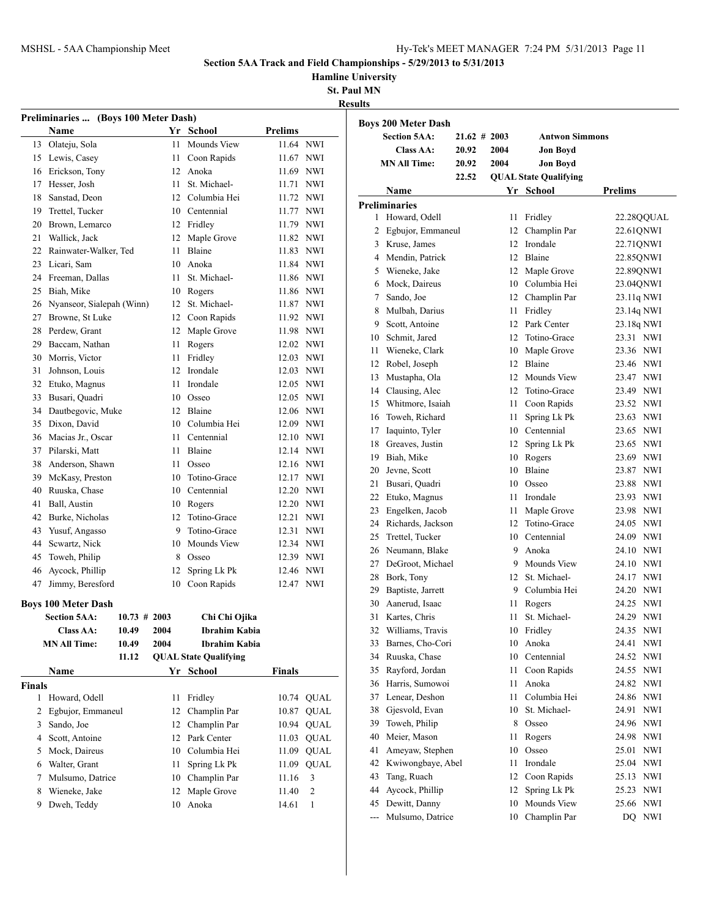## Section 5AA Track and Field Championships - 5/29/2013 to 5/31/2013

**Hamline University**

**St. Paul MN**

**Results**

### Preliminaries ... (Boys 100 Meter Dash)

| | Name | Yr | School | Prelims | |
|---|---|---|---|---|---|
| 13 | Olateju, Sola | 11 | Mounds View | 11.64 | NWI |
| 15 | Lewis, Casey | 11 | Coon Rapids | 11.67 | NWI |
| 16 | Erickson, Tony | 12 | Anoka | 11.69 | NWI |
| 17 | Hesser, Josh | 11 | St. Michael- | 11.71 | NWI |
| 18 | Sanstad, Deon | 12 | Columbia Hei | 11.72 | NWI |
| 19 | Trettel, Tucker | 10 | Centennial | 11.77 | NWI |
| 20 | Brown, Lemarco | 12 | Fridley | 11.79 | NWI |
| 21 | Wallick, Jack | 12 | Maple Grove | 11.82 | NWI |
| 22 | Rainwater-Walker, Ted | 11 | Blaine | 11.83 | NWI |
| 23 | Licari, Sam | 10 | Anoka | 11.84 | NWI |
| 24 | Freeman, Dallas | 11 | St. Michael- | 11.86 | NWI |
| 25 | Biah, Mike | 10 | Rogers | 11.86 | NWI |
| 26 | Nyanseor, Sialepah (Winn) | 12 | St. Michael- | 11.87 | NWI |
| 27 | Browne, St Luke | 12 | Coon Rapids | 11.92 | NWI |
| 28 | Perdew, Grant | 12 | Maple Grove | 11.98 | NWI |
| 29 | Baccam, Nathan | 11 | Rogers | 12.02 | NWI |
| 30 | Morris, Victor | 11 | Fridley | 12.03 | NWI |
| 31 | Johnson, Louis | 12 | Irondale | 12.03 | NWI |
| 32 | Etuko, Magnus | 11 | Irondale | 12.05 | NWI |
| 33 | Busari, Quadri | 10 | Osseo | 12.05 | NWI |
| 34 | Dautbegovic, Muke | 12 | Blaine | 12.06 | NWI |
| 35 | Dixon, David | 10 | Columbia Hei | 12.09 | NWI |
| 36 | Macias Jr., Oscar | 11 | Centennial | 12.10 | NWI |
| 37 | Pilarski, Matt | 11 | Blaine | 12.14 | NWI |
| 38 | Anderson, Shawn | 11 | Osseo | 12.16 | NWI |
| 39 | McKasy, Preston | 10 | Totino-Grace | 12.17 | NWI |
| 40 | Ruuska, Chase | 10 | Centennial | 12.20 | NWI |
| 41 | Ball, Austin | 10 | Rogers | 12.20 | NWI |
| 42 | Burke, Nicholas | 12 | Totino-Grace | 12.21 | NWI |
| 43 | Yusuf, Angasso | 9 | Totino-Grace | 12.31 | NWI |
| 44 | Scwartz, Nick | 10 | Mounds View | 12.34 | NWI |
| 45 | Toweh, Philip | 8 | Osseo | 12.39 | NWI |
| 46 | Aycock, Phillip | 12 | Spring Lk Pk | 12.46 | NWI |
| 47 | Jimmy, Beresford | 10 | Coon Rapids | 12.47 | NWI |

### Boys 100 Meter Dash

| | | | |
|---|---|---|---|
| **Section 5AA:** | 10.73 # | 2003 | Chi Chi Ojika |
| **Class AA:** | 10.49 | 2004 | Ibrahim Kabia |
| **MN All Time:** | 10.49 | 2004 | Ibrahim Kabia |
| | 11.12 | QUAL | State Qualifying |

**Finals**

| | Name | Yr | School | Finals | |
|---|---|---|---|---|---|
| 1 | Howard, Odell | 11 | Fridley | 10.74 | QUAL |
| 2 | Egbujor, Emmaneul | 12 | Champlin Par | 10.87 | QUAL |
| 3 | Sando, Joe | 12 | Champlin Par | 10.94 | QUAL |
| 4 | Scott, Antoine | 12 | Park Center | 11.03 | QUAL |
| 5 | Mock, Daireus | 10 | Columbia Hei | 11.09 | QUAL |
| 6 | Walter, Grant | 11 | Spring Lk Pk | 11.09 | QUAL |
| 7 | Mulsumo, Datrice | 10 | Champlin Par | 11.16 | 3 |
| 8 | Wieneke, Jake | 12 | Maple Grove | 11.40 | 2 |
| 9 | Dweh, Teddy | 10 | Anoka | 14.61 | 1 |

### Boys 200 Meter Dash

| | | | |
|---|---|---|---|
| **Section 5AA:** | 21.62 # | 2003 | Antwon Simmons |
| **Class AA:** | 20.92 | 2004 | Jon Boyd |
| **MN All Time:** | 20.92 | 2004 | Jon Boyd |
| | 22.52 | QUAL | State Qualifying |

**Preliminaries**

| | Name | Yr | School | Prelims | |
|---|---|---|---|---|---|
| 1 | Howard, Odell | 11 | Fridley | 22.28Q | QUAL |
| 2 | Egbujor, Emmaneul | 12 | Champlin Par | 22.61Q | NWI |
| 3 | Kruse, James | 12 | Irondale | 22.71Q | NWI |
| 4 | Mendin, Patrick | 12 | Blaine | 22.85Q | NWI |
| 5 | Wieneke, Jake | 12 | Maple Grove | 22.89Q | NWI |
| 6 | Mock, Daireus | 10 | Columbia Hei | 23.04Q | NWI |
| 7 | Sando, Joe | 12 | Champlin Par | 23.11q | NWI |
| 8 | Mulbah, Darius | 11 | Fridley | 23.14q | NWI |
| 9 | Scott, Antoine | 12 | Park Center | 23.18q | NWI |
| 10 | Schmit, Jared | 12 | Totino-Grace | 23.31 | NWI |
| 11 | Wieneke, Clark | 10 | Maple Grove | 23.36 | NWI |
| 12 | Robel, Joseph | 12 | Blaine | 23.46 | NWI |
| 13 | Mustapha, Ola | 12 | Mounds View | 23.47 | NWI |
| 14 | Clausing, Alec | 12 | Totino-Grace | 23.49 | NWI |
| 15 | Whitmore, Isaiah | 11 | Coon Rapids | 23.52 | NWI |
| 16 | Toweh, Richard | 11 | Spring Lk Pk | 23.63 | NWI |
| 17 | Iaquinto, Tyler | 10 | Centennial | 23.65 | NWI |
| 18 | Greaves, Justin | 12 | Spring Lk Pk | 23.65 | NWI |
| 19 | Biah, Mike | 10 | Rogers | 23.69 | NWI |
| 20 | Jevne, Scott | 10 | Blaine | 23.87 | NWI |
| 21 | Busari, Quadri | 10 | Osseo | 23.88 | NWI |
| 22 | Etuko, Magnus | 11 | Irondale | 23.93 | NWI |
| 23 | Engelken, Jacob | 11 | Maple Grove | 23.98 | NWI |
| 24 | Richards, Jackson | 12 | Totino-Grace | 24.05 | NWI |
| 25 | Trettel, Tucker | 10 | Centennial | 24.09 | NWI |
| 26 | Neumann, Blake | 9 | Anoka | 24.10 | NWI |
| 27 | DeGroot, Michael | 9 | Mounds View | 24.10 | NWI |
| 28 | Bork, Tony | 12 | St. Michael- | 24.17 | NWI |
| 29 | Baptiste, Jarrett | 9 | Columbia Hei | 24.20 | NWI |
| 30 | Aanerud, Isaac | 11 | Rogers | 24.25 | NWI |
| 31 | Kartes, Chris | 11 | St. Michael- | 24.29 | NWI |
| 32 | Williams, Travis | 10 | Fridley | 24.35 | NWI |
| 33 | Barnes, Cho-Cori | 10 | Anoka | 24.41 | NWI |
| 34 | Ruuska, Chase | 10 | Centennial | 24.52 | NWI |
| 35 | Rayford, Jordan | 11 | Coon Rapids | 24.55 | NWI |
| 36 | Harris, Sumowoi | 11 | Anoka | 24.82 | NWI |
| 37 | Lenear, Deshon | 11 | Columbia Hei | 24.86 | NWI |
| 38 | Gjesvold, Evan | 10 | St. Michael- | 24.91 | NWI |
| 39 | Toweh, Philip | 8 | Osseo | 24.96 | NWI |
| 40 | Meier, Mason | 11 | Rogers | 24.98 | NWI |
| 41 | Ameyaw, Stephen | 10 | Osseo | 25.01 | NWI |
| 42 | Kwiwongbaye, Abel | 11 | Irondale | 25.04 | NWI |
| 43 | Tang, Ruach | 12 | Coon Rapids | 25.13 | NWI |
| 44 | Aycock, Phillip | 12 | Spring Lk Pk | 25.23 | NWI |
| 45 | Dewitt, Danny | 10 | Mounds View | 25.66 | NWI |
| --- | Mulsumo, Datrice | 10 | Champlin Par | DQ | NWI |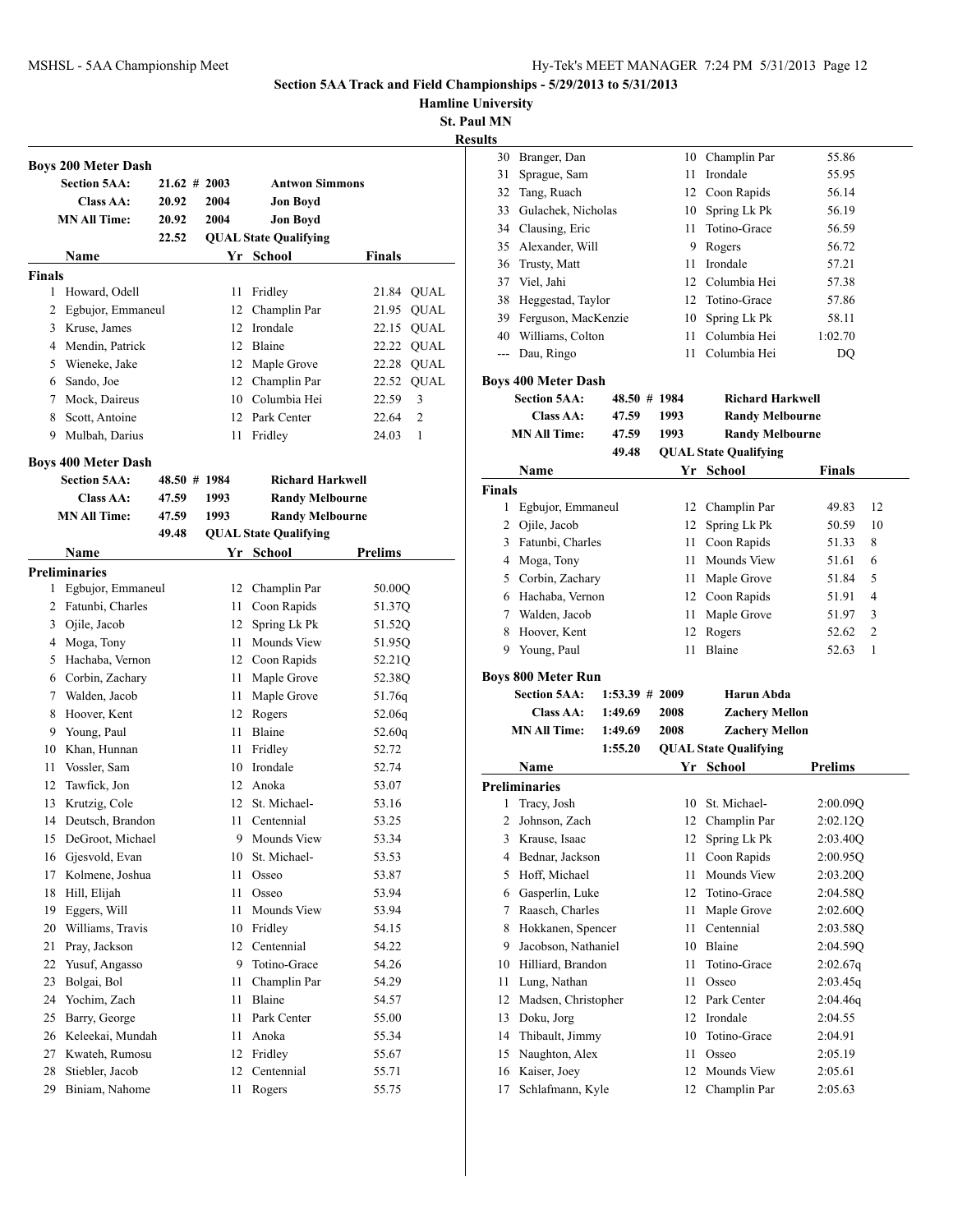## Section 5AA Track and Field Championships - 5/29/2013 to 5/31/2013

**Hamline University**

**St. Paul MN**

**Results**

### Boys 200 Meter Dash

| | | | |
|---|---|---|---|
| **Section 5AA:** | 21.62 # | 2003 | **Antwon Simmons** |
| **Class AA:** | 20.92 | 2004 | **Jon Boyd** |
| **MN All Time:** | 20.92 | 2004 | **Jon Boyd** |
| | 22.52 | **QUAL State Qualifying** | |

| | Name | Yr | School | Finals | |
|---|---|---|---|---|---|
| **Finals** | | | | | |
| 1 | Howard, Odell | 11 | Fridley | 21.84 | QUAL |
| 2 | Egbujor, Emmaneul | 12 | Champlin Par | 21.95 | QUAL |
| 3 | Kruse, James | 12 | Irondale | 22.15 | QUAL |
| 4 | Mendin, Patrick | 12 | Blaine | 22.22 | QUAL |
| 5 | Wieneke, Jake | 12 | Maple Grove | 22.28 | QUAL |
| 6 | Sando, Joe | 12 | Champlin Par | 22.52 | QUAL |
| 7 | Mock, Daireus | 10 | Columbia Hei | 22.59 | 3 |
| 8 | Scott, Antoine | 12 | Park Center | 22.64 | 2 |
| 9 | Mulbah, Darius | 11 | Fridley | 24.03 | 1 |

### Boys 400 Meter Dash

| | | | |
|---|---|---|---|
| **Section 5AA:** | 48.50 # | 1984 | **Richard Harkwell** |
| **Class AA:** | 47.59 | 1993 | **Randy Melbourne** |
| **MN All Time:** | 47.59 | 1993 | **Randy Melbourne** |
| | 49.48 | **QUAL State Qualifying** | |

| | Name | Yr | School | Prelims |
|---|---|---|---|---|
| **Preliminaries** | | | | |
| 1 | Egbujor, Emmaneul | 12 | Champlin Par | 50.00Q |
| 2 | Fatunbi, Charles | 11 | Coon Rapids | 51.37Q |
| 3 | Ojile, Jacob | 12 | Spring Lk Pk | 51.52Q |
| 4 | Moga, Tony | 11 | Mounds View | 51.95Q |
| 5 | Hachaba, Vernon | 12 | Coon Rapids | 52.21Q |
| 6 | Corbin, Zachary | 11 | Maple Grove | 52.38Q |
| 7 | Walden, Jacob | 11 | Maple Grove | 51.76q |
| 8 | Hoover, Kent | 12 | Rogers | 52.06q |
| 9 | Young, Paul | 11 | Blaine | 52.60q |
| 10 | Khan, Hunnan | 11 | Fridley | 52.72 |
| 11 | Vossler, Sam | 10 | Irondale | 52.74 |
| 12 | Tawfick, Jon | 12 | Anoka | 53.07 |
| 13 | Krutzig, Cole | 12 | St. Michael- | 53.16 |
| 14 | Deutsch, Brandon | 11 | Centennial | 53.25 |
| 15 | DeGroot, Michael | 9 | Mounds View | 53.34 |
| 16 | Gjesvold, Evan | 10 | St. Michael- | 53.53 |
| 17 | Kolmene, Joshua | 11 | Osseo | 53.87 |
| 18 | Hill, Elijah | 11 | Osseo | 53.94 |
| 19 | Eggers, Will | 11 | Mounds View | 53.94 |
| 20 | Williams, Travis | 10 | Fridley | 54.15 |
| 21 | Pray, Jackson | 12 | Centennial | 54.22 |
| 22 | Yusuf, Angasso | 9 | Totino-Grace | 54.26 |
| 23 | Bolgai, Bol | 11 | Champlin Par | 54.29 |
| 24 | Yochim, Zach | 11 | Blaine | 54.57 |
| 25 | Barry, George | 11 | Park Center | 55.00 |
| 26 | Keleekai, Mundah | 11 | Anoka | 55.34 |
| 27 | Kwateh, Rumosu | 12 | Fridley | 55.67 |
| 28 | Stiebler, Jacob | 12 | Centennial | 55.71 |
| 29 | Biniam, Nahome | 11 | Rogers | 55.75 |
| 30 | Branger, Dan | 10 | Champlin Par | 55.86 |
| 31 | Sprague, Sam | 11 | Irondale | 55.95 |
| 32 | Tang, Ruach | 12 | Coon Rapids | 56.14 |
| 33 | Gulachek, Nicholas | 10 | Spring Lk Pk | 56.19 |
| 34 | Clausing, Eric | 11 | Totino-Grace | 56.59 |
| 35 | Alexander, Will | 9 | Rogers | 56.72 |
| 36 | Trusty, Matt | 11 | Irondale | 57.21 |
| 37 | Viel, Jahi | 12 | Columbia Hei | 57.38 |
| 38 | Heggestad, Taylor | 12 | Totino-Grace | 57.86 |
| 39 | Ferguson, MacKenzie | 10 | Spring Lk Pk | 58.11 |
| 40 | Williams, Colton | 11 | Columbia Hei | 1:02.70 |
| --- | Dau, Ringo | 11 | Columbia Hei | DQ |

### Boys 400 Meter Dash

| | | | |
|---|---|---|---|
| **Section 5AA:** | 48.50 # | 1984 | **Richard Harkwell** |
| **Class AA:** | 47.59 | 1993 | **Randy Melbourne** |
| **MN All Time:** | 47.59 | 1993 | **Randy Melbourne** |
| | 49.48 | **QUAL State Qualifying** | |

| | Name | Yr | School | Finals | |
|---|---|---|---|---|---|
| **Finals** | | | | | |
| 1 | Egbujor, Emmaneul | 12 | Champlin Par | 49.83 | 12 |
| 2 | Ojile, Jacob | 12 | Spring Lk Pk | 50.59 | 10 |
| 3 | Fatunbi, Charles | 11 | Coon Rapids | 51.33 | 8 |
| 4 | Moga, Tony | 11 | Mounds View | 51.61 | 6 |
| 5 | Corbin, Zachary | 11 | Maple Grove | 51.84 | 5 |
| 6 | Hachaba, Vernon | 12 | Coon Rapids | 51.91 | 4 |
| 7 | Walden, Jacob | 11 | Maple Grove | 51.97 | 3 |
| 8 | Hoover, Kent | 12 | Rogers | 52.62 | 2 |
| 9 | Young, Paul | 11 | Blaine | 52.63 | 1 |

### Boys 800 Meter Run

| | | | |
|---|---|---|---|
| **Section 5AA:** | 1:53.39 # | 2009 | **Harun Abda** |
| **Class AA:** | 1:49.69 | 2008 | **Zachery Mellon** |
| **MN All Time:** | 1:49.69 | 2008 | **Zachery Mellon** |
| | 1:55.20 | **QUAL State Qualifying** | |

| | Name | Yr | School | Prelims |
|---|---|---|---|---|
| **Preliminaries** | | | | |
| 1 | Tracy, Josh | 10 | St. Michael- | 2:00.09Q |
| 2 | Johnson, Zach | 12 | Champlin Par | 2:02.12Q |
| 3 | Krause, Isaac | 12 | Spring Lk Pk | 2:03.40Q |
| 4 | Bednar, Jackson | 11 | Coon Rapids | 2:00.95Q |
| 5 | Hoff, Michael | 11 | Mounds View | 2:03.20Q |
| 6 | Gasperlin, Luke | 12 | Totino-Grace | 2:04.58Q |
| 7 | Raasch, Charles | 11 | Maple Grove | 2:02.60Q |
| 8 | Hokkanen, Spencer | 11 | Centennial | 2:03.58Q |
| 9 | Jacobson, Nathaniel | 10 | Blaine | 2:04.59Q |
| 10 | Hilliard, Brandon | 11 | Totino-Grace | 2:02.67q |
| 11 | Lung, Nathan | 11 | Osseo | 2:03.45q |
| 12 | Madsen, Christopher | 12 | Park Center | 2:04.46q |
| 13 | Doku, Jorg | 12 | Irondale | 2:04.55 |
| 14 | Thibault, Jimmy | 10 | Totino-Grace | 2:04.91 |
| 15 | Naughton, Alex | 11 | Osseo | 2:05.19 |
| 16 | Kaiser, Joey | 12 | Mounds View | 2:05.61 |
| 17 | Schlafmann, Kyle | 12 | Champlin Par | 2:05.63 |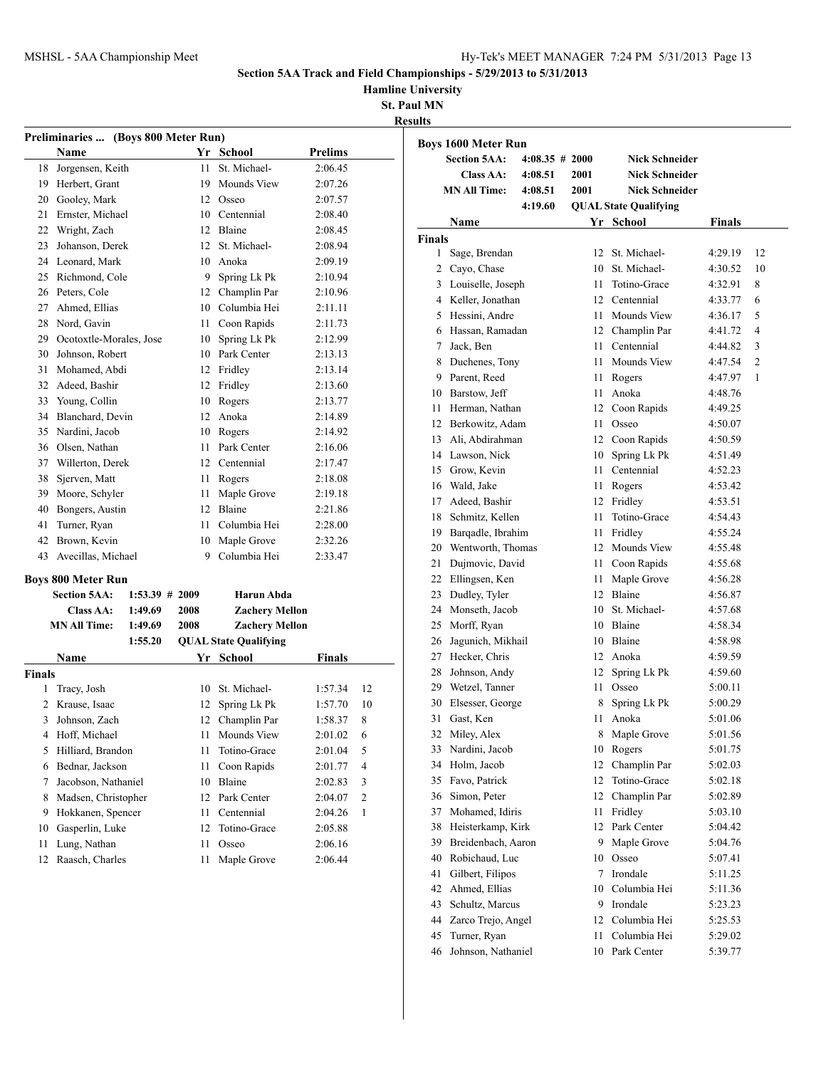**Section 5AA Track and Field Championships - 5/29/2013 to 5/31/2013**

**Hamline University**

**St. Paul MN**

**Results**

### Preliminaries ... (Boys 800 Meter Run)

| | Name | Yr | School | Prelims |
|---|---|---|---|---|
| 18 | Jorgensen, Keith | 11 | St. Michael- | 2:06.45 |
| 19 | Herbert, Grant | 19 | Mounds View | 2:07.26 |
| 20 | Gooley, Mark | 12 | Osseo | 2:07.57 |
| 21 | Ernster, Michael | 10 | Centennial | 2:08.40 |
| 22 | Wright, Zach | 12 | Blaine | 2:08.45 |
| 23 | Johanson, Derek | 12 | St. Michael- | 2:08.94 |
| 24 | Leonard, Mark | 10 | Anoka | 2:09.19 |
| 25 | Richmond, Cole | 9 | Spring Lk Pk | 2:10.94 |
| 26 | Peters, Cole | 12 | Champlin Par | 2:10.96 |
| 27 | Ahmed, Ellias | 10 | Columbia Hei | 2:11.11 |
| 28 | Nord, Gavin | 11 | Coon Rapids | 2:11.73 |
| 29 | Ocotoxtle-Morales, Jose | 10 | Spring Lk Pk | 2:12.99 |
| 30 | Johnson, Robert | 10 | Park Center | 2:13.13 |
| 31 | Mohamed, Abdi | 12 | Fridley | 2:13.14 |
| 32 | Adeed, Bashir | 12 | Fridley | 2:13.60 |
| 33 | Young, Collin | 10 | Rogers | 2:13.77 |
| 34 | Blanchard, Devin | 12 | Anoka | 2:14.89 |
| 35 | Nardini, Jacob | 10 | Rogers | 2:14.92 |
| 36 | Olsen, Nathan | 11 | Park Center | 2:16.06 |
| 37 | Willerton, Derek | 12 | Centennial | 2:17.47 |
| 38 | Sjerven, Matt | 11 | Rogers | 2:18.08 |
| 39 | Moore, Schyler | 11 | Maple Grove | 2:19.18 |
| 40 | Bongers, Austin | 12 | Blaine | 2:21.86 |
| 41 | Turner, Ryan | 11 | Columbia Hei | 2:28.00 |
| 42 | Brown, Kevin | 10 | Maple Grove | 2:32.26 |
| 43 | Avecillas, Michael | 9 | Columbia Hei | 2:33.47 |

### Boys 800 Meter Run

| | | | |
|---|---|---|---|
| Section 5AA: | 1:53.39 # | 2009 | Harun Abda |
| Class AA: | 1:49.69 | 2008 | Zachery Mellon |
| MN All Time: | 1:49.69 | 2008 | Zachery Mellon |
| | 1:55.20 | QUAL | State Qualifying |

**Finals**

| | Name | Yr | School | Finals | |
|---|---|---|---|---|---|
| 1 | Tracy, Josh | 10 | St. Michael- | 1:57.34 | 12 |
| 2 | Krause, Isaac | 12 | Spring Lk Pk | 1:57.70 | 10 |
| 3 | Johnson, Zach | 12 | Champlin Par | 1:58.37 | 8 |
| 4 | Hoff, Michael | 11 | Mounds View | 2:01.02 | 6 |
| 5 | Hilliard, Brandon | 11 | Totino-Grace | 2:01.04 | 5 |
| 6 | Bednar, Jackson | 11 | Coon Rapids | 2:01.77 | 4 |
| 7 | Jacobson, Nathaniel | 10 | Blaine | 2:02.83 | 3 |
| 8 | Madsen, Christopher | 12 | Park Center | 2:04.07 | 2 |
| 9 | Hokkanen, Spencer | 11 | Centennial | 2:04.26 | 1 |
| 10 | Gasperlin, Luke | 12 | Totino-Grace | 2:05.88 | |
| 11 | Lung, Nathan | 11 | Osseo | 2:06.16 | |
| 12 | Raasch, Charles | 11 | Maple Grove | 2:06.44 | |

### Boys 1600 Meter Run

| | | | |
|---|---|---|---|
| Section 5AA: | 4:08.35 # | 2000 | Nick Schneider |
| Class AA: | 4:08.51 | 2001 | Nick Schneider |
| MN All Time: | 4:08.51 | 2001 | Nick Schneider |
| | 4:19.60 | QUAL | State Qualifying |

**Finals**

| | Name | Yr | School | Finals | |
|---|---|---|---|---|---|
| 1 | Sage, Brendan | 12 | St. Michael- | 4:29.19 | 12 |
| 2 | Cayo, Chase | 10 | St. Michael- | 4:30.52 | 10 |
| 3 | Louiselle, Joseph | 11 | Totino-Grace | 4:32.91 | 8 |
| 4 | Keller, Jonathan | 12 | Centennial | 4:33.77 | 6 |
| 5 | Hessini, Andre | 11 | Mounds View | 4:36.17 | 5 |
| 6 | Hassan, Ramadan | 12 | Champlin Par | 4:41.72 | 4 |
| 7 | Jack, Ben | 11 | Centennial | 4:44.82 | 3 |
| 8 | Duchenes, Tony | 11 | Mounds View | 4:47.54 | 2 |
| 9 | Parent, Reed | 11 | Rogers | 4:47.97 | 1 |
| 10 | Barstow, Jeff | 11 | Anoka | 4:48.76 | |
| 11 | Herman, Nathan | 12 | Coon Rapids | 4:49.25 | |
| 12 | Berkowitz, Adam | 11 | Osseo | 4:50.07 | |
| 13 | Ali, Abdirahman | 12 | Coon Rapids | 4:50.59 | |
| 14 | Lawson, Nick | 10 | Spring Lk Pk | 4:51.49 | |
| 15 | Grow, Kevin | 11 | Centennial | 4:52.23 | |
| 16 | Wald, Jake | 11 | Rogers | 4:53.42 | |
| 17 | Adeed, Bashir | 12 | Fridley | 4:53.51 | |
| 18 | Schmitz, Kellen | 11 | Totino-Grace | 4:54.43 | |
| 19 | Barqadle, Ibrahim | 11 | Fridley | 4:55.24 | |
| 20 | Wentworth, Thomas | 12 | Mounds View | 4:55.48 | |
| 21 | Dujmovic, David | 11 | Coon Rapids | 4:55.68 | |
| 22 | Ellingsen, Ken | 11 | Maple Grove | 4:56.28 | |
| 23 | Dudley, Tyler | 12 | Blaine | 4:56.87 | |
| 24 | Monseth, Jacob | 10 | St. Michael- | 4:57.68 | |
| 25 | Morff, Ryan | 10 | Blaine | 4:58.34 | |
| 26 | Jagunich, Mikhail | 10 | Blaine | 4:58.98 | |
| 27 | Hecker, Chris | 12 | Anoka | 4:59.59 | |
| 28 | Johnson, Andy | 12 | Spring Lk Pk | 4:59.60 | |
| 29 | Wetzel, Tanner | 11 | Osseo | 5:00.11 | |
| 30 | Elsesser, George | 8 | Spring Lk Pk | 5:00.29 | |
| 31 | Gast, Ken | 11 | Anoka | 5:01.06 | |
| 32 | Miley, Alex | 8 | Maple Grove | 5:01.56 | |
| 33 | Nardini, Jacob | 10 | Rogers | 5:01.75 | |
| 34 | Holm, Jacob | 12 | Champlin Par | 5:02.03 | |
| 35 | Favo, Patrick | 12 | Totino-Grace | 5:02.18 | |
| 36 | Simon, Peter | 12 | Champlin Par | 5:02.89 | |
| 37 | Mohamed, Idiris | 11 | Fridley | 5:03.10 | |
| 38 | Heisterkamp, Kirk | 12 | Park Center | 5:04.42 | |
| 39 | Breidenbach, Aaron | 9 | Maple Grove | 5:04.76 | |
| 40 | Robichaud, Luc | 10 | Osseo | 5:07.41 | |
| 41 | Gilbert, Filipos | 7 | Irondale | 5:11.25 | |
| 42 | Ahmed, Ellias | 10 | Columbia Hei | 5:11.36 | |
| 43 | Schultz, Marcus | 9 | Irondale | 5:23.23 | |
| 44 | Zarco Trejo, Angel | 12 | Columbia Hei | 5:25.53 | |
| 45 | Turner, Ryan | 11 | Columbia Hei | 5:29.02 | |
| 46 | Johnson, Nathaniel | 10 | Park Center | 5:39.77 | |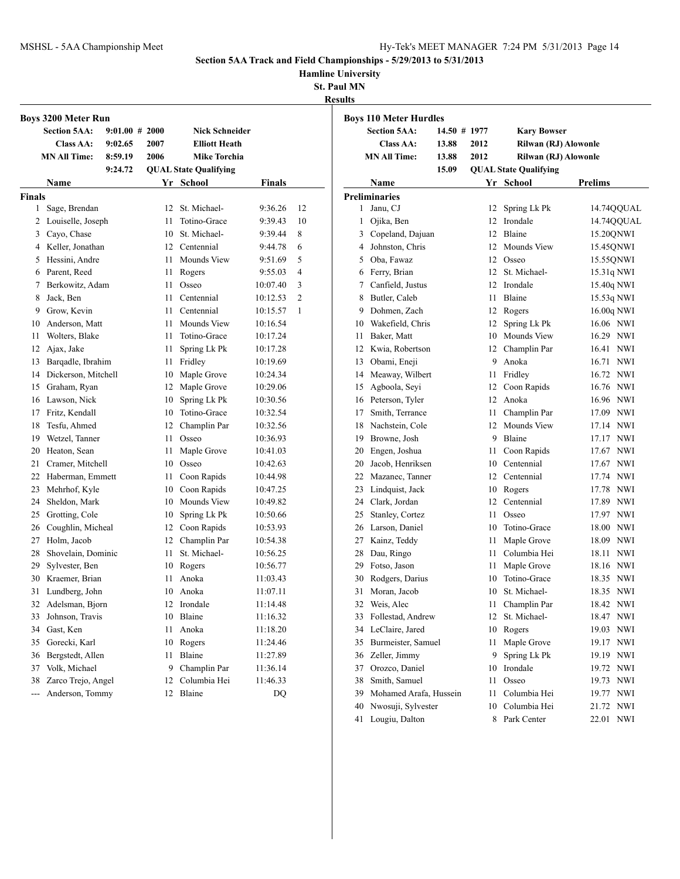# Section 5AA Track and Field Championships - 5/29/2013 to 5/31/2013

**Hamline University**

**St. Paul MN**

**Results**

## Boys 3200 Meter Run

| | | | |
|---|---|---|---|
| **Section 5AA:** | 9:01.00 # | 2000 | Nick Schneider |
| **Class AA:** | 9:02.65 | 2007 | Elliott Heath |
| **MN All Time:** | 8:59.19 | 2006 | Mike Torchia |
| | 9:24.72 | QUAL | State Qualifying |

**Finals**

| | Name | Yr | School | Finals | |
|---|---|---|---|---|---|
| 1 | Sage, Brendan | 12 | St. Michael- | 9:36.26 | 12 |
| 2 | Louiselle, Joseph | 11 | Totino-Grace | 9:39.43 | 10 |
| 3 | Cayo, Chase | 10 | St. Michael- | 9:39.44 | 8 |
| 4 | Keller, Jonathan | 12 | Centennial | 9:44.78 | 6 |
| 5 | Hessini, Andre | 11 | Mounds View | 9:51.69 | 5 |
| 6 | Parent, Reed | 11 | Rogers | 9:55.03 | 4 |
| 7 | Berkowitz, Adam | 11 | Osseo | 10:07.40 | 3 |
| 8 | Jack, Ben | 11 | Centennial | 10:12.53 | 2 |
| 9 | Grow, Kevin | 11 | Centennial | 10:15.57 | 1 |
| 10 | Anderson, Matt | 11 | Mounds View | 10:16.54 | |
| 11 | Wolters, Blake | 11 | Totino-Grace | 10:17.24 | |
| 12 | Ajax, Jake | 11 | Spring Lk Pk | 10:17.28 | |
| 13 | Barqadle, Ibrahim | 11 | Fridley | 10:19.69 | |
| 14 | Dickerson, Mitchell | 10 | Maple Grove | 10:24.34 | |
| 15 | Graham, Ryan | 12 | Maple Grove | 10:29.06 | |
| 16 | Lawson, Nick | 10 | Spring Lk Pk | 10:30.56 | |
| 17 | Fritz, Kendall | 10 | Totino-Grace | 10:32.54 | |
| 18 | Tesfu, Ahmed | 12 | Champlin Par | 10:32.56 | |
| 19 | Wetzel, Tanner | 11 | Osseo | 10:36.93 | |
| 20 | Heaton, Sean | 11 | Maple Grove | 10:41.03 | |
| 21 | Cramer, Mitchell | 10 | Osseo | 10:42.63 | |
| 22 | Haberman, Emmett | 11 | Coon Rapids | 10:44.98 | |
| 23 | Mehrhof, Kyle | 10 | Coon Rapids | 10:47.25 | |
| 24 | Sheldon, Mark | 10 | Mounds View | 10:49.82 | |
| 25 | Grotting, Cole | 10 | Spring Lk Pk | 10:50.66 | |
| 26 | Coughlin, Micheal | 12 | Coon Rapids | 10:53.93 | |
| 27 | Holm, Jacob | 12 | Champlin Par | 10:54.38 | |
| 28 | Shovelain, Dominic | 11 | St. Michael- | 10:56.25 | |
| 29 | Sylvester, Ben | 10 | Rogers | 10:56.77 | |
| 30 | Kraemer, Brian | 11 | Anoka | 11:03.43 | |
| 31 | Lundberg, John | 10 | Anoka | 11:07.11 | |
| 32 | Adelsman, Bjorn | 12 | Irondale | 11:14.48 | |
| 33 | Johnson, Travis | 10 | Blaine | 11:16.32 | |
| 34 | Gast, Ken | 11 | Anoka | 11:18.20 | |
| 35 | Gorecki, Karl | 10 | Rogers | 11:24.46 | |
| 36 | Bergstedt, Allen | 11 | Blaine | 11:27.89 | |
| 37 | Volk, Michael | 9 | Champlin Par | 11:36.14 | |
| 38 | Zarco Trejo, Angel | 12 | Columbia Hei | 11:46.33 | |
| --- | Anderson, Tommy | 12 | Blaine | DQ | |

## Boys 110 Meter Hurdles

| | | | |
|---|---|---|---|
| **Section 5AA:** | 14.50 # | 1977 | Kary Bowser |
| **Class AA:** | 13.88 | 2012 | Rilwan (RJ) Alowonle |
| **MN All Time:** | 13.88 | 2012 | Rilwan (RJ) Alowonle |
| | 15.09 | QUAL | State Qualifying |

**Preliminaries**

| | Name | Yr | School | Prelims | |
|---|---|---|---|---|---|
| 1 | Janu, CJ | 12 | Spring Lk Pk | 14.74QQUAL | |
| 1 | Ojika, Ben | 12 | Irondale | 14.74QQUAL | |
| 3 | Copeland, Dajuan | 12 | Blaine | 15.20Q | NWI |
| 4 | Johnston, Chris | 12 | Mounds View | 15.45Q | NWI |
| 5 | Oba, Fawaz | 12 | Osseo | 15.55Q | NWI |
| 6 | Ferry, Brian | 12 | St. Michael- | 15.31q | NWI |
| 7 | Canfield, Justus | 12 | Irondale | 15.40q | NWI |
| 8 | Butler, Caleb | 11 | Blaine | 15.53q | NWI |
| 9 | Dohmen, Zach | 12 | Rogers | 16.00q | NWI |
| 10 | Wakefield, Chris | 12 | Spring Lk Pk | 16.06 | NWI |
| 11 | Baker, Matt | 10 | Mounds View | 16.29 | NWI |
| 12 | Kwia, Robertson | 12 | Champlin Par | 16.41 | NWI |
| 13 | Obami, Eneji | 9 | Anoka | 16.71 | NWI |
| 14 | Meaway, Wilbert | 11 | Fridley | 16.72 | NWI |
| 15 | Agboola, Seyi | 12 | Coon Rapids | 16.76 | NWI |
| 16 | Peterson, Tyler | 12 | Anoka | 16.96 | NWI |
| 17 | Smith, Terrance | 11 | Champlin Par | 17.09 | NWI |
| 18 | Nachstein, Cole | 12 | Mounds View | 17.14 | NWI |
| 19 | Browne, Josh | 9 | Blaine | 17.17 | NWI |
| 20 | Engen, Joshua | 11 | Coon Rapids | 17.67 | NWI |
| 20 | Jacob, Henriksen | 10 | Centennial | 17.67 | NWI |
| 22 | Mazanec, Tanner | 12 | Centennial | 17.74 | NWI |
| 23 | Lindquist, Jack | 10 | Rogers | 17.78 | NWI |
| 24 | Clark, Jordan | 12 | Centennial | 17.89 | NWI |
| 25 | Stanley, Cortez | 11 | Osseo | 17.97 | NWI |
| 26 | Larson, Daniel | 10 | Totino-Grace | 18.00 | NWI |
| 27 | Kainz, Teddy | 11 | Maple Grove | 18.09 | NWI |
| 28 | Dau, Ringo | 11 | Columbia Hei | 18.11 | NWI |
| 29 | Fotso, Jason | 11 | Maple Grove | 18.16 | NWI |
| 30 | Rodgers, Darius | 10 | Totino-Grace | 18.35 | NWI |
| 31 | Moran, Jacob | 10 | St. Michael- | 18.35 | NWI |
| 32 | Weis, Alec | 11 | Champlin Par | 18.42 | NWI |
| 33 | Follestad, Andrew | 12 | St. Michael- | 18.47 | NWI |
| 34 | LeClaire, Jared | 10 | Rogers | 19.03 | NWI |
| 35 | Burmeister, Samuel | 11 | Maple Grove | 19.17 | NWI |
| 36 | Zeller, Jimmy | 9 | Spring Lk Pk | 19.19 | NWI |
| 37 | Orozco, Daniel | 10 | Irondale | 19.72 | NWI |
| 38 | Smith, Samuel | 11 | Osseo | 19.73 | NWI |
| 39 | Mohamed Arafa, Hussein | 11 | Columbia Hei | 19.77 | NWI |
| 40 | Nwosuji, Sylvester | 10 | Columbia Hei | 21.72 | NWI |
| 41 | Lougiu, Dalton | 8 | Park Center | 22.01 | NWI |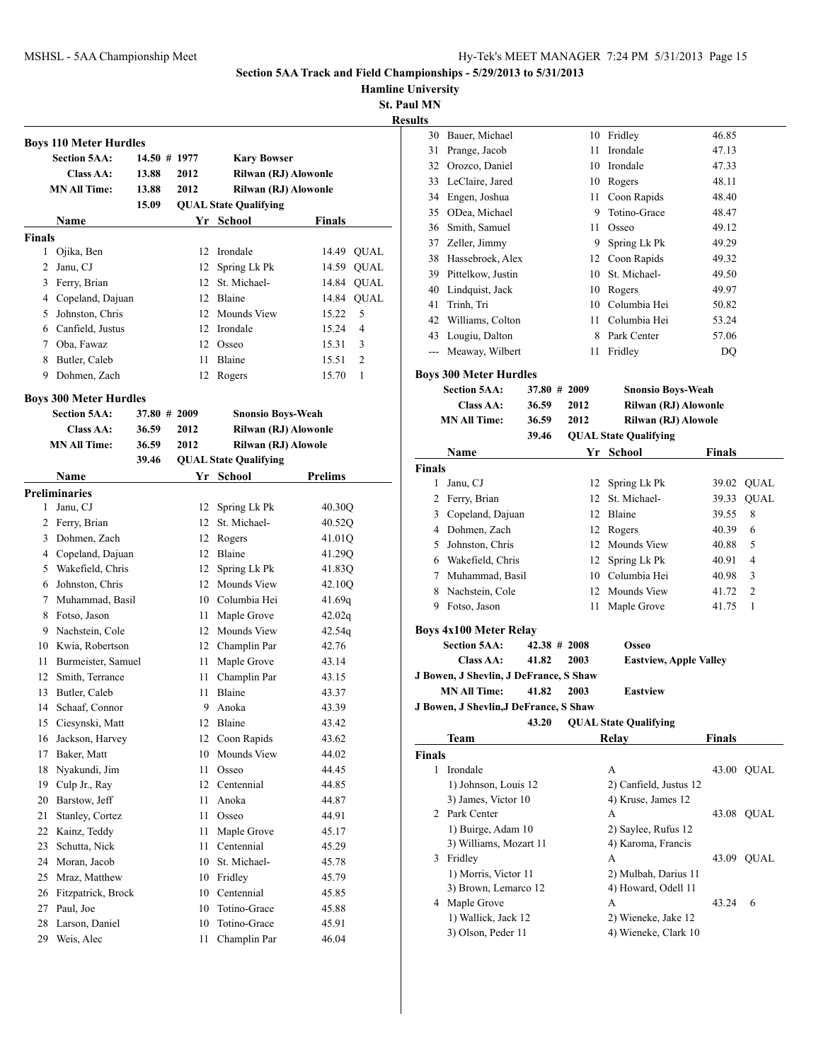**Section 5AA Track and Field Championships - 5/29/2013 to 5/31/2013**

**Hamline University**

**St. Paul MN**

**Results**

### Boys 110 Meter Hurdles

| | | | |
|---|---|---|---|
| Section 5AA: | 14.50 # | 1977 | Kary Bowser |
| Class AA: | 13.88 | 2012 | Rilwan (RJ) Alowonle |
| MN All Time: | 13.88 | 2012 | Rilwan (RJ) Alowonle |
| | 15.09 | | QUAL State Qualifying |

| | Name | Yr | School | Finals | |
|---|---|---|---|---|---|
| **Finals** | | | | | |
| 1 | Ojika, Ben | 12 | Irondale | 14.49 | QUAL |
| 2 | Janu, CJ | 12 | Spring Lk Pk | 14.59 | QUAL |
| 3 | Ferry, Brian | 12 | St. Michael- | 14.84 | QUAL |
| 4 | Copeland, Dajuan | 12 | Blaine | 14.84 | QUAL |
| 5 | Johnston, Chris | 12 | Mounds View | 15.22 | 5 |
| 6 | Canfield, Justus | 12 | Irondale | 15.24 | 4 |
| 7 | Oba, Fawaz | 12 | Osseo | 15.31 | 3 |
| 8 | Butler, Caleb | 11 | Blaine | 15.51 | 2 |
| 9 | Dohmen, Zach | 12 | Rogers | 15.70 | 1 |

### Boys 300 Meter Hurdles

| | | | |
|---|---|---|---|
| Section 5AA: | 37.80 # | 2009 | Snonsio Boys-Weah |
| Class AA: | 36.59 | 2012 | Rilwan (RJ) Alowonle |
| MN All Time: | 36.59 | 2012 | Rilwan (RJ) Alowole |
| | 39.46 | | QUAL State Qualifying |

| | Name | Yr | School | Prelims |
|---|---|---|---|---|
| **Preliminaries** | | | | |
| 1 | Janu, CJ | 12 | Spring Lk Pk | 40.30Q |
| 2 | Ferry, Brian | 12 | St. Michael- | 40.52Q |
| 3 | Dohmen, Zach | 12 | Rogers | 41.01Q |
| 4 | Copeland, Dajuan | 12 | Blaine | 41.29Q |
| 5 | Wakefield, Chris | 12 | Spring Lk Pk | 41.83Q |
| 6 | Johnston, Chris | 12 | Mounds View | 42.10Q |
| 7 | Muhammad, Basil | 10 | Columbia Hei | 41.69q |
| 8 | Fotso, Jason | 11 | Maple Grove | 42.02q |
| 9 | Nachstein, Cole | 12 | Mounds View | 42.54q |
| 10 | Kwia, Robertson | 12 | Champlin Par | 42.76 |
| 11 | Burmeister, Samuel | 11 | Maple Grove | 43.14 |
| 12 | Smith, Terrance | 11 | Champlin Par | 43.15 |
| 13 | Butler, Caleb | 11 | Blaine | 43.37 |
| 14 | Schaaf, Connor | 9 | Anoka | 43.39 |
| 15 | Ciesynski, Matt | 12 | Blaine | 43.42 |
| 16 | Jackson, Harvey | 12 | Coon Rapids | 43.62 |
| 17 | Baker, Matt | 10 | Mounds View | 44.02 |
| 18 | Nyakundi, Jim | 11 | Osseo | 44.45 |
| 19 | Culp Jr., Ray | 12 | Centennial | 44.85 |
| 20 | Barstow, Jeff | 11 | Anoka | 44.87 |
| 21 | Stanley, Cortez | 11 | Osseo | 44.91 |
| 22 | Kainz, Teddy | 11 | Maple Grove | 45.17 |
| 23 | Schutta, Nick | 11 | Centennial | 45.29 |
| 24 | Moran, Jacob | 10 | St. Michael- | 45.78 |
| 25 | Mraz, Matthew | 10 | Fridley | 45.79 |
| 26 | Fitzpatrick, Brock | 10 | Centennial | 45.85 |
| 27 | Paul, Joe | 10 | Totino-Grace | 45.88 |
| 28 | Larson, Daniel | 10 | Totino-Grace | 45.91 |
| 29 | Weis, Alec | 11 | Champlin Par | 46.04 |
| 30 | Bauer, Michael | 10 | Fridley | 46.85 |
| 31 | Prange, Jacob | 11 | Irondale | 47.13 |
| 32 | Orozco, Daniel | 10 | Irondale | 47.33 |
| 33 | LeClaire, Jared | 10 | Rogers | 48.11 |
| 34 | Engen, Joshua | 11 | Coon Rapids | 48.40 |
| 35 | ODea, Michael | 9 | Totino-Grace | 48.47 |
| 36 | Smith, Samuel | 11 | Osseo | 49.12 |
| 37 | Zeller, Jimmy | 9 | Spring Lk Pk | 49.29 |
| 38 | Hassebroek, Alex | 12 | Coon Rapids | 49.32 |
| 39 | Pittelkow, Justin | 10 | St. Michael- | 49.50 |
| 40 | Lindquist, Jack | 10 | Rogers | 49.97 |
| 41 | Trinh, Tri | 10 | Columbia Hei | 50.82 |
| 42 | Williams, Colton | 11 | Columbia Hei | 53.24 |
| 43 | Lougiu, Dalton | 8 | Park Center | 57.06 |
| --- | Meaway, Wilbert | 11 | Fridley | DQ |

### Boys 300 Meter Hurdles

| | | | |
|---|---|---|---|
| Section 5AA: | 37.80 # | 2009 | Snonsio Boys-Weah |
| Class AA: | 36.59 | 2012 | Rilwan (RJ) Alowonle |
| MN All Time: | 36.59 | 2012 | Rilwan (RJ) Alowole |
| | 39.46 | | QUAL State Qualifying |

| | Name | Yr | School | Finals | |
|---|---|---|---|---|---|
| **Finals** | | | | | |
| 1 | Janu, CJ | 12 | Spring Lk Pk | 39.02 | QUAL |
| 2 | Ferry, Brian | 12 | St. Michael- | 39.33 | QUAL |
| 3 | Copeland, Dajuan | 12 | Blaine | 39.55 | 8 |
| 4 | Dohmen, Zach | 12 | Rogers | 40.39 | 6 |
| 5 | Johnston, Chris | 12 | Mounds View | 40.88 | 5 |
| 6 | Wakefield, Chris | 12 | Spring Lk Pk | 40.91 | 4 |
| 7 | Muhammad, Basil | 10 | Columbia Hei | 40.98 | 3 |
| 8 | Nachstein, Cole | 12 | Mounds View | 41.72 | 2 |
| 9 | Fotso, Jason | 11 | Maple Grove | 41.75 | 1 |

### Boys 4x100 Meter Relay

| | | | |
|---|---|---|---|
| Section 5AA: | 42.38 # | 2008 | Osseo |
| Class AA: | 41.82 | 2003 | Eastview, Apple Valley |

J Bowen, J Shevlin, J DeFrance, S Shaw

| | | | |
|---|---|---|---|
| MN All Time: | 41.82 | 2003 | Eastview |

J Bowen, J Shevlin,J DeFrance, S Shaw

| | | |
|---|---|---|
| | 43.20 | QUAL State Qualifying |

| | Team | Relay | Finals | |
|---|---|---|---|---|
| **Finals** | | | | |
| 1 | Irondale | A | 43.00 | QUAL |
| | 1) Johnson, Louis 12 | 2) Canfield, Justus 12 | | |
| | 3) James, Victor 10 | 4) Kruse, James 12 | | |
| 2 | Park Center | A | 43.08 | QUAL |
| | 1) Buirge, Adam 10 | 2) Saylee, Rufus 12 | | |
| | 3) Williams, Mozart 11 | 4) Karoma, Francis | | |
| 3 | Fridley | A | 43.09 | QUAL |
| | 1) Morris, Victor 11 | 2) Mulbah, Darius 11 | | |
| | 3) Brown, Lemarco 12 | 4) Howard, Odell 11 | | |
| 4 | Maple Grove | A | 43.24 | 6 |
| | 1) Wallick, Jack 12 | 2) Wieneke, Jake 12 | | |
| | 3) Olson, Peder 11 | 4) Wieneke, Clark 10 | | |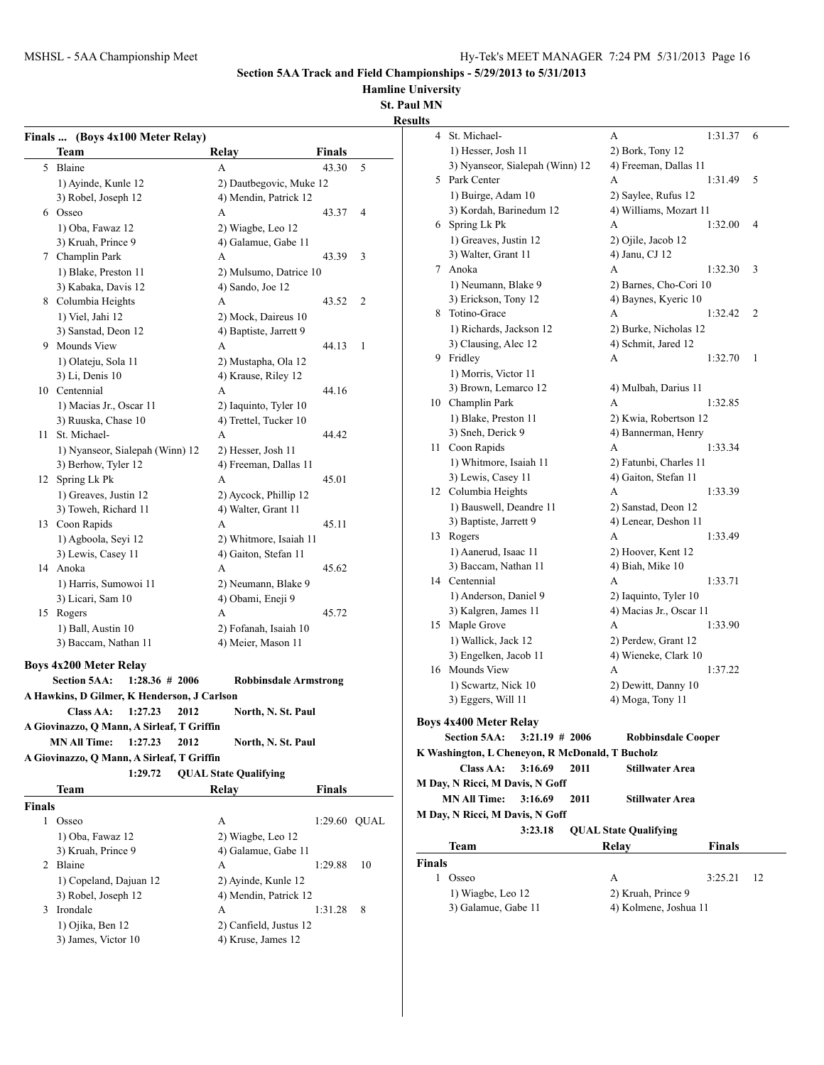## Section 5AA Track and Field Championships - 5/29/2013 to 5/31/2013

**Hamline University**
**St. Paul MN**
**Results**

### Finals ... (Boys 4x100 Meter Relay)

| | Team | Relay | Finals | |
|---|---|---|---|---|
| 5 | Blaine | A | 43.30 | 5 |
| | 1) Ayinde, Kunle 12 | 2) Dautbegovic, Muke 12 | | |
| | 3) Robel, Joseph 12 | 4) Mendin, Patrick 12 | | |
| 6 | Osseo | A | 43.37 | 4 |
| | 1) Oba, Fawaz 12 | 2) Wiagbe, Leo 12 | | |
| | 3) Kruah, Prince 9 | 4) Galamue, Gabe 11 | | |
| 7 | Champlin Park | A | 43.39 | 3 |
| | 1) Blake, Preston 11 | 2) Mulsumo, Datrice 10 | | |
| | 3) Kabaka, Davis 12 | 4) Sando, Joe 12 | | |
| 8 | Columbia Heights | A | 43.52 | 2 |
| | 1) Viel, Jahi 12 | 2) Mock, Daireus 10 | | |
| | 3) Sanstad, Deon 12 | 4) Baptiste, Jarrett 9 | | |
| 9 | Mounds View | A | 44.13 | 1 |
| | 1) Olateju, Sola 11 | 2) Mustapha, Ola 12 | | |
| | 3) Li, Denis 10 | 4) Krause, Riley 12 | | |
| 10 | Centennial | A | 44.16 | |
| | 1) Macias Jr., Oscar 11 | 2) Iaquinto, Tyler 10 | | |
| | 3) Ruuska, Chase 10 | 4) Trettel, Tucker 10 | | |
| 11 | St. Michael- | A | 44.42 | |
| | 1) Nyanseor, Sialepah (Winn) 12 | 2) Hesser, Josh 11 | | |
| | 3) Berhow, Tyler 12 | 4) Freeman, Dallas 11 | | |
| 12 | Spring Lk Pk | A | 45.01 | |
| | 1) Greaves, Justin 12 | 2) Aycock, Phillip 12 | | |
| | 3) Toweh, Richard 11 | 4) Walter, Grant 11 | | |
| 13 | Coon Rapids | A | 45.11 | |
| | 1) Agboola, Seyi 12 | 2) Whitmore, Isaiah 11 | | |
| | 3) Lewis, Casey 11 | 4) Gaiton, Stefan 11 | | |
| 14 | Anoka | A | 45.62 | |
| | 1) Harris, Sumowoi 11 | 2) Neumann, Blake 9 | | |
| | 3) Licari, Sam 10 | 4) Obami, Eneji 9 | | |
| 15 | Rogers | A | 45.72 | |
| | 1) Ball, Austin 10 | 2) Fofanah, Isaiah 10 | | |
| | 3) Baccam, Nathan 11 | 4) Meier, Mason 11 | | |

### Boys 4x200 Meter Relay

**Section 5AA: 1:28.36 # 2006 Robbinsdale Armstrong**
**A Hawkins, D Gilmer, K Henderson, J Carlson**
**Class AA: 1:27.23 2012 North, N. St. Paul**
**A Giovinazzo, Q Mann, A Sirleaf, T Griffin**
**MN All Time: 1:27.23 2012 North, N. St. Paul**
**A Giovinazzo, Q Mann, A Sirleaf, T Griffin**
**1:29.72 QUAL State Qualifying**

| | Team | Relay | Finals | |
|---|---|---|---|---|
| **Finals** | | | | |
| 1 | Osseo | A | 1:29.60 | QUAL |
| | 1) Oba, Fawaz 12 | 2) Wiagbe, Leo 12 | | |
| | 3) Kruah, Prince 9 | 4) Galamue, Gabe 11 | | |
| 2 | Blaine | A | 1:29.88 | 10 |
| | 1) Copeland, Dajuan 12 | 2) Ayinde, Kunle 12 | | |
| | 3) Robel, Joseph 12 | 4) Mendin, Patrick 12 | | |
| 3 | Irondale | A | 1:31.28 | 8 |
| | 1) Ojika, Ben 12 | 2) Canfield, Justus 12 | | |
| | 3) James, Victor 10 | 4) Kruse, James 12 | | |
| 4 | St. Michael- | A | 1:31.37 | 6 |
| | 1) Hesser, Josh 11 | 2) Bork, Tony 12 | | |
| | 3) Nyanseor, Sialepah (Winn) 12 | 4) Freeman, Dallas 11 | | |
| 5 | Park Center | A | 1:31.49 | 5 |
| | 1) Buirge, Adam 10 | 2) Saylee, Rufus 12 | | |
| | 3) Kordah, Barinedum 12 | 4) Williams, Mozart 11 | | |
| 6 | Spring Lk Pk | A | 1:32.00 | 4 |
| | 1) Greaves, Justin 12 | 2) Ojile, Jacob 12 | | |
| | 3) Walter, Grant 11 | 4) Janu, CJ 12 | | |
| 7 | Anoka | A | 1:32.30 | 3 |
| | 1) Neumann, Blake 9 | 2) Barnes, Cho-Cori 10 | | |
| | 3) Erickson, Tony 12 | 4) Baynes, Kyeric 10 | | |
| 8 | Totino-Grace | A | 1:32.42 | 2 |
| | 1) Richards, Jackson 12 | 2) Burke, Nicholas 12 | | |
| | 3) Clausing, Alec 12 | 4) Schmit, Jared 12 | | |
| 9 | Fridley | A | 1:32.70 | 1 |
| | 1) Morris, Victor 11 | | | |
| | 3) Brown, Lemarco 12 | 4) Mulbah, Darius 11 | | |
| 10 | Champlin Park | A | 1:32.85 | |
| | 1) Blake, Preston 11 | 2) Kwia, Robertson 12 | | |
| | 3) Sneh, Derick 9 | 4) Bannerman, Henry | | |
| 11 | Coon Rapids | A | 1:33.34 | |
| | 1) Whitmore, Isaiah 11 | 2) Fatunbi, Charles 11 | | |
| | 3) Lewis, Casey 11 | 4) Gaiton, Stefan 11 | | |
| 12 | Columbia Heights | A | 1:33.39 | |
| | 1) Bauswell, Deandre 11 | 2) Sanstad, Deon 12 | | |
| | 3) Baptiste, Jarrett 9 | 4) Lenear, Deshon 11 | | |
| 13 | Rogers | A | 1:33.49 | |
| | 1) Aanerud, Isaac 11 | 2) Hoover, Kent 12 | | |
| | 3) Baccam, Nathan 11 | 4) Biah, Mike 10 | | |
| 14 | Centennial | A | 1:33.71 | |
| | 1) Anderson, Daniel 9 | 2) Iaquinto, Tyler 10 | | |
| | 3) Kalgren, James 11 | 4) Macias Jr., Oscar 11 | | |
| 15 | Maple Grove | A | 1:33.90 | |
| | 1) Wallick, Jack 12 | 2) Perdew, Grant 12 | | |
| | 3) Engelken, Jacob 11 | 4) Wieneke, Clark 10 | | |
| 16 | Mounds View | A | 1:37.22 | |
| | 1) Scwartz, Nick 10 | 2) Dewitt, Danny 10 | | |
| | 3) Eggers, Will 11 | 4) Moga, Tony 11 | | |

### Boys 4x400 Meter Relay

**Section 5AA: 3:21.19 # 2006 Robbinsdale Cooper**
**K Washington, L Cheneyon, R McDonald, T Bucholz**
**Class AA: 3:16.69 2011 Stillwater Area**
**M Day, N Ricci, M Davis, N Goff**
**MN All Time: 3:16.69 2011 Stillwater Area**
**M Day, N Ricci, M Davis, N Goff**
**3:23.18 QUAL State Qualifying**

| | Team | Relay | Finals | |
|---|---|---|---|---|
| **Finals** | | | | |
| 1 | Osseo | A | 3:25.21 | 12 |
| | 1) Wiagbe, Leo 12 | 2) Kruah, Prince 9 | | |
| | 3) Galamue, Gabe 11 | 4) Kolmene, Joshua 11 | | |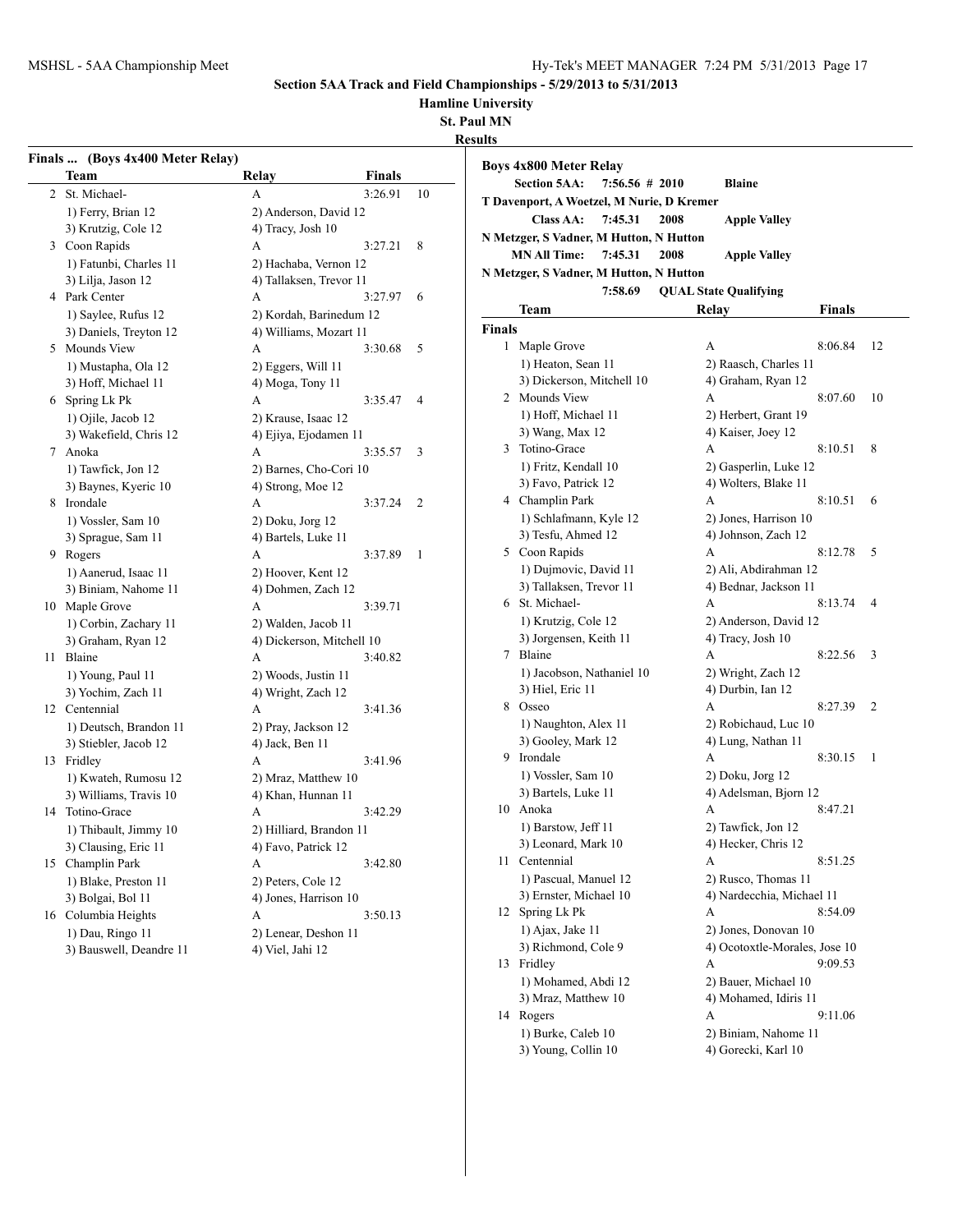## Section 5AA Track and Field Championships - 5/29/2013 to 5/31/2013

**Hamline University**

**St. Paul MN**

**Results**

### Finals ... (Boys 4x400 Meter Relay)

| | Team | Relay | Finals | |
|---|---|---|---|---|
| 2 | St. Michael- | A | 3:26.91 | 10 |
| | 1) Ferry, Brian 12 | 2) Anderson, David 12 | | |
| | 3) Krutzig, Cole 12 | 4) Tracy, Josh 10 | | |
| 3 | Coon Rapids | A | 3:27.21 | 8 |
| | 1) Fatunbi, Charles 11 | 2) Hachaba, Vernon 12 | | |
| | 3) Lilja, Jason 12 | 4) Tallaksen, Trevor 11 | | |
| 4 | Park Center | A | 3:27.97 | 6 |
| | 1) Saylee, Rufus 12 | 2) Kordah, Barinedum 12 | | |
| | 3) Daniels, Treyton 12 | 4) Williams, Mozart 11 | | |
| 5 | Mounds View | A | 3:30.68 | 5 |
| | 1) Mustapha, Ola 12 | 2) Eggers, Will 11 | | |
| | 3) Hoff, Michael 11 | 4) Moga, Tony 11 | | |
| 6 | Spring Lk Pk | A | 3:35.47 | 4 |
| | 1) Ojile, Jacob 12 | 2) Krause, Isaac 12 | | |
| | 3) Wakefield, Chris 12 | 4) Ejiya, Ejodamen 11 | | |
| 7 | Anoka | A | 3:35.57 | 3 |
| | 1) Tawfick, Jon 12 | 2) Barnes, Cho-Cori 10 | | |
| | 3) Baynes, Kyeric 10 | 4) Strong, Moe 12 | | |
| 8 | Irondale | A | 3:37.24 | 2 |
| | 1) Vossler, Sam 10 | 2) Doku, Jorg 12 | | |
| | 3) Sprague, Sam 11 | 4) Bartels, Luke 11 | | |
| 9 | Rogers | A | 3:37.89 | 1 |
| | 1) Aanerud, Isaac 11 | 2) Hoover, Kent 12 | | |
| | 3) Biniam, Nahome 11 | 4) Dohmen, Zach 12 | | |
| 10 | Maple Grove | A | 3:39.71 | |
| | 1) Corbin, Zachary 11 | 2) Walden, Jacob 11 | | |
| | 3) Graham, Ryan 12 | 4) Dickerson, Mitchell 10 | | |
| 11 | Blaine | A | 3:40.82 | |
| | 1) Young, Paul 11 | 2) Woods, Justin 11 | | |
| | 3) Yochim, Zach 11 | 4) Wright, Zach 12 | | |
| 12 | Centennial | A | 3:41.36 | |
| | 1) Deutsch, Brandon 11 | 2) Pray, Jackson 12 | | |
| | 3) Stiebler, Jacob 12 | 4) Jack, Ben 11 | | |
| 13 | Fridley | A | 3:41.96 | |
| | 1) Kwateh, Rumosu 12 | 2) Mraz, Matthew 10 | | |
| | 3) Williams, Travis 10 | 4) Khan, Hunnan 11 | | |
| 14 | Totino-Grace | A | 3:42.29 | |
| | 1) Thibault, Jimmy 10 | 2) Hilliard, Brandon 11 | | |
| | 3) Clausing, Eric 11 | 4) Favo, Patrick 12 | | |
| 15 | Champlin Park | A | 3:42.80 | |
| | 1) Blake, Preston 11 | 2) Peters, Cole 12 | | |
| | 3) Bolgai, Bol 11 | 4) Jones, Harrison 10 | | |
| 16 | Columbia Heights | A | 3:50.13 | |
| | 1) Dau, Ringo 11 | 2) Lenear, Deshon 11 | | |
| | 3) Bauswell, Deandre 11 | 4) Viel, Jahi 12 | | |

### Boys 4x800 Meter Relay

| | | | |
|---|---|---|---|
| Section 5AA: | 7:56.56 # | 2010 | Blaine |
| T Davenport, A Woetzel, M Nurie, D Kremer | | | |
| Class AA: | 7:45.31 | 2008 | Apple Valley |
| N Metzger, S Vadner, M Hutton, N Hutton | | | |
| MN All Time: | 7:45.31 | 2008 | Apple Valley |
| N Metzger, S Vadner, M Hutton, N Hutton | | | |
| | 7:58.69 | QUAL | State Qualifying |

**Finals**

| | Team | Relay | Finals | |
|---|---|---|---|---|
| 1 | Maple Grove | A | 8:06.84 | 12 |
| | 1) Heaton, Sean 11 | 2) Raasch, Charles 11 | | |
| | 3) Dickerson, Mitchell 10 | 4) Graham, Ryan 12 | | |
| 2 | Mounds View | A | 8:07.60 | 10 |
| | 1) Hoff, Michael 11 | 2) Herbert, Grant 19 | | |
| | 3) Wang, Max 12 | 4) Kaiser, Joey 12 | | |
| 3 | Totino-Grace | A | 8:10.51 | 8 |
| | 1) Fritz, Kendall 10 | 2) Gasperlin, Luke 12 | | |
| | 3) Favo, Patrick 12 | 4) Wolters, Blake 11 | | |
| 4 | Champlin Park | A | 8:10.51 | 6 |
| | 1) Schlafmann, Kyle 12 | 2) Jones, Harrison 10 | | |
| | 3) Tesfu, Ahmed 12 | 4) Johnson, Zach 12 | | |
| 5 | Coon Rapids | A | 8:12.78 | 5 |
| | 1) Dujmovic, David 11 | 2) Ali, Abdirahman 12 | | |
| | 3) Tallaksen, Trevor 11 | 4) Bednar, Jackson 11 | | |
| 6 | St. Michael- | A | 8:13.74 | 4 |
| | 1) Krutzig, Cole 12 | 2) Anderson, David 12 | | |
| | 3) Jorgensen, Keith 11 | 4) Tracy, Josh 10 | | |
| 7 | Blaine | A | 8:22.56 | 3 |
| | 1) Jacobson, Nathaniel 10 | 2) Wright, Zach 12 | | |
| | 3) Hiel, Eric 11 | 4) Durbin, Ian 12 | | |
| 8 | Osseo | A | 8:27.39 | 2 |
| | 1) Naughton, Alex 11 | 2) Robichaud, Luc 10 | | |
| | 3) Gooley, Mark 12 | 4) Lung, Nathan 11 | | |
| 9 | Irondale | A | 8:30.15 | 1 |
| | 1) Vossler, Sam 10 | 2) Doku, Jorg 12 | | |
| | 3) Bartels, Luke 11 | 4) Adelsman, Bjorn 12 | | |
| 10 | Anoka | A | 8:47.21 | |
| | 1) Barstow, Jeff 11 | 2) Tawfick, Jon 12 | | |
| | 3) Leonard, Mark 10 | 4) Hecker, Chris 12 | | |
| 11 | Centennial | A | 8:51.25 | |
| | 1) Pascual, Manuel 12 | 2) Rusco, Thomas 11 | | |
| | 3) Ernster, Michael 10 | 4) Nardecchia, Michael 11 | | |
| 12 | Spring Lk Pk | A | 8:54.09 | |
| | 1) Ajax, Jake 11 | 2) Jones, Donovan 10 | | |
| | 3) Richmond, Cole 9 | 4) Ocotoxtle-Morales, Jose 10 | | |
| 13 | Fridley | A | 9:09.53 | |
| | 1) Mohamed, Abdi 12 | 2) Bauer, Michael 10 | | |
| | 3) Mraz, Matthew 10 | 4) Mohamed, Idiris 11 | | |
| 14 | Rogers | A | 9:11.06 | |
| | 1) Burke, Caleb 10 | 2) Biniam, Nahome 11 | | |
| | 3) Young, Collin 10 | 4) Gorecki, Karl 10 | | |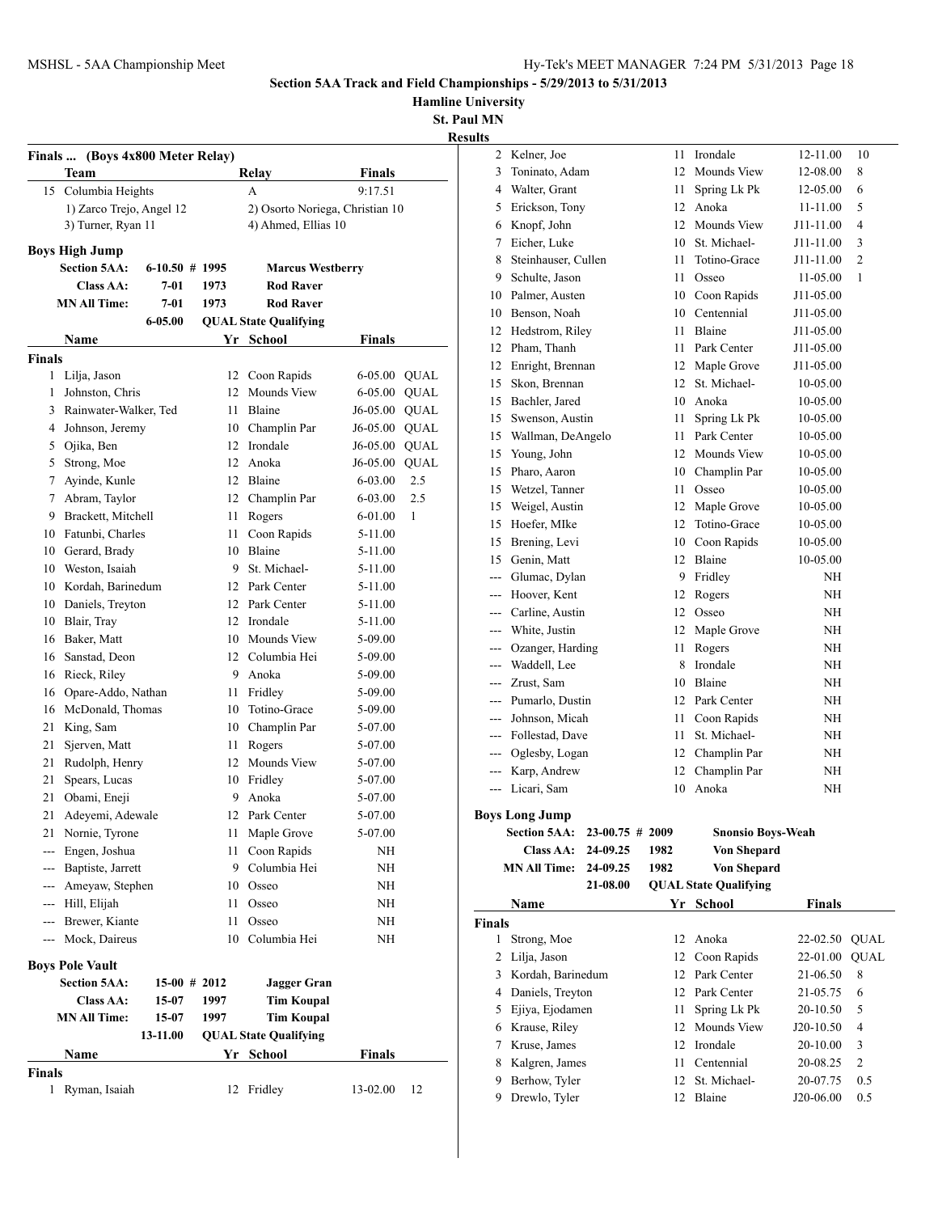## Section 5AA Track and Field Championships - 5/29/2013 to 5/31/2013

**Hamline University**

**St. Paul MN**

**Results**

### Finals ... (Boys 4x800 Meter Relay)

| | Team | Relay | Finals |
|---|---|---|---|
| 15 | Columbia Heights | A | 9:17.51 |
| | 1) Zarco Trejo, Angel 12 | 2) Osorto Noriega, Christian 10 | |
| | 3) Turner, Ryan 11 | 4) Ahmed, Ellias 10 | |

### Boys High Jump

| | | | |
|---|---|---|---|
| Section 5AA: | 6-10.50 # | 1995 | Marcus Westberry |
| Class AA: | 7-01 | 1973 | Rod Raver |
| MN All Time: | 7-01 | 1973 | Rod Raver |
| | 6-05.00 | QUAL | State Qualifying |

**Finals**

| | Name | Yr | School | Finals | |
|---|---|---|---|---|---|
| 1 | Lilja, Jason | 12 | Coon Rapids | 6-05.00 | QUAL |
| 1 | Johnston, Chris | 12 | Mounds View | 6-05.00 | QUAL |
| 3 | Rainwater-Walker, Ted | 11 | Blaine | J6-05.00 | QUAL |
| 4 | Johnson, Jeremy | 10 | Champlin Par | J6-05.00 | QUAL |
| 5 | Ojika, Ben | 12 | Irondale | J6-05.00 | QUAL |
| 5 | Strong, Moe | 12 | Anoka | J6-05.00 | QUAL |
| 7 | Ayinde, Kunle | 12 | Blaine | 6-03.00 | 2.5 |
| 7 | Abram, Taylor | 12 | Champlin Par | 6-03.00 | 2.5 |
| 9 | Brackett, Mitchell | 11 | Rogers | 6-01.00 | 1 |
| 10 | Fatunbi, Charles | 11 | Coon Rapids | 5-11.00 | |
| 10 | Gerard, Brady | 10 | Blaine | 5-11.00 | |
| 10 | Weston, Isaiah | 9 | St. Michael- | 5-11.00 | |
| 10 | Kordah, Barinedum | 12 | Park Center | 5-11.00 | |
| 10 | Daniels, Treyton | 12 | Park Center | 5-11.00 | |
| 10 | Blair, Tray | 12 | Irondale | 5-11.00 | |
| 16 | Baker, Matt | 10 | Mounds View | 5-09.00 | |
| 16 | Sanstad, Deon | 12 | Columbia Hei | 5-09.00 | |
| 16 | Rieck, Riley | 9 | Anoka | 5-09.00 | |
| 16 | Opare-Addo, Nathan | 11 | Fridley | 5-09.00 | |
| 16 | McDonald, Thomas | 10 | Totino-Grace | 5-09.00 | |
| 21 | King, Sam | 10 | Champlin Par | 5-07.00 | |
| 21 | Sjerven, Matt | 11 | Rogers | 5-07.00 | |
| 21 | Rudolph, Henry | 12 | Mounds View | 5-07.00 | |
| 21 | Spears, Lucas | 10 | Fridley | 5-07.00 | |
| 21 | Obami, Eneji | 9 | Anoka | 5-07.00 | |
| 21 | Adeyemi, Adewale | 12 | Park Center | 5-07.00 | |
| 21 | Nornie, Tyrone | 11 | Maple Grove | 5-07.00 | |
| --- | Engen, Joshua | 11 | Coon Rapids | NH | |
| --- | Baptiste, Jarrett | 9 | Columbia Hei | NH | |
| --- | Ameyaw, Stephen | 10 | Osseo | NH | |
| --- | Hill, Elijah | 11 | Osseo | NH | |
| --- | Brewer, Kiante | 11 | Osseo | NH | |
| --- | Mock, Daireus | 10 | Columbia Hei | NH | |

### Boys Pole Vault

| | | | |
|---|---|---|---|
| Section 5AA: | 15-00 # | 2012 | Jagger Gran |
| Class AA: | 15-07 | 1997 | Tim Koupal |
| MN All Time: | 15-07 | 1997 | Tim Koupal |
| | 13-11.00 | QUAL | State Qualifying |

**Finals**

| | Name | Yr | School | Finals | |
|---|---|---|---|---|---|
| 1 | Ryman, Isaiah | 12 | Fridley | 13-02.00 | 12 |
| 2 | Kelner, Joe | 11 | Irondale | 12-11.00 | 10 |
| 3 | Toninato, Adam | 12 | Mounds View | 12-08.00 | 8 |
| 4 | Walter, Grant | 11 | Spring Lk Pk | 12-05.00 | 6 |
| 5 | Erickson, Tony | 12 | Anoka | 11-11.00 | 5 |
| 6 | Knopf, John | 12 | Mounds View | J11-11.00 | 4 |
| 7 | Eicher, Luke | 10 | St. Michael- | J11-11.00 | 3 |
| 8 | Steinhauser, Cullen | 11 | Totino-Grace | J11-11.00 | 2 |
| 9 | Schulte, Jason | 11 | Osseo | 11-05.00 | 1 |
| 10 | Palmer, Austen | 10 | Coon Rapids | J11-05.00 | |
| 10 | Benson, Noah | 10 | Centennial | J11-05.00 | |
| 12 | Hedstrom, Riley | 11 | Blaine | J11-05.00 | |
| 12 | Pham, Thanh | 11 | Park Center | J11-05.00 | |
| 12 | Enright, Brennan | 12 | Maple Grove | J11-05.00 | |
| 15 | Skon, Brennan | 12 | St. Michael- | 10-05.00 | |
| 15 | Bachler, Jared | 10 | Anoka | 10-05.00 | |
| 15 | Swenson, Austin | 11 | Spring Lk Pk | 10-05.00 | |
| 15 | Wallman, DeAngelo | 11 | Park Center | 10-05.00 | |
| 15 | Young, John | 12 | Mounds View | 10-05.00 | |
| 15 | Pharo, Aaron | 10 | Champlin Par | 10-05.00 | |
| 15 | Wetzel, Tanner | 11 | Osseo | 10-05.00 | |
| 15 | Weigel, Austin | 12 | Maple Grove | 10-05.00 | |
| 15 | Hoefer, MIke | 12 | Totino-Grace | 10-05.00 | |
| 15 | Brening, Levi | 10 | Coon Rapids | 10-05.00 | |
| 15 | Genin, Matt | 12 | Blaine | 10-05.00 | |
| --- | Glumac, Dylan | 9 | Fridley | NH | |
| --- | Hoover, Kent | 12 | Rogers | NH | |
| --- | Carline, Austin | 12 | Osseo | NH | |
| --- | White, Justin | 12 | Maple Grove | NH | |
| --- | Ozanger, Harding | 11 | Rogers | NH | |
| --- | Waddell, Lee | 8 | Irondale | NH | |
| --- | Zrust, Sam | 10 | Blaine | NH | |
| --- | Pumarlo, Dustin | 12 | Park Center | NH | |
| --- | Johnson, Micah | 11 | Coon Rapids | NH | |
| --- | Follestad, Dave | 11 | St. Michael- | NH | |
| --- | Oglesby, Logan | 12 | Champlin Par | NH | |
| --- | Karp, Andrew | 12 | Champlin Par | NH | |
| --- | Licari, Sam | 10 | Anoka | NH | |

### Boys Long Jump

| | | | |
|---|---|---|---|
| Section 5AA: | 23-00.75 # | 2009 | Snonsio Boys-Weah |
| Class AA: | 24-09.25 | 1982 | Von Shepard |
| MN All Time: | 24-09.25 | 1982 | Von Shepard |
| | 21-08.00 | QUAL | State Qualifying |

**Finals**

| | Name | Yr | School | Finals | |
|---|---|---|---|---|---|
| 1 | Strong, Moe | 12 | Anoka | 22-02.50 | QUAL |
| 2 | Lilja, Jason | 12 | Coon Rapids | 22-01.00 | QUAL |
| 3 | Kordah, Barinedum | 12 | Park Center | 21-06.50 | 8 |
| 4 | Daniels, Treyton | 12 | Park Center | 21-05.75 | 6 |
| 5 | Ejiya, Ejodamen | 11 | Spring Lk Pk | 20-10.50 | 5 |
| 6 | Krause, Riley | 12 | Mounds View | J20-10.50 | 4 |
| 7 | Kruse, James | 12 | Irondale | 20-10.00 | 3 |
| 8 | Kalgren, James | 11 | Centennial | 20-08.25 | 2 |
| 9 | Berhow, Tyler | 12 | St. Michael- | 20-07.75 | 0.5 |
| 9 | Drewlo, Tyler | 12 | Blaine | J20-06.00 | 0.5 |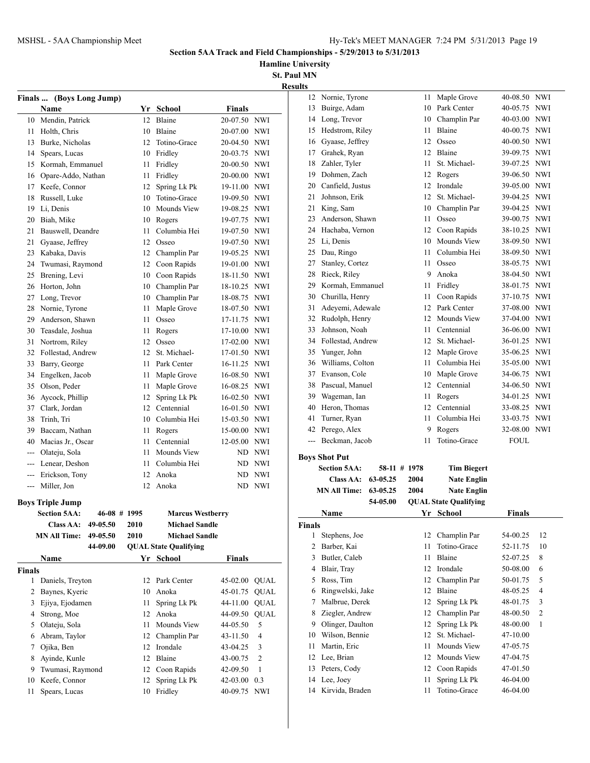Section 5AA Track and Field Championships - 5/29/2013 to 5/31/2013

Hamline University

St. Paul MN

Results

### Finals ... (Boys Long Jump)

| | Name | Yr | School | Finals | |
|---|---|---|---|---|---|
| 10 | Mendin, Patrick | 12 | Blaine | 20-07.50 | NWI |
| 11 | Holth, Chris | 10 | Blaine | 20-07.00 | NWI |
| 13 | Burke, Nicholas | 12 | Totino-Grace | 20-04.50 | NWI |
| 14 | Spears, Lucas | 10 | Fridley | 20-03.75 | NWI |
| 15 | Kormah, Emmanuel | 11 | Fridley | 20-00.50 | NWI |
| 16 | Opare-Addo, Nathan | 11 | Fridley | 20-00.00 | NWI |
| 17 | Keefe, Connor | 12 | Spring Lk Pk | 19-11.00 | NWI |
| 18 | Russell, Luke | 10 | Totino-Grace | 19-09.50 | NWI |
| 19 | Li, Denis | 10 | Mounds View | 19-08.25 | NWI |
| 20 | Biah, Mike | 10 | Rogers | 19-07.75 | NWI |
| 21 | Bauswell, Deandre | 11 | Columbia Hei | 19-07.50 | NWI |
| 21 | Gyaase, Jeffrey | 12 | Osseo | 19-07.50 | NWI |
| 23 | Kabaka, Davis | 12 | Champlin Par | 19-05.25 | NWI |
| 24 | Twumasi, Raymond | 12 | Coon Rapids | 19-01.00 | NWI |
| 25 | Brening, Levi | 10 | Coon Rapids | 18-11.50 | NWI |
| 26 | Horton, John | 10 | Champlin Par | 18-10.25 | NWI |
| 27 | Long, Trevor | 10 | Champlin Par | 18-08.75 | NWI |
| 28 | Nornie, Tyrone | 11 | Maple Grove | 18-07.50 | NWI |
| 29 | Anderson, Shawn | 11 | Osseo | 17-11.75 | NWI |
| 30 | Teasdale, Joshua | 11 | Rogers | 17-10.00 | NWI |
| 31 | Nortrom, Riley | 12 | Osseo | 17-02.00 | NWI |
| 32 | Follestad, Andrew | 12 | St. Michael- | 17-01.50 | NWI |
| 33 | Barry, George | 11 | Park Center | 16-11.25 | NWI |
| 34 | Engelken, Jacob | 11 | Maple Grove | 16-08.50 | NWI |
| 35 | Olson, Peder | 11 | Maple Grove | 16-08.25 | NWI |
| 36 | Aycock, Phillip | 12 | Spring Lk Pk | 16-02.50 | NWI |
| 37 | Clark, Jordan | 12 | Centennial | 16-01.50 | NWI |
| 38 | Trinh, Tri | 10 | Columbia Hei | 15-03.50 | NWI |
| 39 | Baccam, Nathan | 11 | Rogers | 15-00.00 | NWI |
| 40 | Macias Jr., Oscar | 11 | Centennial | 12-05.00 | NWI |
| --- | Olateju, Sola | 11 | Mounds View | ND | NWI |
| --- | Lenear, Deshon | 11 | Columbia Hei | ND | NWI |
| --- | Erickson, Tony | 12 | Anoka | ND | NWI |
| --- | Miller, Jon | 12 | Anoka | ND | NWI |

### Boys Triple Jump

| | | | |
|---|---|---|---|
| **Section 5AA:** | **46-08 #** | **1995** | **Marcus Westberry** |
| **Class AA:** | **49-05.50** | **2010** | **Michael Sandle** |
| **MN All Time:** | **49-05.50** | **2010** | **Michael Sandle** |
| | **44-09.00** | **QUAL State Qualifying** | |

| | Name | Yr | School | Finals | |
|---|---|---|---|---|---|
| **Finals** | | | | | |
| 1 | Daniels, Treyton | 12 | Park Center | 45-02.00 | QUAL |
| 2 | Baynes, Kyeric | 10 | Anoka | 45-01.75 | QUAL |
| 3 | Ejiya, Ejodamen | 11 | Spring Lk Pk | 44-11.00 | QUAL |
| 4 | Strong, Moe | 12 | Anoka | 44-09.50 | QUAL |
| 5 | Olateju, Sola | 11 | Mounds View | 44-05.50 | 5 |
| 6 | Abram, Taylor | 12 | Champlin Par | 43-11.50 | 4 |
| 7 | Ojika, Ben | 12 | Irondale | 43-04.25 | 3 |
| 8 | Ayinde, Kunle | 12 | Blaine | 43-00.75 | 2 |
| 9 | Twumasi, Raymond | 12 | Coon Rapids | 42-09.50 | 1 |
| 10 | Keefe, Connor | 12 | Spring Lk Pk | 42-03.00 | 0.3 |
| 11 | Spears, Lucas | 10 | Fridley | 40-09.75 | NWI |
| 12 | Nornie, Tyrone | 11 | Maple Grove | 40-08.50 | NWI |
| 13 | Buirge, Adam | 10 | Park Center | 40-05.75 | NWI |
| 14 | Long, Trevor | 10 | Champlin Par | 40-03.00 | NWI |
| 15 | Hedstrom, Riley | 11 | Blaine | 40-00.75 | NWI |
| 16 | Gyaase, Jeffrey | 12 | Osseo | 40-00.50 | NWI |
| 17 | Grahek, Ryan | 12 | Blaine | 39-09.75 | NWI |
| 18 | Zahler, Tyler | 11 | St. Michael- | 39-07.25 | NWI |
| 19 | Dohmen, Zach | 12 | Rogers | 39-06.50 | NWI |
| 20 | Canfield, Justus | 12 | Irondale | 39-05.00 | NWI |
| 21 | Johnson, Erik | 12 | St. Michael- | 39-04.25 | NWI |
| 21 | King, Sam | 10 | Champlin Par | 39-04.25 | NWI |
| 23 | Anderson, Shawn | 11 | Osseo | 39-00.75 | NWI |
| 24 | Hachaba, Vernon | 12 | Coon Rapids | 38-10.25 | NWI |
| 25 | Li, Denis | 10 | Mounds View | 38-09.50 | NWI |
| 25 | Dau, Ringo | 11 | Columbia Hei | 38-09.50 | NWI |
| 27 | Stanley, Cortez | 11 | Osseo | 38-05.75 | NWI |
| 28 | Rieck, Riley | 9 | Anoka | 38-04.50 | NWI |
| 29 | Kormah, Emmanuel | 11 | Fridley | 38-01.75 | NWI |
| 30 | Churilla, Henry | 11 | Coon Rapids | 37-10.75 | NWI |
| 31 | Adeyemi, Adewale | 12 | Park Center | 37-08.00 | NWI |
| 32 | Rudolph, Henry | 12 | Mounds View | 37-04.00 | NWI |
| 33 | Johnson, Noah | 11 | Centennial | 36-06.00 | NWI |
| 34 | Follestad, Andrew | 12 | St. Michael- | 36-01.25 | NWI |
| 35 | Yunger, John | 12 | Maple Grove | 35-06.25 | NWI |
| 36 | Williams, Colton | 11 | Columbia Hei | 35-05.00 | NWI |
| 37 | Evanson, Cole | 10 | Maple Grove | 34-06.75 | NWI |
| 38 | Pascual, Manuel | 12 | Centennial | 34-06.50 | NWI |
| 39 | Wageman, Ian | 11 | Rogers | 34-01.25 | NWI |
| 40 | Heron, Thomas | 12 | Centennial | 33-08.25 | NWI |
| 41 | Turner, Ryan | 11 | Columbia Hei | 33-03.75 | NWI |
| 42 | Perego, Alex | 9 | Rogers | 32-08.00 | NWI |
| --- | Beckman, Jacob | 11 | Totino-Grace | FOUL | |

### Boys Shot Put

| | | | |
|---|---|---|---|
| **Section 5AA:** | **58-11 #** | **1978** | **Tim Biegert** |
| **Class AA:** | **63-05.25** | **2004** | **Nate Englin** |
| **MN All Time:** | **63-05.25** | **2004** | **Nate Englin** |
| | **54-05.00** | **QUAL State Qualifying** | |

| | Name | Yr | School | Finals | |
|---|---|---|---|---|---|
| **Finals** | | | | | |
| 1 | Stephens, Joe | 12 | Champlin Par | 54-00.25 | 12 |
| 2 | Barber, Kai | 11 | Totino-Grace | 52-11.75 | 10 |
| 3 | Butler, Caleb | 11 | Blaine | 52-07.25 | 8 |
| 4 | Blair, Tray | 12 | Irondale | 50-08.00 | 6 |
| 5 | Ross, Tim | 12 | Champlin Par | 50-01.75 | 5 |
| 6 | Ringwelski, Jake | 12 | Blaine | 48-05.25 | 4 |
| 7 | Malbrue, Derek | 12 | Spring Lk Pk | 48-01.75 | 3 |
| 8 | Ziegler, Andrew | 12 | Champlin Par | 48-00.50 | 2 |
| 9 | Olinger, Daulton | 12 | Spring Lk Pk | 48-00.00 | 1 |
| 10 | Wilson, Bennie | 12 | St. Michael- | 47-10.00 | |
| 11 | Martin, Eric | 11 | Mounds View | 47-05.75 | |
| 12 | Lee, Brian | 12 | Mounds View | 47-04.75 | |
| 13 | Peters, Cody | 12 | Coon Rapids | 47-01.50 | |
| 14 | Lee, Joey | 11 | Spring Lk Pk | 46-04.00 | |
| 14 | Kirvida, Braden | 11 | Totino-Grace | 46-04.00 | |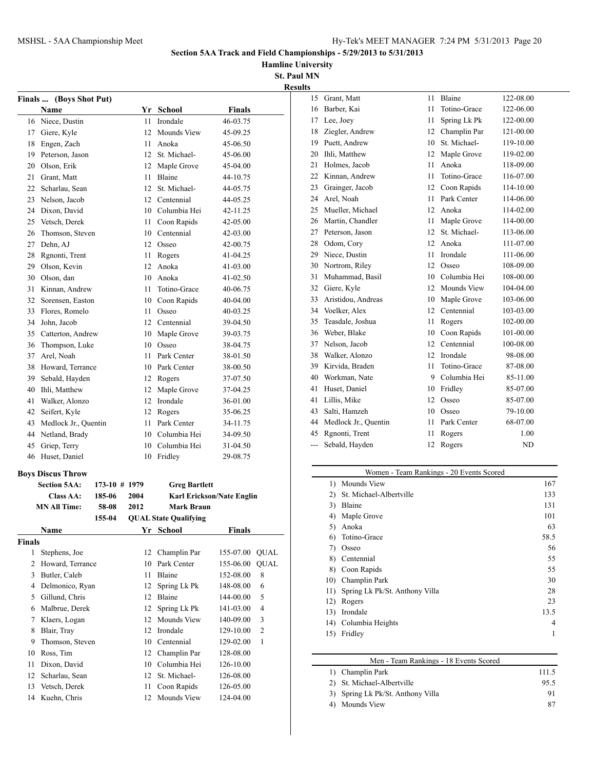## Section 5AA Track and Field Championships - 5/29/2013 to 5/31/2013

**Hamline University**

**St. Paul MN**

**Results**

### Finals ... (Boys Shot Put)

| | Name | Yr | School | Finals |
|---|---|---|---|---|
| 16 | Niece, Dustin | 11 | Irondale | 46-03.75 |
| 17 | Giere, Kyle | 12 | Mounds View | 45-09.25 |
| 18 | Engen, Zach | 11 | Anoka | 45-06.50 |
| 19 | Peterson, Jason | 12 | St. Michael- | 45-06.00 |
| 20 | Olson, Erik | 12 | Maple Grove | 45-04.00 |
| 21 | Grant, Matt | 11 | Blaine | 44-10.75 |
| 22 | Scharlau, Sean | 12 | St. Michael- | 44-05.75 |
| 23 | Nelson, Jacob | 12 | Centennial | 44-05.25 |
| 24 | Dixon, David | 10 | Columbia Hei | 42-11.25 |
| 25 | Vetsch, Derek | 11 | Coon Rapids | 42-05.00 |
| 26 | Thomson, Steven | 10 | Centennial | 42-03.00 |
| 27 | Dehn, AJ | 12 | Osseo | 42-00.75 |
| 28 | Rgnonti, Trent | 11 | Rogers | 41-04.25 |
| 29 | Olson, Kevin | 12 | Anoka | 41-03.00 |
| 30 | Olson, dan | 10 | Anoka | 41-02.50 |
| 31 | Kinnan, Andrew | 11 | Totino-Grace | 40-06.75 |
| 32 | Sorensen, Easton | 10 | Coon Rapids | 40-04.00 |
| 33 | Flores, Romelo | 11 | Osseo | 40-03.25 |
| 34 | John, Jacob | 12 | Centennial | 39-04.50 |
| 35 | Catterton, Andrew | 10 | Maple Grove | 39-03.75 |
| 36 | Thompson, Luke | 10 | Osseo | 38-04.75 |
| 37 | Arel, Noah | 11 | Park Center | 38-01.50 |
| 38 | Howard, Terrance | 10 | Park Center | 38-00.50 |
| 39 | Sebald, Hayden | 12 | Rogers | 37-07.50 |
| 40 | Ihli, Matthew | 12 | Maple Grove | 37-04.25 |
| 41 | Walker, Alonzo | 12 | Irondale | 36-01.00 |
| 42 | Seifert, Kyle | 12 | Rogers | 35-06.25 |
| 43 | Medlock Jr., Quentin | 11 | Park Center | 34-11.75 |
| 44 | Netland, Brady | 10 | Columbia Hei | 34-09.50 |
| 45 | Griep, Terry | 10 | Columbia Hei | 31-04.50 |
| 46 | Huset, Daniel | 10 | Fridley | 29-08.75 |

### Boys Discus Throw

| | | | |
|---|---|---|---|
| **Section 5AA:** | 173-10 # | 1979 | **Greg Bartlett** |
| **Class AA:** | 185-06 | 2004 | **Karl Erickson/Nate Englin** |
| **MN All Time:** | 58-08 | 2012 | **Mark Braun** |
| | 155-04 | | **QUAL State Qualifying** |

**Finals**

| | Name | Yr | School | Finals | |
|---|---|---|---|---|---|
| 1 | Stephens, Joe | 12 | Champlin Par | 155-07.00 | QUAL |
| 2 | Howard, Terrance | 10 | Park Center | 155-06.00 | QUAL |
| 3 | Butler, Caleb | 11 | Blaine | 152-08.00 | 8 |
| 4 | Delmonico, Ryan | 12 | Spring Lk Pk | 148-08.00 | 6 |
| 5 | Gillund, Chris | 12 | Blaine | 144-00.00 | 5 |
| 6 | Malbrue, Derek | 12 | Spring Lk Pk | 141-03.00 | 4 |
| 7 | Klaers, Logan | 12 | Mounds View | 140-09.00 | 3 |
| 8 | Blair, Tray | 12 | Irondale | 129-10.00 | 2 |
| 9 | Thomson, Steven | 10 | Centennial | 129-02.00 | 1 |
| 10 | Ross, Tim | 12 | Champlin Par | 128-08.00 | |
| 11 | Dixon, David | 10 | Columbia Hei | 126-10.00 | |
| 12 | Scharlau, Sean | 12 | St. Michael- | 126-08.00 | |
| 13 | Vetsch, Derek | 11 | Coon Rapids | 126-05.00 | |
| 14 | Kuehn, Chris | 12 | Mounds View | 124-04.00 | |
| 15 | Grant, Matt | 11 | Blaine | 122-08.00 | |
| 16 | Barber, Kai | 11 | Totino-Grace | 122-06.00 | |
| 17 | Lee, Joey | 11 | Spring Lk Pk | 122-00.00 | |
| 18 | Ziegler, Andrew | 12 | Champlin Par | 121-00.00 | |
| 19 | Puett, Andrew | 10 | St. Michael- | 119-10.00 | |
| 20 | Ihli, Matthew | 12 | Maple Grove | 119-02.00 | |
| 21 | Holmes, Jacob | 11 | Anoka | 118-09.00 | |
| 22 | Kinnan, Andrew | 11 | Totino-Grace | 116-07.00 | |
| 23 | Grainger, Jacob | 12 | Coon Rapids | 114-10.00 | |
| 24 | Arel, Noah | 11 | Park Center | 114-06.00 | |
| 25 | Mueller, Michael | 12 | Anoka | 114-02.00 | |
| 26 | Martin, Chandler | 11 | Maple Grove | 114-00.00 | |
| 27 | Peterson, Jason | 12 | St. Michael- | 113-06.00 | |
| 28 | Odom, Cory | 12 | Anoka | 111-07.00 | |
| 29 | Niece, Dustin | 11 | Irondale | 111-06.00 | |
| 30 | Nortrom, Riley | 12 | Osseo | 108-09.00 | |
| 31 | Muhammad, Basil | 10 | Columbia Hei | 108-00.00 | |
| 32 | Giere, Kyle | 12 | Mounds View | 104-04.00 | |
| 33 | Aristidou, Andreas | 10 | Maple Grove | 103-06.00 | |
| 34 | Voelker, Alex | 12 | Centennial | 103-03.00 | |
| 35 | Teasdale, Joshua | 11 | Rogers | 102-00.00 | |
| 36 | Weber, Blake | 10 | Coon Rapids | 101-00.00 | |
| 37 | Nelson, Jacob | 12 | Centennial | 100-08.00 | |
| 38 | Walker, Alonzo | 12 | Irondale | 98-08.00 | |
| 39 | Kirvida, Braden | 11 | Totino-Grace | 87-08.00 | |
| 40 | Workman, Nate | 9 | Columbia Hei | 85-11.00 | |
| 41 | Huset, Daniel | 10 | Fridley | 85-07.00 | |
| 41 | Lillis, Mike | 12 | Osseo | 85-07.00 | |
| 43 | Salti, Hamzeh | 10 | Osseo | 79-10.00 | |
| 44 | Medlock Jr., Quentin | 11 | Park Center | 68-07.00 | |
| 45 | Rgnonti, Trent | 11 | Rogers | 1.00 | |
| --- | Sebald, Hayden | 12 | Rogers | ND | |

### Women - Team Rankings - 20 Events Scored

| | Team | Points |
|---|---|---|
| 1) | Mounds View | 167 |
| 2) | St. Michael-Albertville | 133 |
| 3) | Blaine | 131 |
| 4) | Maple Grove | 101 |
| 5) | Anoka | 63 |
| 6) | Totino-Grace | 58.5 |
| 7) | Osseo | 56 |
| 8) | Centennial | 55 |
| 8) | Coon Rapids | 55 |
| 10) | Champlin Park | 30 |
| 11) | Spring Lk Pk/St. Anthony Villa | 28 |
| 12) | Rogers | 23 |
| 13) | Irondale | 13.5 |
| 14) | Columbia Heights | 4 |
| 15) | Fridley | 1 |

### Men - Team Rankings - 18 Events Scored

| | Team | Points |
|---|---|---|
| 1) | Champlin Park | 111.5 |
| 2) | St. Michael-Albertville | 95.5 |
| 3) | Spring Lk Pk/St. Anthony Villa | 91 |
| 4) | Mounds View | 87 |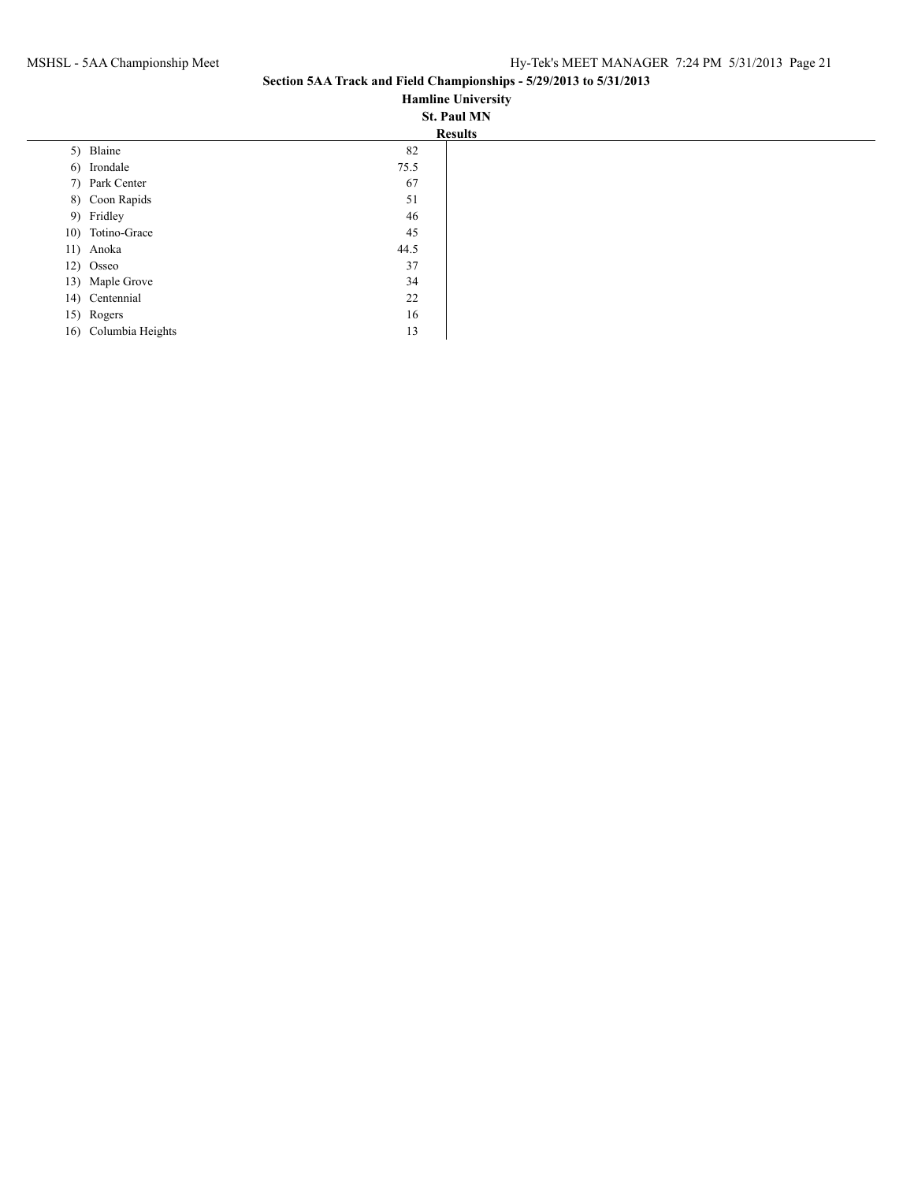**Section 5AA Track and Field Championships - 5/29/2013 to 5/31/2013**

**Hamline University**

**St. Paul MN**

**Results**

| | | |
|---|---|---|
| 5) | Blaine | 82 |
| 6) | Irondale | 75.5 |
| 7) | Park Center | 67 |
| 8) | Coon Rapids | 51 |
| 9) | Fridley | 46 |
| 10) | Totino-Grace | 45 |
| 11) | Anoka | 44.5 |
| 12) | Osseo | 37 |
| 13) | Maple Grove | 34 |
| 14) | Centennial | 22 |
| 15) | Rogers | 16 |
| 16) | Columbia Heights | 13 |